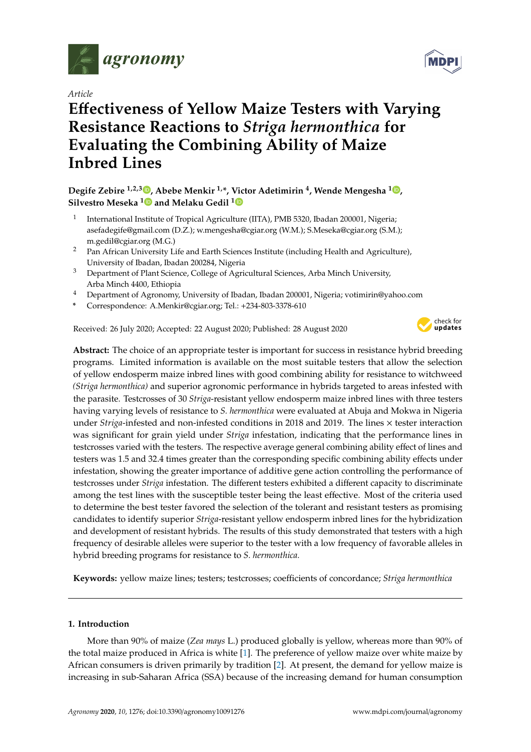*Article*

# Effectiveness of Yellow Maize Testers with Varying Resistance Reactions to *Striga hermonthica* for Evaluating the Combining Ability of Maize Inbred Lines

**Degife Zebire [1,2,3], Abebe Menkir [1,*], Victor Adetimirin [4], Wende Mengesha [1], Silvestro Meseka [1] and Melaku Gedil [1]**

1. International Institute of Tropical Agriculture (IITA), PMB 5320, Ibadan 200001, Nigeria; asefadegife@gmail.com (D.Z.); w.mengesha@cgiar.org (W.M.); S.Meseka@cgiar.org (S.M.); m.gedil@cgiar.org (M.G.)
2. Pan African University Life and Earth Sciences Institute (including Health and Agriculture), University of Ibadan, Ibadan 200284, Nigeria
3. Department of Plant Science, College of Agricultural Sciences, Arba Minch University, Arba Minch 4400, Ethiopia
4. Department of Agronomy, University of Ibadan, Ibadan 200001, Nigeria; votimirin@yahoo.com

\* Correspondence: A.Menkir@cgiar.org; Tel.: +234-803-3378-610

Received: 26 July 2020; Accepted: 22 August 2020; Published: 28 August 2020

**Abstract:** The choice of an appropriate tester is important for success in resistance hybrid breeding programs. Limited information is available on the most suitable testers that allow the selection of yellow endosperm maize inbred lines with good combining ability for resistance to witchweed *(Striga hermonthica)* and superior agronomic performance in hybrids targeted to areas infested with the parasite. Testcrosses of 30 *Striga*-resistant yellow endosperm maize inbred lines with three testers having varying levels of resistance to *S. hermonthica* were evaluated at Abuja and Mokwa in Nigeria under *Striga*-infested and non-infested conditions in 2018 and 2019. The lines × tester interaction was significant for grain yield under *Striga* infestation, indicating that the performance lines in testcrosses varied with the testers. The respective average general combining ability effect of lines and testers was 1.5 and 32.4 times greater than the corresponding specific combining ability effects under infestation, showing the greater importance of additive gene action controlling the performance of testcrosses under *Striga* infestation. The different testers exhibited a different capacity to discriminate among the test lines with the susceptible tester being the least effective. Most of the criteria used to determine the best tester favored the selection of the tolerant and resistant testers as promising candidates to identify superior *Striga*-resistant yellow endosperm inbred lines for the hybridization and development of resistant hybrids. The results of this study demonstrated that testers with a high frequency of desirable alleles were superior to the tester with a low frequency of favorable alleles in hybrid breeding programs for resistance to *S. hermonthica.*

**Keywords:** yellow maize lines; testers; testcrosses; coefficients of concordance; *Striga hermonthica*

## 1. Introduction

More than 90% of maize (*Zea mays* L.) produced globally is yellow, whereas more than 90% of the total maize produced in Africa is white [1]. The preference of yellow maize over white maize by African consumers is driven primarily by tradition [2]. At present, the demand for yellow maize is increasing in sub-Saharan Africa (SSA) because of the increasing demand for human consumption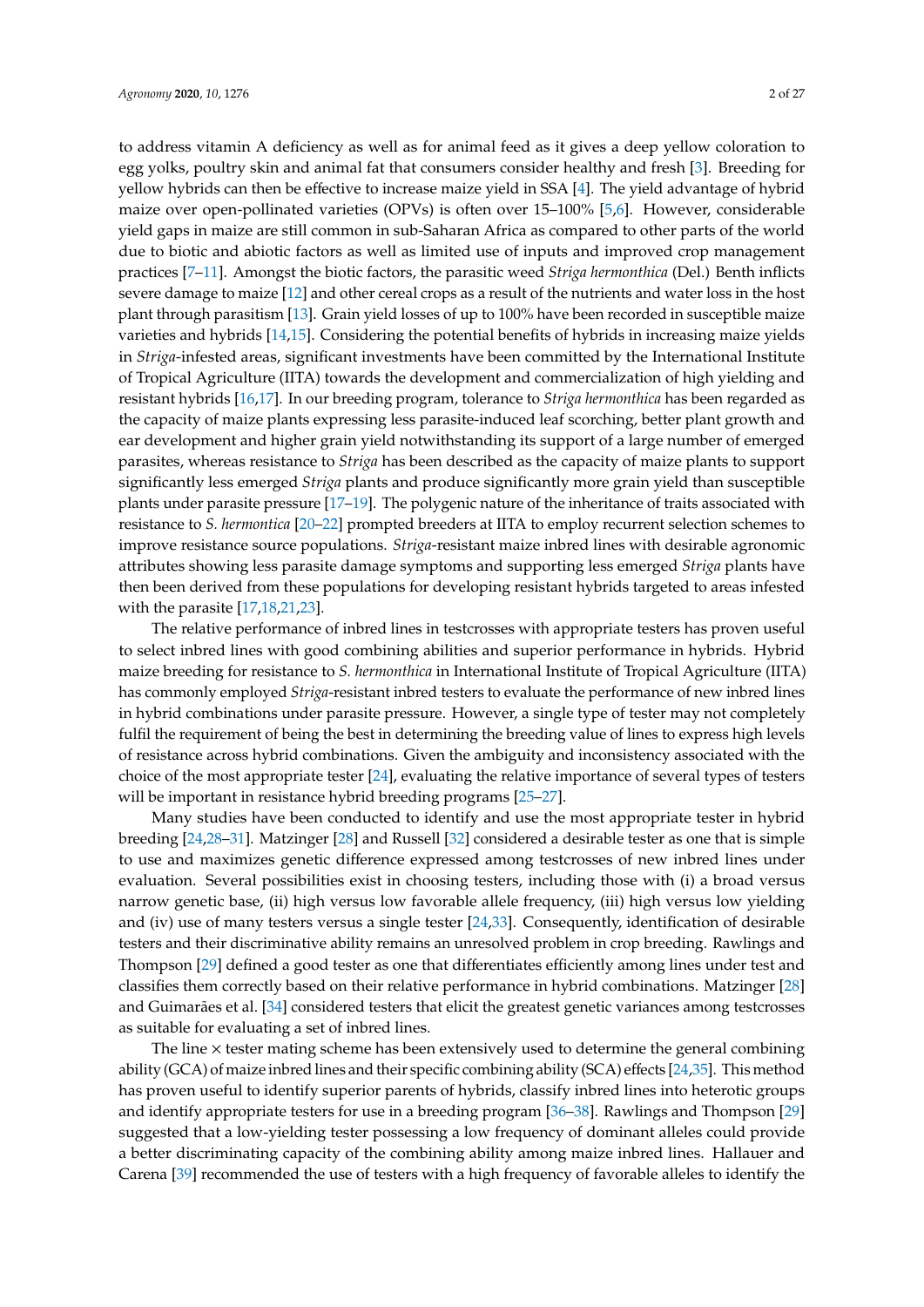to address vitamin A deficiency as well as for animal feed as it gives a deep yellow coloration to egg yolks, poultry skin and animal fat that consumers consider healthy and fresh [3]. Breeding for yellow hybrids can then be effective to increase maize yield in SSA [4]. The yield advantage of hybrid maize over open-pollinated varieties (OPVs) is often over 15–100% [5,6]. However, considerable yield gaps in maize are still common in sub-Saharan Africa as compared to other parts of the world due to biotic and abiotic factors as well as limited use of inputs and improved crop management practices [7–11]. Amongst the biotic factors, the parasitic weed *Striga hermonthica* (Del.) Benth inflicts severe damage to maize [12] and other cereal crops as a result of the nutrients and water loss in the host plant through parasitism [13]. Grain yield losses of up to 100% have been recorded in susceptible maize varieties and hybrids [14,15]. Considering the potential benefits of hybrids in increasing maize yields in *Striga*-infested areas, significant investments have been committed by the International Institute of Tropical Agriculture (IITA) towards the development and commercialization of high yielding and resistant hybrids [16,17]. In our breeding program, tolerance to *Striga hermonthica* has been regarded as the capacity of maize plants expressing less parasite-induced leaf scorching, better plant growth and ear development and higher grain yield notwithstanding its support of a large number of emerged parasites, whereas resistance to *Striga* has been described as the capacity of maize plants to support significantly less emerged *Striga* plants and produce significantly more grain yield than susceptible plants under parasite pressure [17–19]. The polygenic nature of the inheritance of traits associated with resistance to *S. hermontica* [20–22] prompted breeders at IITA to employ recurrent selection schemes to improve resistance source populations. *Striga*-resistant maize inbred lines with desirable agronomic attributes showing less parasite damage symptoms and supporting less emerged *Striga* plants have then been derived from these populations for developing resistant hybrids targeted to areas infested with the parasite [17,18,21,23].

The relative performance of inbred lines in testcrosses with appropriate testers has proven useful to select inbred lines with good combining abilities and superior performance in hybrids. Hybrid maize breeding for resistance to *S. hermonthica* in International Institute of Tropical Agriculture (IITA) has commonly employed *Striga*-resistant inbred testers to evaluate the performance of new inbred lines in hybrid combinations under parasite pressure. However, a single type of tester may not completely fulfil the requirement of being the best in determining the breeding value of lines to express high levels of resistance across hybrid combinations. Given the ambiguity and inconsistency associated with the choice of the most appropriate tester [24], evaluating the relative importance of several types of testers will be important in resistance hybrid breeding programs [25–27].

Many studies have been conducted to identify and use the most appropriate tester in hybrid breeding [24,28–31]. Matzinger [28] and Russell [32] considered a desirable tester as one that is simple to use and maximizes genetic difference expressed among testcrosses of new inbred lines under evaluation. Several possibilities exist in choosing testers, including those with (i) a broad versus narrow genetic base, (ii) high versus low favorable allele frequency, (iii) high versus low yielding and (iv) use of many testers versus a single tester [24,33]. Consequently, identification of desirable testers and their discriminative ability remains an unresolved problem in crop breeding. Rawlings and Thompson [29] defined a good tester as one that differentiates efficiently among lines under test and classifies them correctly based on their relative performance in hybrid combinations. Matzinger [28] and Guimarães et al. [34] considered testers that elicit the greatest genetic variances among testcrosses as suitable for evaluating a set of inbred lines.

The line × tester mating scheme has been extensively used to determine the general combining ability (GCA) of maize inbred lines and their specific combining ability (SCA) effects [24,35]. This method has proven useful to identify superior parents of hybrids, classify inbred lines into heterotic groups and identify appropriate testers for use in a breeding program [36–38]. Rawlings and Thompson [29] suggested that a low-yielding tester possessing a low frequency of dominant alleles could provide a better discriminating capacity of the combining ability among maize inbred lines. Hallauer and Carena [39] recommended the use of testers with a high frequency of favorable alleles to identify the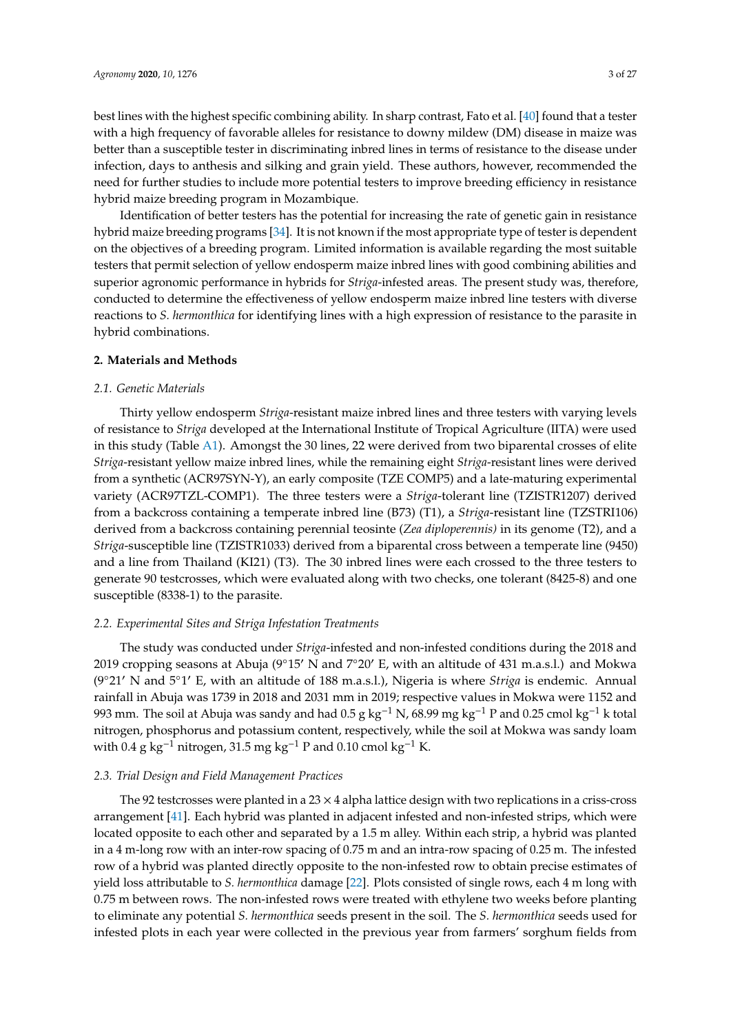best lines with the highest specific combining ability. In sharp contrast, Fato et al. [40] found that a tester with a high frequency of favorable alleles for resistance to downy mildew (DM) disease in maize was better than a susceptible tester in discriminating inbred lines in terms of resistance to the disease under infection, days to anthesis and silking and grain yield. These authors, however, recommended the need for further studies to include more potential testers to improve breeding efficiency in resistance hybrid maize breeding program in Mozambique.

Identification of better testers has the potential for increasing the rate of genetic gain in resistance hybrid maize breeding programs [34]. It is not known if the most appropriate type of tester is dependent on the objectives of a breeding program. Limited information is available regarding the most suitable testers that permit selection of yellow endosperm maize inbred lines with good combining abilities and superior agronomic performance in hybrids for *Striga*-infested areas. The present study was, therefore, conducted to determine the effectiveness of yellow endosperm maize inbred line testers with diverse reactions to *S. hermonthica* for identifying lines with a high expression of resistance to the parasite in hybrid combinations.

## 2. Materials and Methods

### *2.1. Genetic Materials*

Thirty yellow endosperm *Striga*-resistant maize inbred lines and three testers with varying levels of resistance to *Striga* developed at the International Institute of Tropical Agriculture (IITA) were used in this study (Table A1). Amongst the 30 lines, 22 were derived from two biparental crosses of elite *Striga*-resistant yellow maize inbred lines, while the remaining eight *Striga*-resistant lines were derived from a synthetic (ACR97SYN-Y), an early composite (TZE COMP5) and a late-maturing experimental variety (ACR97TZL-COMP1). The three testers were a *Striga*-tolerant line (TZISTR1207) derived from a backcross containing a temperate inbred line (B73) (T1), a *Striga*-resistant line (TZSTRI106) derived from a backcross containing perennial teosinte (*Zea diploperennis)* in its genome (T2), and a *Striga*-susceptible line (TZISTR1033) derived from a biparental cross between a temperate line (9450) and a line from Thailand (KI21) (T3). The 30 inbred lines were each crossed to the three testers to generate 90 testcrosses, which were evaluated along with two checks, one tolerant (8425-8) and one susceptible (8338-1) to the parasite.

### *2.2. Experimental Sites and Striga Infestation Treatments*

The study was conducted under *Striga*-infested and non-infested conditions during the 2018 and 2019 cropping seasons at Abuja (9°15′ N and 7°20′ E, with an altitude of 431 m.a.s.l.) and Mokwa (9°21′ N and 5°1′ E, with an altitude of 188 m.a.s.l.), Nigeria is where *Striga* is endemic. Annual rainfall in Abuja was 1739 in 2018 and 2031 mm in 2019; respective values in Mokwa were 1152 and 993 mm. The soil at Abuja was sandy and had 0.5 g $kg^{-1}$ N, 68.99 mg $kg^{-1}$ P and 0.25 cmol $kg^{-1}$ k total nitrogen, phosphorus and potassium content, respectively, while the soil at Mokwa was sandy loam with 0.4 g $kg^{-1}$ nitrogen, 31.5 mg $kg^{-1}$ P and 0.10 cmol $kg^{-1}$ K.

### *2.3. Trial Design and Field Management Practices*

The 92 testcrosses were planted in a 23 × 4 alpha lattice design with two replications in a criss-cross arrangement [41]. Each hybrid was planted in adjacent infested and non-infested strips, which were located opposite to each other and separated by a 1.5 m alley. Within each strip, a hybrid was planted in a 4 m-long row with an inter-row spacing of 0.75 m and an intra-row spacing of 0.25 m. The infested row of a hybrid was planted directly opposite to the non-infested row to obtain precise estimates of yield loss attributable to *S. hermonthica* damage [22]. Plots consisted of single rows, each 4 m long with 0.75 m between rows. The non-infested rows were treated with ethylene two weeks before planting to eliminate any potential *S. hermonthica* seeds present in the soil. The *S. hermonthica* seeds used for infested plots in each year were collected in the previous year from farmers' sorghum fields from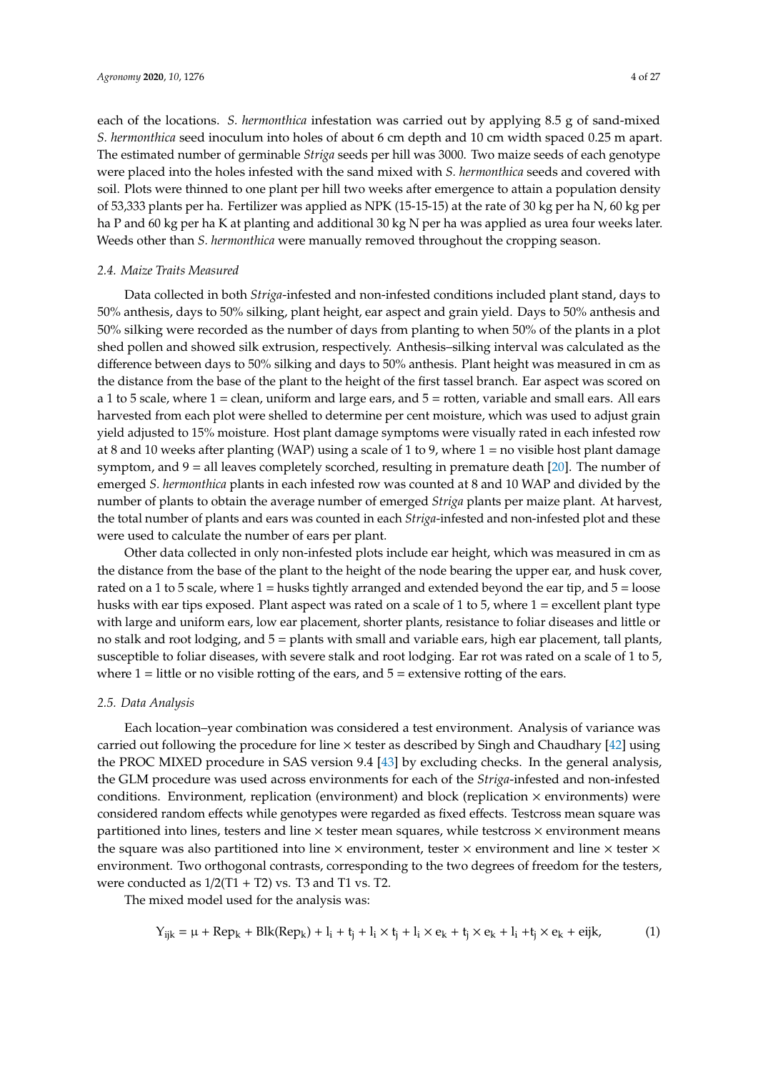each of the locations. *S. hermonthica* infestation was carried out by applying 8.5 g of sand-mixed *S. hermonthica* seed inoculum into holes of about 6 cm depth and 10 cm width spaced 0.25 m apart. The estimated number of germinable *Striga* seeds per hill was 3000. Two maize seeds of each genotype were placed into the holes infested with the sand mixed with *S. hermonthica* seeds and covered with soil. Plots were thinned to one plant per hill two weeks after emergence to attain a population density of 53,333 plants per ha. Fertilizer was applied as NPK (15-15-15) at the rate of 30 kg per ha N, 60 kg per ha P and 60 kg per ha K at planting and additional 30 kg N per ha was applied as urea four weeks later. Weeds other than *S. hermonthica* were manually removed throughout the cropping season.

### *2.4. Maize Traits Measured*

Data collected in both *Striga*-infested and non-infested conditions included plant stand, days to 50% anthesis, days to 50% silking, plant height, ear aspect and grain yield. Days to 50% anthesis and 50% silking were recorded as the number of days from planting to when 50% of the plants in a plot shed pollen and showed silk extrusion, respectively. Anthesis–silking interval was calculated as the difference between days to 50% silking and days to 50% anthesis. Plant height was measured in cm as the distance from the base of the plant to the height of the first tassel branch. Ear aspect was scored on a 1 to 5 scale, where 1 = clean, uniform and large ears, and 5 = rotten, variable and small ears. All ears harvested from each plot were shelled to determine per cent moisture, which was used to adjust grain yield adjusted to 15% moisture. Host plant damage symptoms were visually rated in each infested row at 8 and 10 weeks after planting (WAP) using a scale of 1 to 9, where 1 = no visible host plant damage symptom, and 9 = all leaves completely scorched, resulting in premature death [20]. The number of emerged *S. hermonthica* plants in each infested row was counted at 8 and 10 WAP and divided by the number of plants to obtain the average number of emerged *Striga* plants per maize plant. At harvest, the total number of plants and ears was counted in each *Striga*-infested and non-infested plot and these were used to calculate the number of ears per plant.

Other data collected in only non-infested plots include ear height, which was measured in cm as the distance from the base of the plant to the height of the node bearing the upper ear, and husk cover, rated on a 1 to 5 scale, where 1 = husks tightly arranged and extended beyond the ear tip, and 5 = loose husks with ear tips exposed. Plant aspect was rated on a scale of 1 to 5, where 1 = excellent plant type with large and uniform ears, low ear placement, shorter plants, resistance to foliar diseases and little or no stalk and root lodging, and 5 = plants with small and variable ears, high ear placement, tall plants, susceptible to foliar diseases, with severe stalk and root lodging. Ear rot was rated on a scale of 1 to 5, where 1 = little or no visible rotting of the ears, and 5 = extensive rotting of the ears.

### *2.5. Data Analysis*

Each location–year combination was considered a test environment. Analysis of variance was carried out following the procedure for line × tester as described by Singh and Chaudhary [42] using the PROC MIXED procedure in SAS version 9.4 [43] by excluding checks. In the general analysis, the GLM procedure was used across environments for each of the *Striga*-infested and non-infested conditions. Environment, replication (environment) and block (replication × environments) were considered random effects while genotypes were regarded as fixed effects. Testcross mean square was partitioned into lines, testers and line × tester mean squares, while testcross × environment means the square was also partitioned into line × environment, tester × environment and line × tester × environment. Two orthogonal contrasts, corresponding to the two degrees of freedom for the testers, were conducted as 1/2(T1 + T2) vs. T3 and T1 vs. T2.

The mixed model used for the analysis was:

$$Y_{ijk} = \mu + Rep_k + Blk(Rep_k) + l_i + t_j + l_i \times t_j + l_i \times e_k + t_j \times e_k + l_i + t_j \times e_k + eijk, \quad (1)$$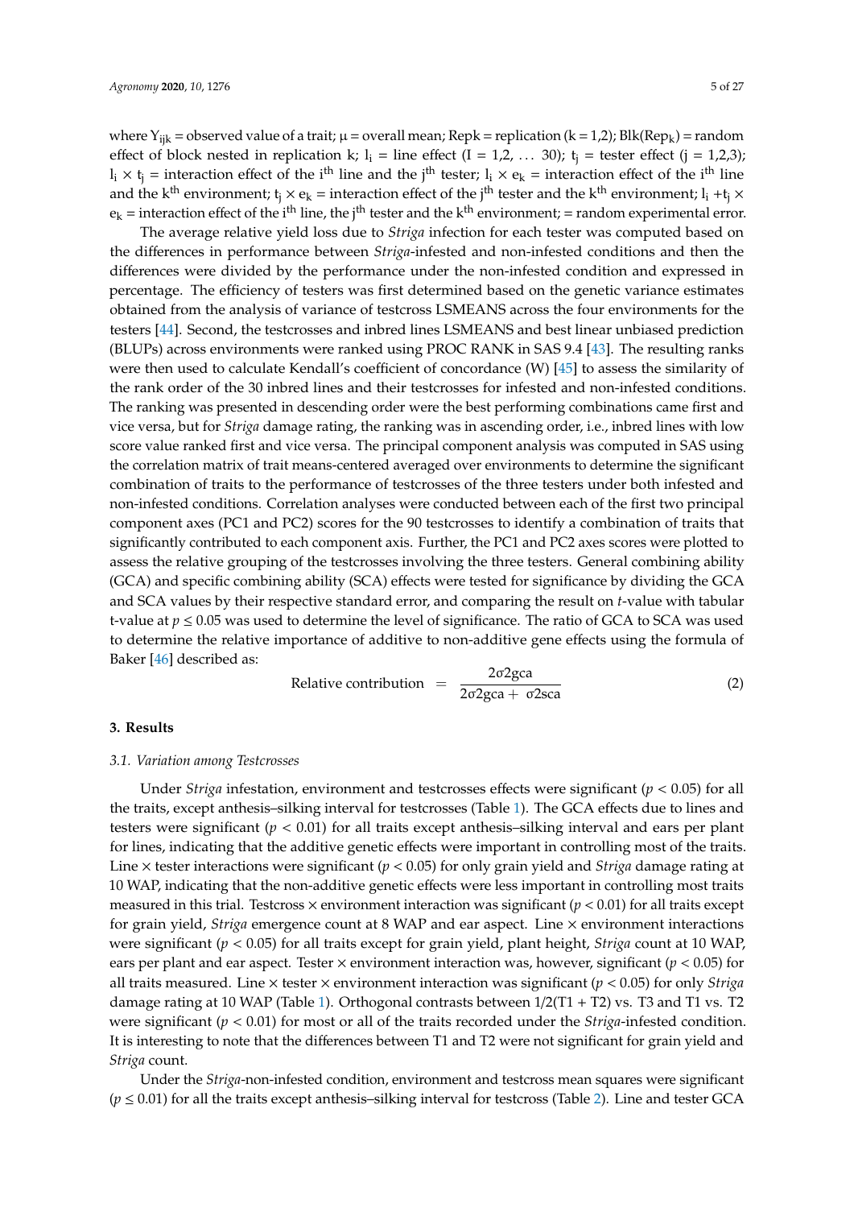where $Y_{ijk}$ = observed value of a trait; μ = overall mean; Repk = replication (k = 1,2); Blk($Rep_k$) = random effect of block nested in replication k; $l_i$ = line effect (I = 1,2, … 30); $t_j$ = tester effect (j = 1,2,3); $l_i \times t_j$ = interaction effect of the i[th] line and the j[th] tester; $l_i \times e_k$ = interaction effect of the i[th] line and the k[th] environment; $t_j \times e_k$ = interaction effect of the j[th] tester and the k[th] environment; $l_i + t_j \times e_k$ = interaction effect of the i[th] line, the j[th] tester and the k[th] environment; = random experimental error.

The average relative yield loss due to *Striga* infection for each tester was computed based on the differences in performance between *Striga*-infested and non-infested conditions and then the differences were divided by the performance under the non-infested condition and expressed in percentage. The efficiency of testers was first determined based on the genetic variance estimates obtained from the analysis of variance of testcross LSMEANS across the four environments for the testers [44]. Second, the testcrosses and inbred lines LSMEANS and best linear unbiased prediction (BLUPs) across environments were ranked using PROC RANK in SAS 9.4 [43]. The resulting ranks were then used to calculate Kendall's coefficient of concordance (W) [45] to assess the similarity of the rank order of the 30 inbred lines and their testcrosses for infested and non-infested conditions. The ranking was presented in descending order were the best performing combinations came first and vice versa, but for *Striga* damage rating, the ranking was in ascending order, i.e., inbred lines with low score value ranked first and vice versa. The principal component analysis was computed in SAS using the correlation matrix of trait means-centered averaged over environments to determine the significant combination of traits to the performance of testcrosses of the three testers under both infested and non-infested conditions. Correlation analyses were conducted between each of the first two principal component axes (PC1 and PC2) scores for the 90 testcrosses to identify a combination of traits that significantly contributed to each component axis. Further, the PC1 and PC2 axes scores were plotted to assess the relative grouping of the testcrosses involving the three testers. General combining ability (GCA) and specific combining ability (SCA) effects were tested for significance by dividing the GCA and SCA values by their respective standard error, and comparing the result on *t*-value with tabular t-value at $p \leq 0.05$ was used to determine the level of significance. The ratio of GCA to SCA was used to determine the relative importance of additive to non-additive gene effects using the formula of Baker [46] described as:

$$\text{Relative contribution} = \frac{2\sigma 2gca}{2\sigma 2gca + \sigma 2sca} \quad (2)$$

## 3. Results

### 3.1. Variation among Testcrosses

Under *Striga* infestation, environment and testcrosses effects were significant ($p < 0.05$) for all the traits, except anthesis–silking interval for testcrosses (Table 1). The GCA effects due to lines and testers were significant ($p < 0.01$) for all traits except anthesis–silking interval and ears per plant for lines, indicating that the additive genetic effects were important in controlling most of the traits. Line × tester interactions were significant ($p < 0.05$) for only grain yield and *Striga* damage rating at 10 WAP, indicating that the non-additive genetic effects were less important in controlling most traits measured in this trial. Testcross × environment interaction was significant ($p < 0.01$) for all traits except for grain yield, *Striga* emergence count at 8 WAP and ear aspect. Line × environment interactions were significant ($p < 0.05$) for all traits except for grain yield, plant height, *Striga* count at 10 WAP, ears per plant and ear aspect. Tester × environment interaction was, however, significant ($p < 0.05$) for all traits measured. Line × tester × environment interaction was significant ($p < 0.05$) for only *Striga* damage rating at 10 WAP (Table 1). Orthogonal contrasts between 1/2(T1 + T2) vs. T3 and T1 vs. T2 were significant ($p < 0.01$) for most or all of the traits recorded under the *Striga*-infested condition. It is interesting to note that the differences between T1 and T2 were not significant for grain yield and *Striga* count.

Under the *Striga*-non-infested condition, environment and testcross mean squares were significant ($p \leq 0.01$) for all the traits except anthesis–silking interval for testcross (Table 2). Line and tester GCA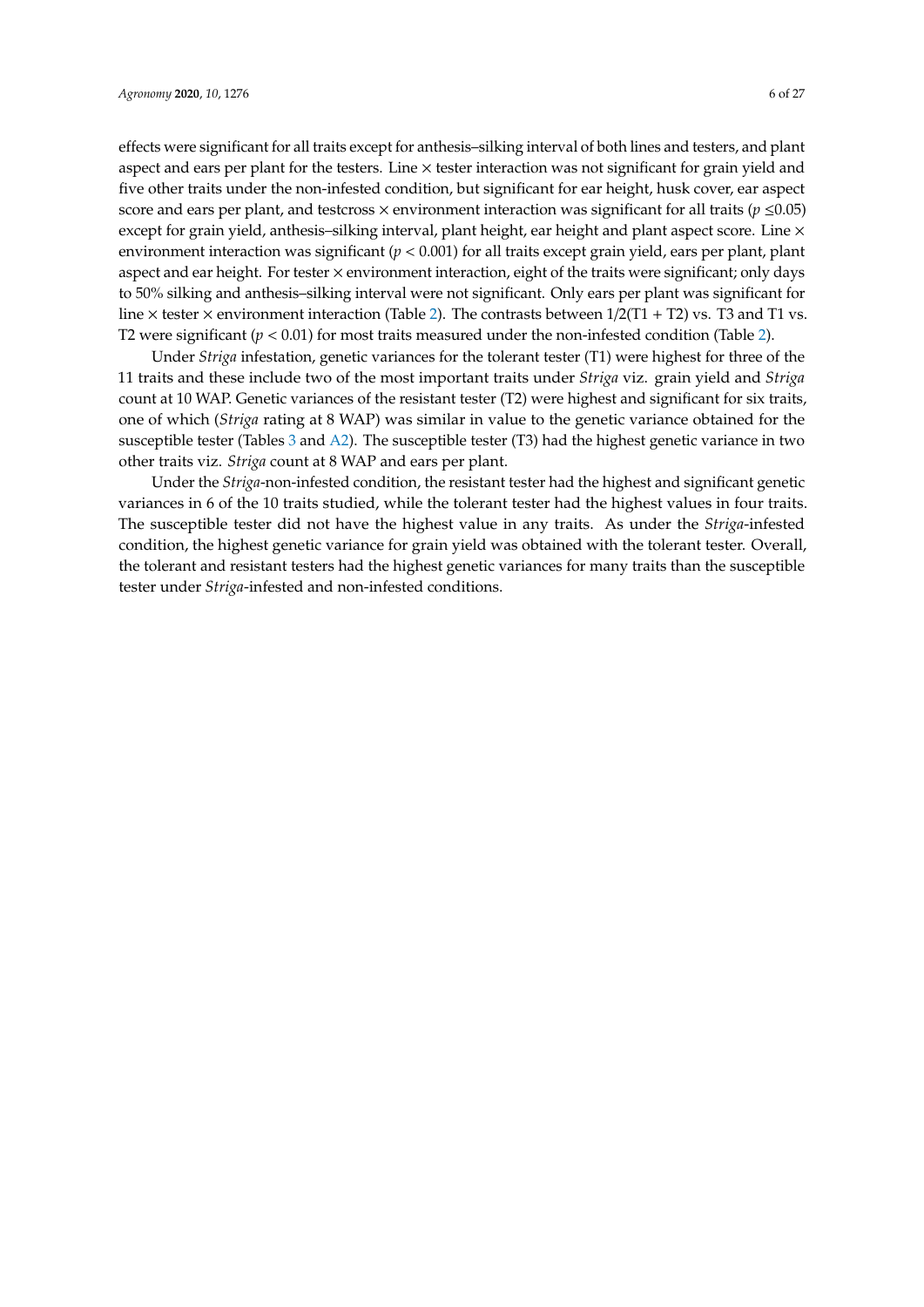effects were significant for all traits except for anthesis–silking interval of both lines and testers, and plant aspect and ears per plant for the testers. Line × tester interaction was not significant for grain yield and five other traits under the non-infested condition, but significant for ear height, husk cover, ear aspect score and ears per plant, and testcross × environment interaction was significant for all traits ($p \leq 0.05$) except for grain yield, anthesis–silking interval, plant height, ear height and plant aspect score. Line × environment interaction was significant ($p < 0.001$) for all traits except grain yield, ears per plant, plant aspect and ear height. For tester × environment interaction, eight of the traits were significant; only days to 50% silking and anthesis–silking interval were not significant. Only ears per plant was significant for line × tester × environment interaction (Table 2). The contrasts between 1/2(T1 + T2) vs. T3 and T1 vs. T2 were significant ($p < 0.01$) for most traits measured under the non-infested condition (Table 2).

Under *Striga* infestation, genetic variances for the tolerant tester (T1) were highest for three of the 11 traits and these include two of the most important traits under *Striga* viz. grain yield and *Striga* count at 10 WAP. Genetic variances of the resistant tester (T2) were highest and significant for six traits, one of which (*Striga* rating at 8 WAP) was similar in value to the genetic variance obtained for the susceptible tester (Tables 3 and A2). The susceptible tester (T3) had the highest genetic variance in two other traits viz. *Striga* count at 8 WAP and ears per plant.

Under the *Striga*-non-infested condition, the resistant tester had the highest and significant genetic variances in 6 of the 10 traits studied, while the tolerant tester had the highest values in four traits. The susceptible tester did not have the highest value in any traits. As under the *Striga*-infested condition, the highest genetic variance for grain yield was obtained with the tolerant tester. Overall, the tolerant and resistant testers had the highest genetic variances for many traits than the susceptible tester under *Striga*-infested and non-infested conditions.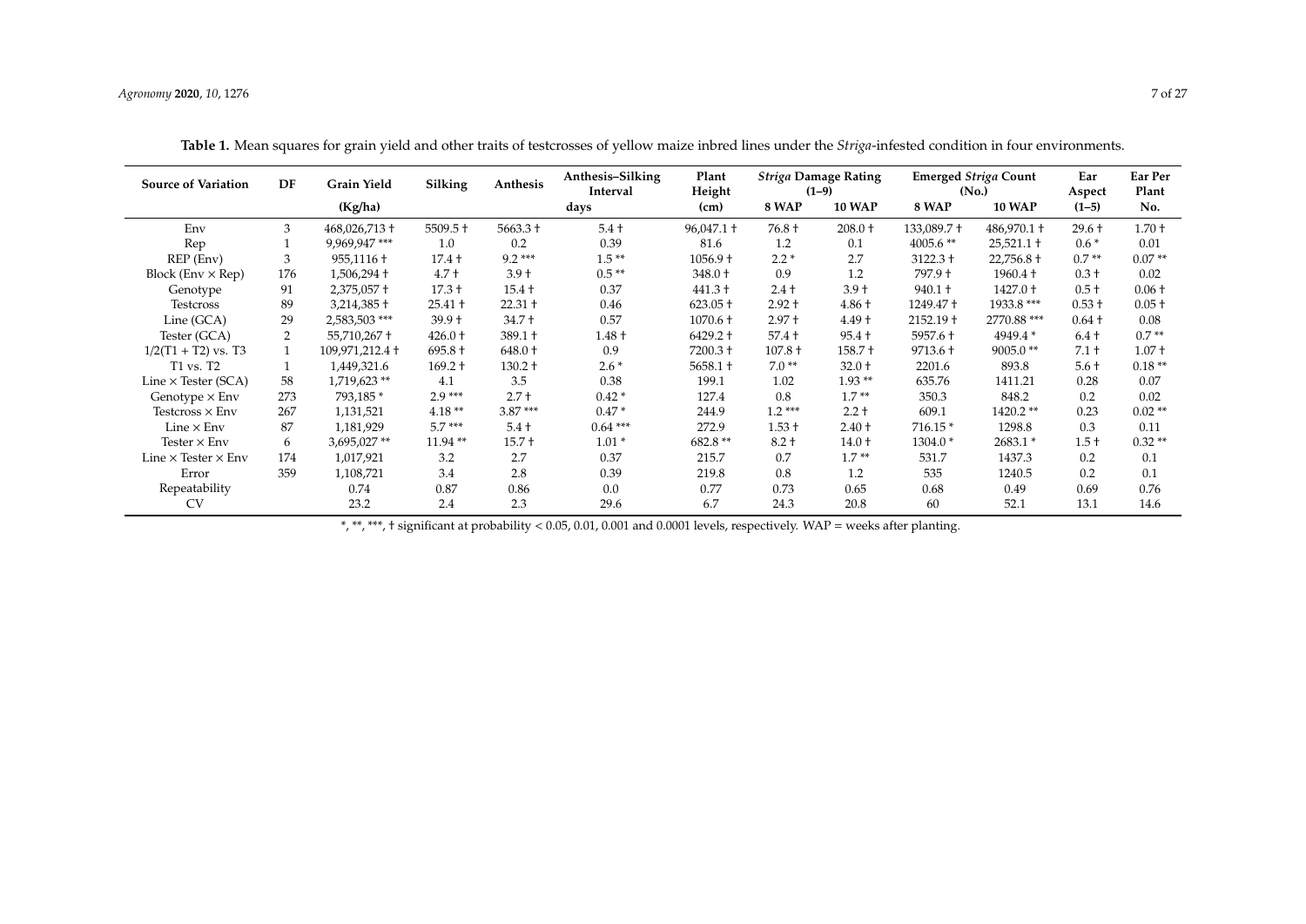**Table 1.** Mean squares for grain yield and other traits of testcrosses of yellow maize inbred lines under the *Striga*-infested condition in four environments.

| Source of Variation | DF | Grain Yield | Silking | Anthesis | Anthesis–Silking Interval | Plant Height | *Striga* Damage Rating (1–9) | | Emerged *Striga* Count (No.) | | Ear Aspect | Ear Per Plant |
|---|---|---|---|---|---|---|---|---|---|---|---|---|
| | | (Kg/ha) | | | days | (cm) | 8 WAP | 10 WAP | 8 WAP | 10 WAP | (1–5) | No. |
| Env | 3 | 468,026,713 † | 5509.5 † | 5663.3 † | 5.4 † | 96,047.1 † | 76.8 † | 208.0 † | 133,089.7 † | 486,970.1 † | 29.6 † | 1.70 † |
| Rep | 1 | 9,969,947 *** | 1.0 | 0.2 | 0.39 | 81.6 | 1.2 | 0.1 | 4005.6 ** | 25,521.1 † | 0.6 * | 0.01 |
| REP (Env) | 3 | 955,1116 † | 17.4 † | 9.2 *** | 1.5 ** | 1056.9 † | 2.2 * | 2.7 | 3122.3 † | 22,756.8 † | 0.7 ** | 0.07 ** |
| Block (Env × Rep) | 176 | 1,506,294 † | 4.7 † | 3.9 † | 0.5 ** | 348.0 † | 0.9 | 1.2 | 797.9 † | 1960.4 † | 0.3 † | 0.02 |
| Genotype | 91 | 2,375,057 † | 17.3 † | 15.4 † | 0.37 | 441.3 † | 2.4 † | 3.9 † | 940.1 † | 1427.0 † | 0.5 † | 0.06 † |
| Testcross | 89 | 3,214,385 † | 25.41 † | 22.31 † | 0.46 | 623.05 † | 2.92 † | 4.86 † | 1249.47 † | 1933.8 *** | 0.53 † | 0.05 † |
| Line (GCA) | 29 | 2,583,503 *** | 39.9 † | 34.7 † | 0.57 | 1070.6 † | 2.97 † | 4.49 † | 2152.19 † | 2770.88 *** | 0.64 † | 0.08 |
| Tester (GCA) | 2 | 55,710,267 † | 426.0 † | 389.1 † | 1.48 † | 6429.2 † | 57.4 † | 95.4 † | 5957.6 † | 4949.4 * | 6.4 † | 0.7 ** |
| 1/2(T1 + T2) vs. T3 | 1 | 109,971,212.4 † | 695.8 † | 648.0 † | 0.9 | 7200.3 † | 107.8 † | 158.7 † | 9713.6 † | 9005.0 ** | 7.1 † | 1.07 † |
| T1 vs. T2 | 1 | 1,449,321.6 | 169.2 † | 130.2 † | 2.6 * | 5658.1 † | 7.0 ** | 32.0 † | 2201.6 | 893.8 | 5.6 † | 0.18 ** |
| Line × Tester (SCA) | 58 | 1,719,623 ** | 4.1 | 3.5 | 0.38 | 199.1 | 1.02 | 1.93 ** | 635.76 | 1411.21 | 0.28 | 0.07 |
| Genotype × Env | 273 | 793,185 * | 2.9 *** | 2.7 † | 0.42 * | 127.4 | 0.8 | 1.7 ** | 350.3 | 848.2 | 0.2 | 0.02 |
| Testcross × Env | 267 | 1,131,521 | 4.18 ** | 3.87 *** | 0.47 * | 244.9 | 1.2 *** | 2.2 † | 609.1 | 1420.2 ** | 0.23 | 0.02 ** |
| Line × Env | 87 | 1,181,929 | 5.7 *** | 5.4 † | 0.64 *** | 272.9 | 1.53 † | 2.40 † | 716.15 * | 1298.8 | 0.3 | 0.11 |
| Tester × Env | 6 | 3,695,027 ** | 11.94 ** | 15.7 † | 1.01 * | 682.8 ** | 8.2 † | 14.0 † | 1304.0 * | 2683.1 * | 1.5 † | 0.32 ** |
| Line × Tester × Env | 174 | 1,017,921 | 3.2 | 2.7 | 0.37 | 215.7 | 0.7 | 1.7 ** | 531.7 | 1437.3 | 0.2 | 0.1 |
| Error | 359 | 1,108,721 | 3.4 | 2.8 | 0.39 | 219.8 | 0.8 | 1.2 | 535 | 1240.5 | 0.2 | 0.1 |
| Repeatability | | 0.74 | 0.87 | 0.86 | 0.0 | 0.77 | 0.73 | 0.65 | 0.68 | 0.49 | 0.69 | 0.76 |
| CV | | 23.2 | 2.4 | 2.3 | 29.6 | 6.7 | 24.3 | 20.8 | 60 | 52.1 | 13.1 | 14.6 |

*, **, ***, † significant at probability < 0.05, 0.01, 0.001 and 0.0001 levels, respectively. WAP = weeks after planting.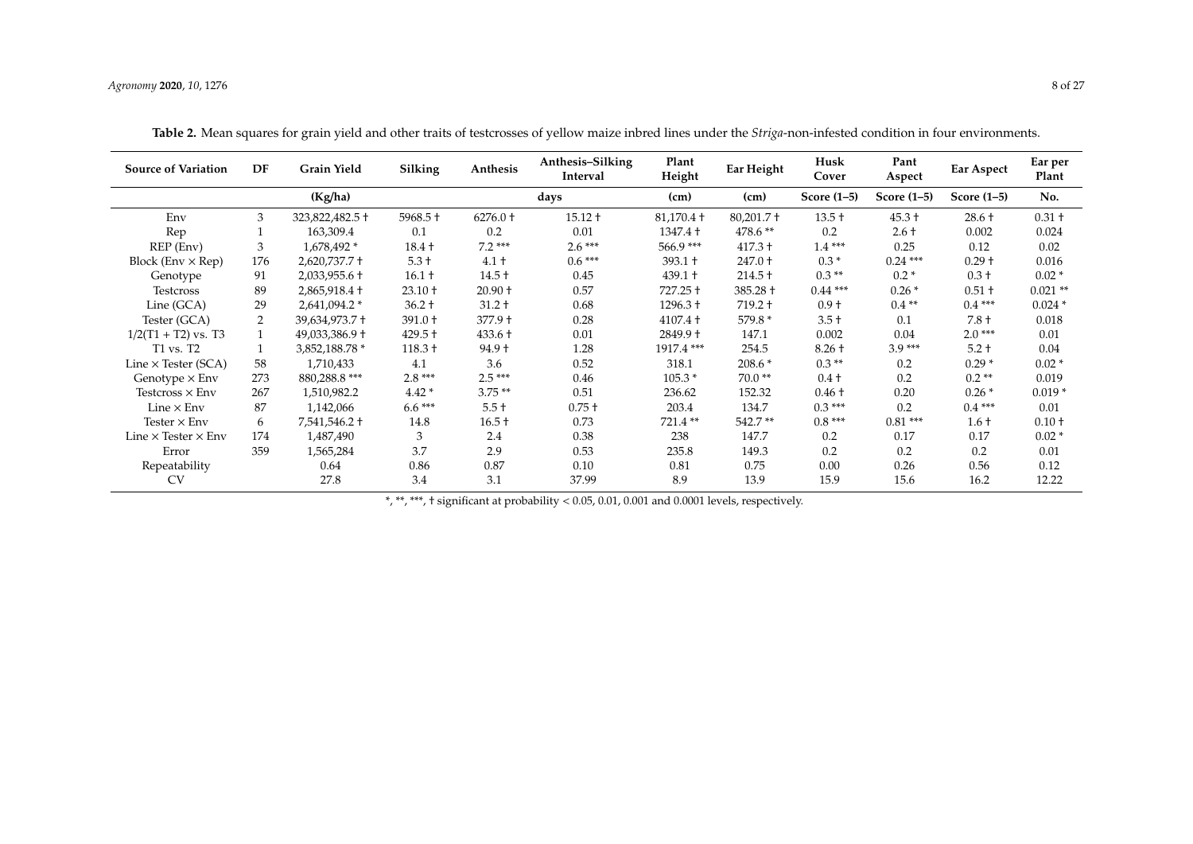**Table 2.** Mean squares for grain yield and other traits of testcrosses of yellow maize inbred lines under the *Striga*-non-infested condition in four environments.

| Source of Variation | DF | Grain Yield | Silking | Anthesis | Anthesis–Silking Interval | Plant Height | Ear Height | Husk Cover | Pant Aspect | Ear Aspect | Ear per Plant |
|---|---|---|---|---|---|---|---|---|---|---|---|
| | | (Kg/ha) | | | days | (cm) | (cm) | Score (1–5) | Score (1–5) | Score (1–5) | No. |
| Env | 3 | 323,822,482.5 † | 5968.5 † | 6276.0 † | 15.12 † | 81,170.4 † | 80,201.7 † | 13.5 † | 45.3 † | 28.6 † | 0.31 † |
| Rep | 1 | 163,309.4 | 0.1 | 0.2 | 0.01 | 1347.4 † | 478.6 ** | 0.2 | 2.6 † | 0.002 | 0.024 |
| REP (Env) | 3 | 1,678,492 * | 18.4 † | 7.2 *** | 2.6 *** | 566.9 *** | 417.3 † | 1.4 *** | 0.25 | 0.12 | 0.02 |
| Block (Env × Rep) | 176 | 2,620,737.7 † | 5.3 † | 4.1 † | 0.6 *** | 393.1 † | 247.0 † | 0.3 * | 0.24 *** | 0.29 † | 0.016 |
| Genotype | 91 | 2,033,955.6 † | 16.1 † | 14.5 † | 0.45 | 439.1 † | 214.5 † | 0.3 ** | 0.2 * | 0.3 † | 0.02 * |
| Testcross | 89 | 2,865,918.4 † | 23.10 † | 20.90 † | 0.57 | 727.25 † | 385.28 † | 0.44 *** | 0.26 * | 0.51 † | 0.021 ** |
| Line (GCA) | 29 | 2,641,094.2 * | 36.2 † | 31.2 † | 0.68 | 1296.3 † | 719.2 † | 0.9 † | 0.4 ** | 0.4 *** | 0.024 * |
| Tester (GCA) | 2 | 39,634,973.7 † | 391.0 † | 377.9 † | 0.28 | 4107.4 † | 579.8 * | 3.5 † | 0.1 | 7.8 † | 0.018 |
| 1/2(T1 + T2) vs. T3 | 1 | 49,033,386.9 † | 429.5 † | 433.6 † | 0.01 | 2849.9 † | 147.1 | 0.002 | 0.04 | 2.0 *** | 0.01 |
| T1 vs. T2 | 1 | 3,852,188.78 * | 118.3 † | 94.9 † | 1.28 | 1917.4 *** | 254.5 | 8.26 † | 3.9 *** | 5.2 † | 0.04 |
| Line × Tester (SCA) | 58 | 1,710,433 | 4.1 | 3.6 | 0.52 | 318.1 | 208.6 * | 0.3 ** | 0.2 | 0.29 * | 0.02 * |
| Genotype × Env | 273 | 880,288.8 *** | 2.8 *** | 2.5 *** | 0.46 | 105.3 * | 70.0 ** | 0.4 † | 0.2 | 0.2 ** | 0.019 |
| Testcross × Env | 267 | 1,510,982.2 | 4.42 * | 3.75 ** | 0.51 | 236.62 | 152.32 | 0.46 † | 0.20 | 0.26 * | 0.019 * |
| Line × Env | 87 | 1,142,066 | 6.6 *** | 5.5 † | 0.75 † | 203.4 | 134.7 | 0.3 *** | 0.2 | 0.4 *** | 0.01 |
| Tester × Env | 6 | 7,541,546.2 † | 14.8 | 16.5 † | 0.73 | 721.4 ** | 542.7 ** | 0.8 *** | 0.81 *** | 1.6 † | 0.10 † |
| Line × Tester × Env | 174 | 1,487,490 | 3 | 2.4 | 0.38 | 238 | 147.7 | 0.2 | 0.17 | 0.17 | 0.02 * |
| Error | 359 | 1,565,284 | 3.7 | 2.9 | 0.53 | 235.8 | 149.3 | 0.2 | 0.2 | 0.2 | 0.01 |
| Repeatability | | 0.64 | 0.86 | 0.87 | 0.10 | 0.81 | 0.75 | 0.00 | 0.26 | 0.56 | 0.12 |
| CV | | 27.8 | 3.4 | 3.1 | 37.99 | 8.9 | 13.9 | 15.9 | 15.6 | 16.2 | 12.22 |

*, **, ***, † significant at probability < 0.05, 0.01, 0.001 and 0.0001 levels, respectively.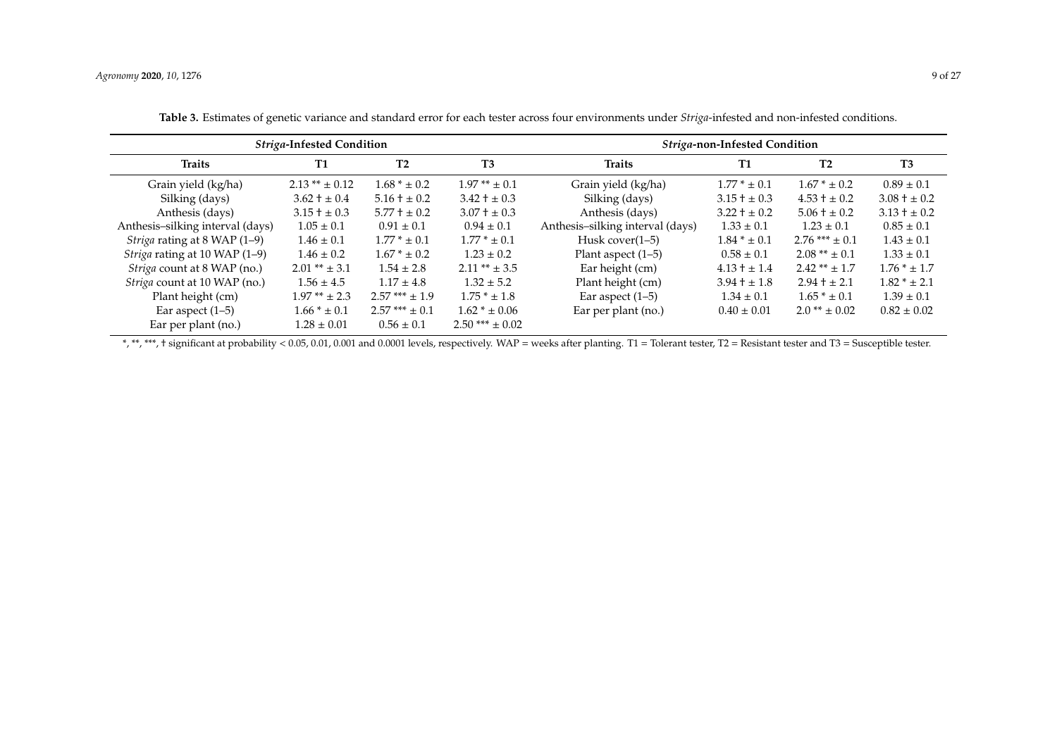**Table 3.** Estimates of genetic variance and standard error for each tester across four environments under *Striga*-infested and non-infested conditions.

| ***Striga*-Infested Condition** | | | | ***Striga*-non-Infested Condition** | | | |
|---|---|---|---|---|---|---|---|
| **Traits** | **T1** | **T2** | **T3** | **Traits** | **T1** | **T2** | **T3** |
| Grain yield (kg/ha) | 2.13 ** ± 0.12 | 1.68 * ± 0.2 | 1.97 ** ± 0.1 | Grain yield (kg/ha) | 1.77 * ± 0.1 | 1.67 * ± 0.2 | 0.89 ± 0.1 |
| Silking (days) | 3.62 † ± 0.4 | 5.16 † ± 0.2 | 3.42 † ± 0.3 | Silking (days) | 3.15 † ± 0.3 | 4.53 † ± 0.2 | 3.08 † ± 0.2 |
| Anthesis (days) | 3.15 † ± 0.3 | 5.77 † ± 0.2 | 3.07 † ± 0.3 | Anthesis (days) | 3.22 † ± 0.2 | 5.06 † ± 0.2 | 3.13 † ± 0.2 |
| Anthesis–silking interval (days) | 1.05 ± 0.1 | 0.91 ± 0.1 | 0.94 ± 0.1 | Anthesis–silking interval (days) | 1.33 ± 0.1 | 1.23 ± 0.1 | 0.85 ± 0.1 |
| *Striga* rating at 8 WAP (1–9) | 1.46 ± 0.1 | 1.77 * ± 0.1 | 1.77 * ± 0.1 | Husk cover(1–5) | 1.84 * ± 0.1 | 2.76 *** ± 0.1 | 1.43 ± 0.1 |
| *Striga* rating at 10 WAP (1–9) | 1.46 ± 0.2 | 1.67 * ± 0.2 | 1.23 ± 0.2 | Plant aspect (1–5) | 0.58 ± 0.1 | 2.08 ** ± 0.1 | 1.33 ± 0.1 |
| *Striga* count at 8 WAP (no.) | 2.01 ** ± 3.1 | 1.54 ± 2.8 | 2.11 ** ± 3.5 | Ear height (cm) | 4.13 † ± 1.4 | 2.42 ** ± 1.7 | 1.76 * ± 1.7 |
| *Striga* count at 10 WAP (no.) | 1.56 ± 4.5 | 1.17 ± 4.8 | 1.32 ± 5.2 | Plant height (cm) | 3.94 † ± 1.8 | 2.94 † ± 2.1 | 1.82 * ± 2.1 |
| Plant height (cm) | 1.97 ** ± 2.3 | 2.57 *** ± 1.9 | 1.75 * ± 1.8 | Ear aspect (1–5) | 1.34 ± 0.1 | 1.65 * ± 0.1 | 1.39 ± 0.1 |
| Ear aspect (1–5) | 1.66 * ± 0.1 | 2.57 *** ± 0.1 | 1.62 * ± 0.06 | Ear per plant (no.) | 0.40 ± 0.01 | 2.0 ** ± 0.02 | 0.82 ± 0.02 |
| Ear per plant (no.) | 1.28 ± 0.01 | 0.56 ± 0.1 | 2.50 *** ± 0.02 | | | | |

*, **, ***, † significant at probability < 0.05, 0.01, 0.001 and 0.0001 levels, respectively. WAP = weeks after planting. T1 = Tolerant tester, T2 = Resistant tester and T3 = Susceptible tester.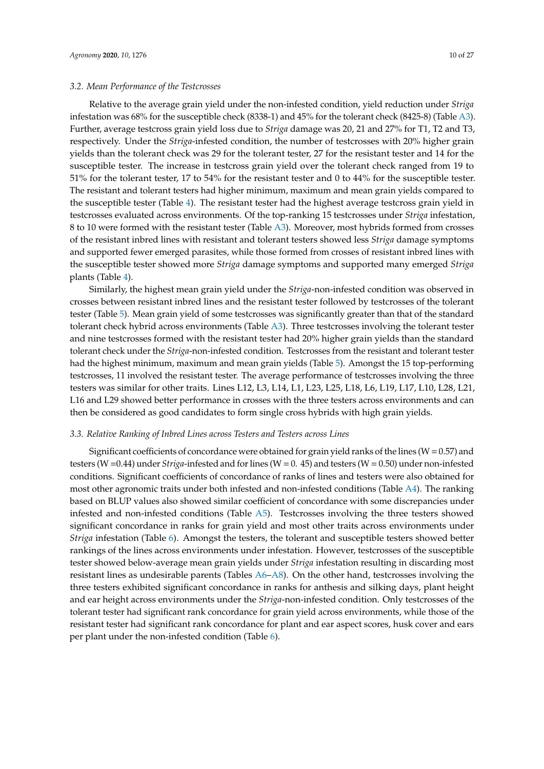### 3.2. Mean Performance of the Testcrosses

Relative to the average grain yield under the non-infested condition, yield reduction under *Striga* infestation was 68% for the susceptible check (8338-1) and 45% for the tolerant check (8425-8) (Table A3). Further, average testcross grain yield loss due to *Striga* damage was 20, 21 and 27% for T1, T2 and T3, respectively. Under the *Striga*-infested condition, the number of testcrosses with 20% higher grain yields than the tolerant check was 29 for the tolerant tester, 27 for the resistant tester and 14 for the susceptible tester. The increase in testcross grain yield over the tolerant check ranged from 19 to 51% for the tolerant tester, 17 to 54% for the resistant tester and 0 to 44% for the susceptible tester. The resistant and tolerant testers had higher minimum, maximum and mean grain yields compared to the susceptible tester (Table 4). The resistant tester had the highest average testcross grain yield in testcrosses evaluated across environments. Of the top-ranking 15 testcrosses under *Striga* infestation, 8 to 10 were formed with the resistant tester (Table A3). Moreover, most hybrids formed from crosses of the resistant inbred lines with resistant and tolerant testers showed less *Striga* damage symptoms and supported fewer emerged parasites, while those formed from crosses of resistant inbred lines with the susceptible tester showed more *Striga* damage symptoms and supported many emerged *Striga* plants (Table 4).

Similarly, the highest mean grain yield under the *Striga*-non-infested condition was observed in crosses between resistant inbred lines and the resistant tester followed by testcrosses of the tolerant tester (Table 5). Mean grain yield of some testcrosses was significantly greater than that of the standard tolerant check hybrid across environments (Table A3). Three testcrosses involving the tolerant tester and nine testcrosses formed with the resistant tester had 20% higher grain yields than the standard tolerant check under the *Striga*-non-infested condition. Testcrosses from the resistant and tolerant tester had the highest minimum, maximum and mean grain yields (Table 5). Amongst the 15 top-performing testcrosses, 11 involved the resistant tester. The average performance of testcrosses involving the three testers was similar for other traits. Lines L12, L3, L14, L1, L23, L25, L18, L6, L19, L17, L10, L28, L21, L16 and L29 showed better performance in crosses with the three testers across environments and can then be considered as good candidates to form single cross hybrids with high grain yields.

### 3.3. Relative Ranking of Inbred Lines across Testers and Testers across Lines

Significant coefficients of concordance were obtained for grain yield ranks of the lines (W = 0.57) and testers (W =0.44) under *Striga*-infested and for lines (W = 0. 45) and testers (W = 0.50) under non-infested conditions. Significant coefficients of concordance of ranks of lines and testers were also obtained for most other agronomic traits under both infested and non-infested conditions (Table A4). The ranking based on BLUP values also showed similar coefficient of concordance with some discrepancies under infested and non-infested conditions (Table A5). Testcrosses involving the three testers showed significant concordance in ranks for grain yield and most other traits across environments under *Striga* infestation (Table 6). Amongst the testers, the tolerant and susceptible testers showed better rankings of the lines across environments under infestation. However, testcrosses of the susceptible tester showed below-average mean grain yields under *Striga* infestation resulting in discarding most resistant lines as undesirable parents (Tables A6–A8). On the other hand, testcrosses involving the three testers exhibited significant concordance in ranks for anthesis and silking days, plant height and ear height across environments under the *Striga*-non-infested condition. Only testcrosses of the tolerant tester had significant rank concordance for grain yield across environments, while those of the resistant tester had significant rank concordance for plant and ear aspect scores, husk cover and ears per plant under the non-infested condition (Table 6).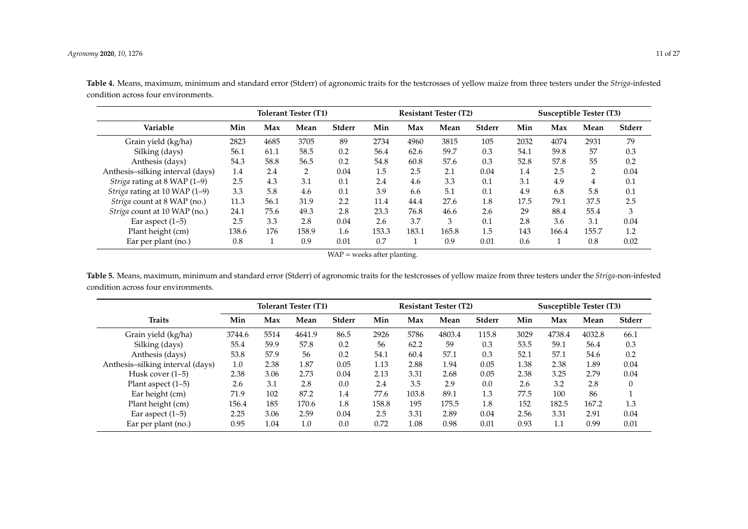**Table 4.** Means, maximum, minimum and standard error (Stderr) of agronomic traits for the testcrosses of yellow maize from three testers under the *Striga*-infested condition across four environments.

| | Tolerant Tester (T1) | | | | Resistant Tester (T2) | | | | Susceptible Tester (T3) | | | |
|---|---|---|---|---|---|---|---|---|---|---|---|---|
| **Variable** | **Min** | **Max** | **Mean** | **Stderr** | **Min** | **Max** | **Mean** | **Stderr** | **Min** | **Max** | **Mean** | **Stderr** |
| Grain yield (kg/ha) | 2823 | 4685 | 3705 | 89 | 2734 | 4960 | 3815 | 105 | 2032 | 4074 | 2931 | 79 |
| Silking (days) | 56.1 | 61.1 | 58.5 | 0.2 | 56.4 | 62.6 | 59.7 | 0.3 | 54.1 | 59.8 | 57 | 0.3 |
| Anthesis (days) | 54.3 | 58.8 | 56.5 | 0.2 | 54.8 | 60.8 | 57.6 | 0.3 | 52.8 | 57.8 | 55 | 0.2 |
| Anthesis–silking interval (days) | 1.4 | 2.4 | 2 | 0.04 | 1.5 | 2.5 | 2.1 | 0.04 | 1.4 | 2.5 | 2 | 0.04 |
| *Striga* rating at 8 WAP (1–9) | 2.5 | 4.3 | 3.1 | 0.1 | 2.4 | 4.6 | 3.3 | 0.1 | 3.1 | 4.9 | 4 | 0.1 |
| *Striga* rating at 10 WAP (1–9) | 3.3 | 5.8 | 4.6 | 0.1 | 3.9 | 6.6 | 5.1 | 0.1 | 4.9 | 6.8 | 5.8 | 0.1 |
| *Striga* count at 8 WAP (no.) | 11.3 | 56.1 | 31.9 | 2.2 | 11.4 | 44.4 | 27.6 | 1.8 | 17.5 | 79.1 | 37.5 | 2.5 |
| *Striga* count at 10 WAP (no.) | 24.1 | 75.6 | 49.3 | 2.8 | 23.3 | 76.8 | 46.6 | 2.6 | 29 | 88.4 | 55.4 | 3 |
| Ear aspect (1–5) | 2.5 | 3.3 | 2.8 | 0.04 | 2.6 | 3.7 | 3 | 0.1 | 2.8 | 3.6 | 3.1 | 0.04 |
| Plant height (cm) | 138.6 | 176 | 158.9 | 1.6 | 153.3 | 183.1 | 165.8 | 1.5 | 143 | 166.4 | 155.7 | 1.2 |
| Ear per plant (no.) | 0.8 | 1 | 0.9 | 0.01 | 0.7 | 1 | 0.9 | 0.01 | 0.6 | 1 | 0.8 | 0.02 |

WAP = weeks after planting.

**Table 5.** Means, maximum, minimum and standard error (Stderr) of agronomic traits for the testcrosses of yellow maize from three testers under the *Striga*-non-infested condition across four environments.

| | Tolerant Tester (T1) | | | | Resistant Tester (T2) | | | | Susceptible Tester (T3) | | | |
|---|---|---|---|---|---|---|---|---|---|---|---|---|
| **Traits** | **Min** | **Max** | **Mean** | **Stderr** | **Min** | **Max** | **Mean** | **Stderr** | **Min** | **Max** | **Mean** | **Stderr** |
| Grain yield (kg/ha) | 3744.6 | 5514 | 4641.9 | 86.5 | 2926 | 5786 | 4803.4 | 115.8 | 3029 | 4738.4 | 4032.8 | 66.1 |
| Silking (days) | 55.4 | 59.9 | 57.8 | 0.2 | 56 | 62.2 | 59 | 0.3 | 53.5 | 59.1 | 56.4 | 0.3 |
| Anthesis (days) | 53.8 | 57.9 | 56 | 0.2 | 54.1 | 60.4 | 57.1 | 0.3 | 52.1 | 57.1 | 54.6 | 0.2 |
| Anthesis–silking interval (days) | 1.0 | 2.38 | 1.87 | 0.05 | 1.13 | 2.88 | 1.94 | 0.05 | 1.38 | 2.38 | 1.89 | 0.04 |
| Husk cover (1–5) | 2.38 | 3.06 | 2.73 | 0.04 | 2.13 | 3.31 | 2.68 | 0.05 | 2.38 | 3.25 | 2.79 | 0.04 |
| Plant aspect (1–5) | 2.6 | 3.1 | 2.8 | 0.0 | 2.4 | 3.5 | 2.9 | 0.0 | 2.6 | 3.2 | 2.8 | 0 |
| Ear height (cm) | 71.9 | 102 | 87.2 | 1.4 | 77.6 | 103.8 | 89.1 | 1.3 | 77.5 | 100 | 86 | 1 |
| Plant height (cm) | 156.4 | 185 | 170.6 | 1.8 | 158.8 | 195 | 175.5 | 1.8 | 152 | 182.5 | 167.2 | 1.3 |
| Ear aspect (1–5) | 2.25 | 3.06 | 2.59 | 0.04 | 2.5 | 3.31 | 2.89 | 0.04 | 2.56 | 3.31 | 2.91 | 0.04 |
| Ear per plant (no.) | 0.95 | 1.04 | 1.0 | 0.0 | 0.72 | 1.08 | 0.98 | 0.01 | 0.93 | 1.1 | 0.99 | 0.01 |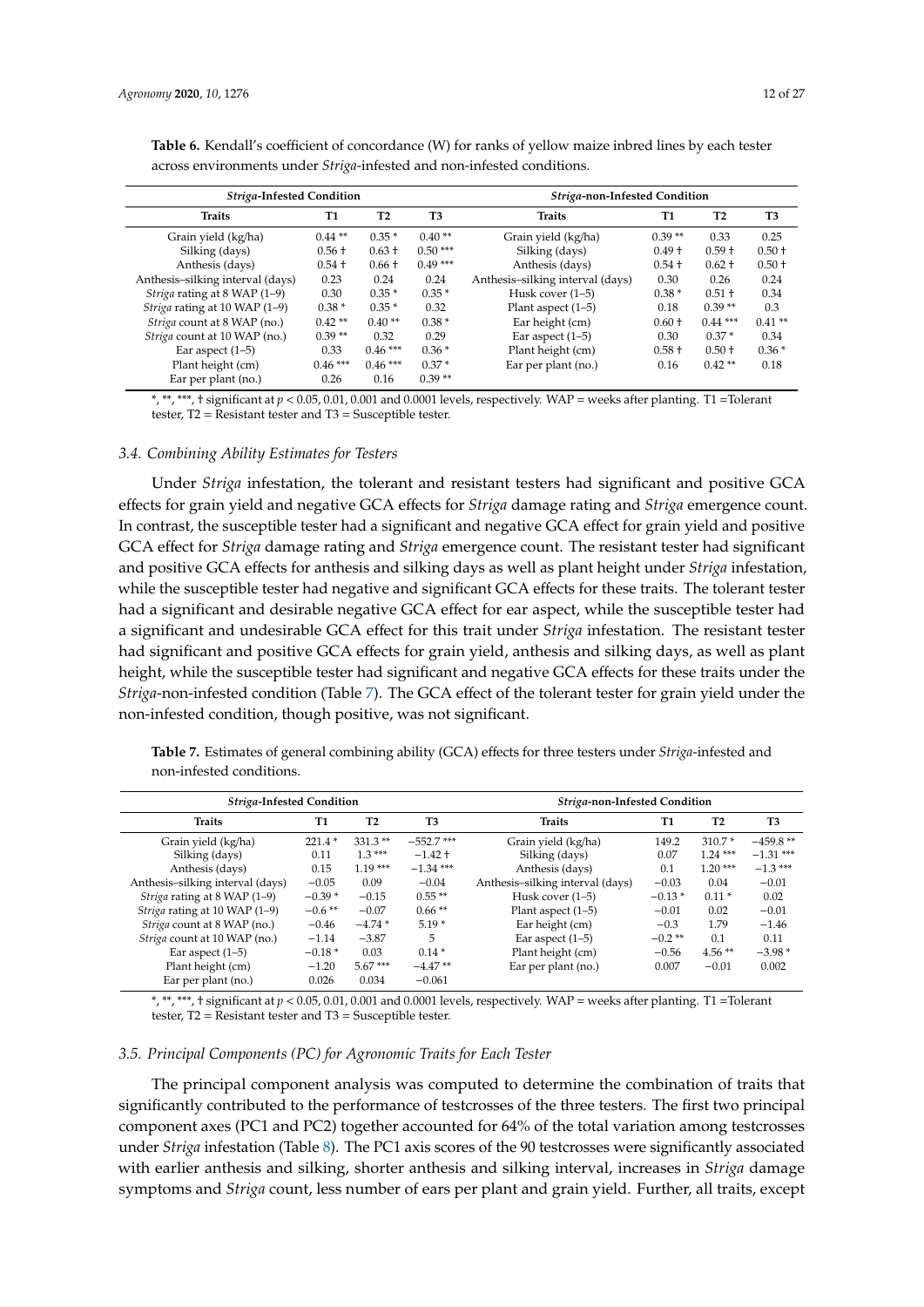**Table 6.** Kendall's coefficient of concordance (W) for ranks of yellow maize inbred lines by each tester across environments under *Striga*-infested and non-infested conditions.

| *Striga*-Infested Condition | | | | *Striga*-non-Infested Condition | | | |
|---|---|---|---|---|---|---|---|
| Traits | T1 | T2 | T3 | Traits | T1 | T2 | T3 |
| Grain yield (kg/ha) | 0.44 ** | 0.35 * | 0.40 ** | Grain yield (kg/ha) | 0.39 ** | 0.33 | 0.25 |
| Silking (days) | 0.56 † | 0.63 † | 0.50 *** | Silking (days) | 0.49 † | 0.59 † | 0.50 † |
| Anthesis (days) | 0.54 † | 0.66 † | 0.49 *** | Anthesis (days) | 0.54 † | 0.62 † | 0.50 † |
| Anthesis–silking interval (days) | 0.23 | 0.24 | 0.24 | Anthesis–silking interval (days) | 0.30 | 0.26 | 0.24 |
| *Striga* rating at 8 WAP (1–9) | 0.30 | 0.35 * | 0.35 * | Husk cover (1–5) | 0.38 * | 0.51 † | 0.34 |
| *Striga* rating at 10 WAP (1–9) | 0.38 * | 0.35 * | 0.32 | Plant aspect (1–5) | 0.18 | 0.39 ** | 0.3 |
| *Striga* count at 8 WAP (no.) | 0.42 ** | 0.40 ** | 0.38 * | Ear height (cm) | 0.60 † | 0.44 *** | 0.41 ** |
| *Striga* count at 10 WAP (no.) | 0.39 ** | 0.32 | 0.29 | Ear aspect (1–5) | 0.30 | 0.37 * | 0.34 |
| Ear aspect (1–5) | 0.33 | 0.46 *** | 0.36 * | Plant height (cm) | 0.58 † | 0.50 † | 0.36 * |
| Plant height (cm) | 0.46 *** | 0.46 *** | 0.37 * | Ear per plant (no.) | 0.16 | 0.42 ** | 0.18 |
| Ear per plant (no.) | 0.26 | 0.16 | 0.39 ** | | | | |

*, **, ***, † significant at $p < 0.05$, 0.01, 0.001 and 0.0001 levels, respectively. WAP = weeks after planting. T1 = Tolerant tester, T2 = Resistant tester and T3 = Susceptible tester.

### 3.4. Combining Ability Estimates for Testers

Under *Striga* infestation, the tolerant and resistant testers had significant and positive GCA effects for grain yield and negative GCA effects for *Striga* damage rating and *Striga* emergence count. In contrast, the susceptible tester had a significant and negative GCA effect for grain yield and positive GCA effect for *Striga* damage rating and *Striga* emergence count. The resistant tester had significant and positive GCA effects for anthesis and silking days as well as plant height under *Striga* infestation, while the susceptible tester had negative and significant GCA effects for these traits. The tolerant tester had a significant and desirable negative GCA effect for ear aspect, while the susceptible tester had a significant and undesirable GCA effect for this trait under *Striga* infestation. The resistant tester had significant and positive GCA effects for grain yield, anthesis and silking days, as well as plant height, while the susceptible tester had significant and negative GCA effects for these traits under the *Striga*-non-infested condition (Table 7). The GCA effect of the tolerant tester for grain yield under the non-infested condition, though positive, was not significant.

**Table 7.** Estimates of general combining ability (GCA) effects for three testers under *Striga*-infested and non-infested conditions.

| *Striga*-Infested Condition | | | | *Striga*-non-Infested Condition | | | |
|---|---|---|---|---|---|---|---|
| Traits | T1 | T2 | T3 | Traits | T1 | T2 | T3 |
| Grain yield (kg/ha) | 221.4 * | 331.3 ** | −552.7 *** | Grain yield (kg/ha) | 149.2 | 310.7 * | −459.8 ** |
| Silking (days) | 0.11 | 1.3 *** | −1.42 † | Silking (days) | 0.07 | 1.24 *** | −1.31 *** |
| Anthesis (days) | 0.15 | 1.19 *** | −1.34 *** | Anthesis (days) | 0.1 | 1.20 *** | −1.3 *** |
| Anthesis–silking interval (days) | −0.05 | 0.09 | −0.04 | Anthesis–silking interval (days) | −0.03 | 0.04 | −0.01 |
| *Striga* rating at 8 WAP (1–9) | −0.39 * | −0.15 | 0.55 ** | Husk cover (1–5) | −0.13 * | 0.11 * | 0.02 |
| *Striga* rating at 10 WAP (1–9) | −0.6 ** | −0.07 | 0.66 ** | Plant aspect (1–5) | −0.01 | 0.02 | −0.01 |
| *Striga* count at 8 WAP (no.) | −0.46 | −4.74 * | 5.19 * | Ear height (cm) | −0.3 | 1.79 | −1.46 |
| *Striga* count at 10 WAP (no.) | −1.14 | −3.87 | 5 | Ear aspect (1–5) | −0.2 ** | 0.1 | 0.11 |
| Ear aspect (1–5) | −0.18 * | 0.03 | 0.14 * | Plant height (cm) | −0.56 | 4.56 ** | −3.98 * |
| Plant height (cm) | −1.20 | 5.67 *** | −4.47 ** | Ear per plant (no.) | 0.007 | −0.01 | 0.002 |
| Ear per plant (no.) | 0.026 | 0.034 | −0.061 | | | | |

*, **, ***, † significant at $p < 0.05$, 0.01, 0.001 and 0.0001 levels, respectively. WAP = weeks after planting. T1 = Tolerant tester, T2 = Resistant tester and T3 = Susceptible tester.

### 3.5. Principal Components (PC) for Agronomic Traits for Each Tester

The principal component analysis was computed to determine the combination of traits that significantly contributed to the performance of testcrosses of the three testers. The first two principal component axes (PC1 and PC2) together accounted for 64% of the total variation among testcrosses under *Striga* infestation (Table 8). The PC1 axis scores of the 90 testcrosses were significantly associated with earlier anthesis and silking, shorter anthesis and silking interval, increases in *Striga* damage symptoms and *Striga* count, less number of ears per plant and grain yield. Further, all traits, except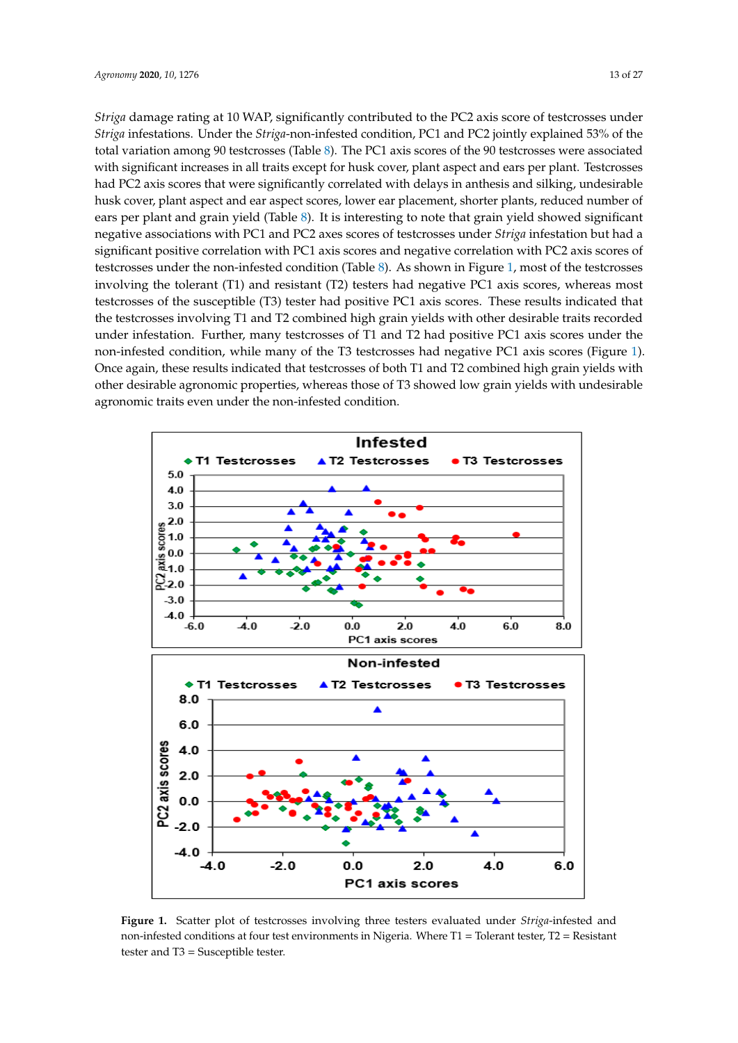*Striga* damage rating at 10 WAP, significantly contributed to the PC2 axis score of testcrosses under *Striga* infestations. Under the *Striga*-non-infested condition, PC1 and PC2 jointly explained 53% of the total variation among 90 testcrosses (Table 8). The PC1 axis scores of the 90 testcrosses were associated with significant increases in all traits except for husk cover, plant aspect and ears per plant. Testcrosses had PC2 axis scores that were significantly correlated with delays in anthesis and silking, undesirable husk cover, plant aspect and ear aspect scores, lower ear placement, shorter plants, reduced number of ears per plant and grain yield (Table 8). It is interesting to note that grain yield showed significant negative associations with PC1 and PC2 axes scores of testcrosses under *Striga* infestation but had a significant positive correlation with PC1 axis scores and negative correlation with PC2 axis scores of testcrosses under the non-infested condition (Table 8). As shown in Figure 1, most of the testcrosses involving the tolerant (T1) and resistant (T2) testers had negative PC1 axis scores, whereas most testcrosses of the susceptible (T3) tester had positive PC1 axis scores. These results indicated that the testcrosses involving T1 and T2 combined high grain yields with other desirable traits recorded under infestation. Further, many testcrosses of T1 and T2 had positive PC1 axis scores under the non-infested condition, while many of the T3 testcrosses had negative PC1 axis scores (Figure 1). Once again, these results indicated that testcrosses of both T1 and T2 combined high grain yields with other desirable agronomic properties, whereas those of T3 showed low grain yields with undesirable agronomic traits even under the non-infested condition.

**Figure 1.** Scatter plot of testcrosses involving three testers evaluated under *Striga*-infested and non-infested conditions at four test environments in Nigeria. Where T1 = Tolerant tester, T2 = Resistant tester and T3 = Susceptible tester.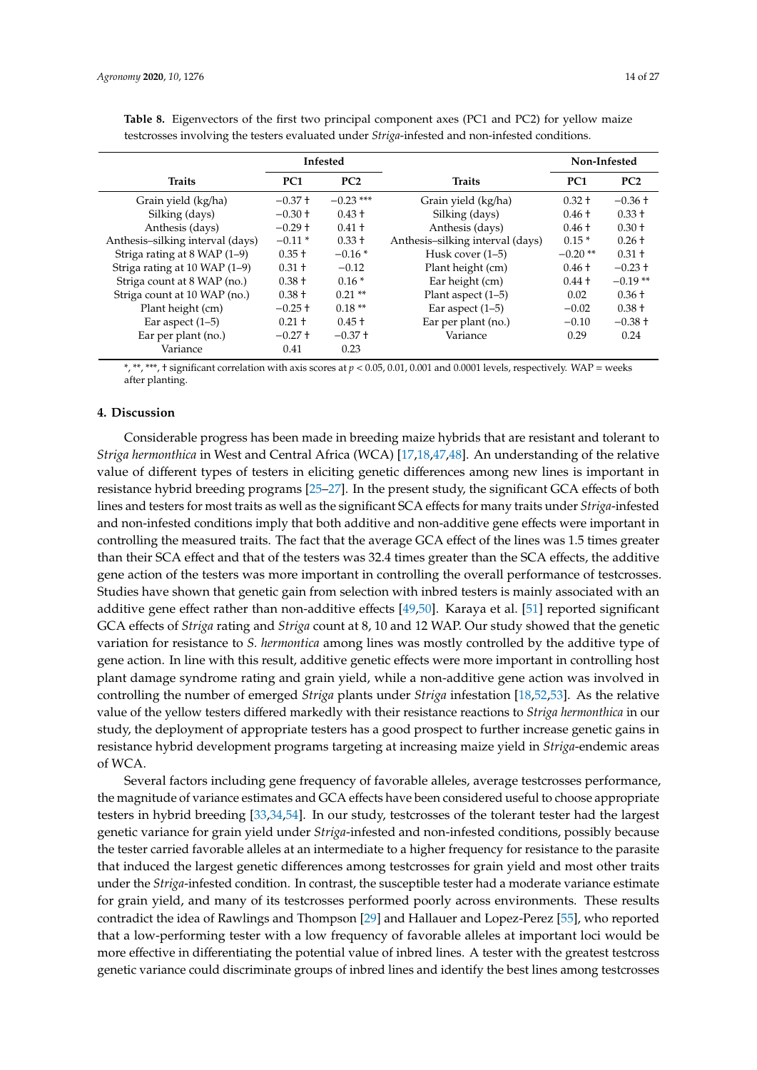**Table 8.** Eigenvectors of the first two principal component axes (PC1 and PC2) for yellow maize testcrosses involving the testers evaluated under *Striga*-infested and non-infested conditions.

| Traits | Infested | | Traits | Non-Infested | |
|---|---|---|---|---|---|
| | PC1 | PC2 | | PC1 | PC2 |
| Grain yield (kg/ha) | −0.37 † | −0.23 *** | Grain yield (kg/ha) | 0.32 † | −0.36 † |
| Silking (days) | −0.30 † | 0.43 † | Silking (days) | 0.46 † | 0.33 † |
| Anthesis (days) | −0.29 † | 0.41 † | Anthesis (days) | 0.46 † | 0.30 † |
| Anthesis–silking interval (days) | −0.11 * | 0.33 † | Anthesis–silking interval (days) | 0.15 * | 0.26 † |
| Striga rating at 8 WAP (1–9) | 0.35 † | −0.16 * | Husk cover (1–5) | −0.20 ** | 0.31 † |
| Striga rating at 10 WAP (1–9) | 0.31 † | −0.12 | Plant height (cm) | 0.46 † | −0.23 † |
| Striga count at 8 WAP (no.) | 0.38 † | 0.16 * | Ear height (cm) | 0.44 † | −0.19 ** |
| Striga count at 10 WAP (no.) | 0.38 † | 0.21 ** | Plant aspect (1–5) | 0.02 | 0.36 † |
| Plant height (cm) | −0.25 † | 0.18 ** | Ear aspect (1–5) | −0.02 | 0.38 † |
| Ear aspect (1–5) | 0.21 † | 0.45 † | Ear per plant (no.) | −0.10 | −0.38 † |
| Ear per plant (no.) | −0.27 † | −0.37 † | Variance | 0.29 | 0.24 |
| Variance | 0.41 | 0.23 | | | |

*, **, ***, † significant correlation with axis scores at $p < 0.05$, 0.01, 0.001 and 0.0001 levels, respectively. WAP = weeks after planting.

## 4. Discussion

Considerable progress has been made in breeding maize hybrids that are resistant and tolerant to *Striga hermonthica* in West and Central Africa (WCA) [17,18,47,48]. An understanding of the relative value of different types of testers in eliciting genetic differences among new lines is important in resistance hybrid breeding programs [25–27]. In the present study, the significant GCA effects of both lines and testers for most traits as well as the significant SCA effects for many traits under *Striga*-infested and non-infested conditions imply that both additive and non-additive gene effects were important in controlling the measured traits. The fact that the average GCA effect of the lines was 1.5 times greater than their SCA effect and that of the testers was 32.4 times greater than the SCA effects, the additive gene action of the testers was more important in controlling the overall performance of testcrosses. Studies have shown that genetic gain from selection with inbred testers is mainly associated with an additive gene effect rather than non-additive effects [49,50]. Karaya et al. [51] reported significant GCA effects of *Striga* rating and *Striga* count at 8, 10 and 12 WAP. Our study showed that the genetic variation for resistance to *S. hermontica* among lines was mostly controlled by the additive type of gene action. In line with this result, additive genetic effects were more important in controlling host plant damage syndrome rating and grain yield, while a non-additive gene action was involved in controlling the number of emerged *Striga* plants under *Striga* infestation [18,52,53]. As the relative value of the yellow testers differed markedly with their resistance reactions to *Striga hermonthica* in our study, the deployment of appropriate testers has a good prospect to further increase genetic gains in resistance hybrid development programs targeting at increasing maize yield in *Striga*-endemic areas of WCA.

Several factors including gene frequency of favorable alleles, average testcrosses performance, the magnitude of variance estimates and GCA effects have been considered useful to choose appropriate testers in hybrid breeding [33,34,54]. In our study, testcrosses of the tolerant tester had the largest genetic variance for grain yield under *Striga*-infested and non-infested conditions, possibly because the tester carried favorable alleles at an intermediate to a higher frequency for resistance to the parasite that induced the largest genetic differences among testcrosses for grain yield and most other traits under the *Striga*-infested condition. In contrast, the susceptible tester had a moderate variance estimate for grain yield, and many of its testcrosses performed poorly across environments. These results contradict the idea of Rawlings and Thompson [29] and Hallauer and Lopez-Perez [55], who reported that a low-performing tester with a low frequency of favorable alleles at important loci would be more effective in differentiating the potential value of inbred lines. A tester with the greatest testcross genetic variance could discriminate groups of inbred lines and identify the best lines among testcrosses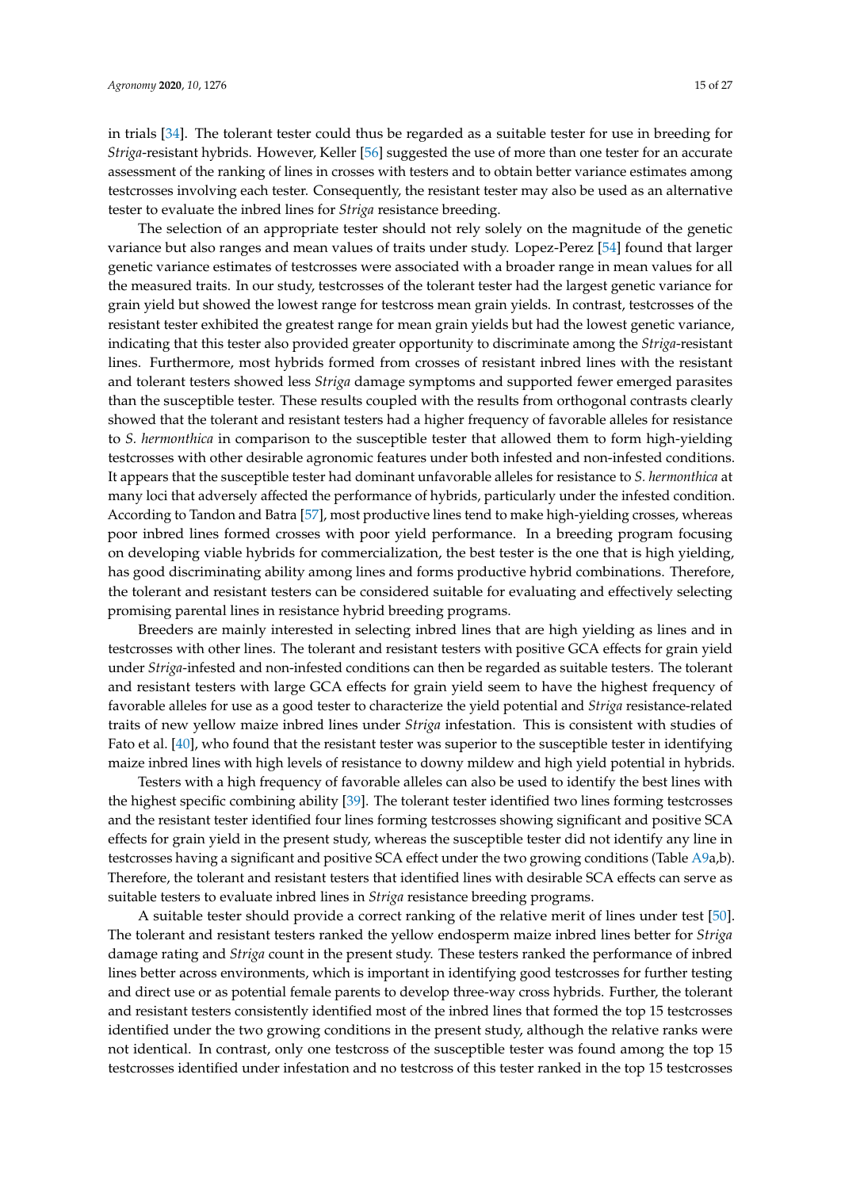in trials [34]. The tolerant tester could thus be regarded as a suitable tester for use in breeding for *Striga*-resistant hybrids. However, Keller [56] suggested the use of more than one tester for an accurate assessment of the ranking of lines in crosses with testers and to obtain better variance estimates among testcrosses involving each tester. Consequently, the resistant tester may also be used as an alternative tester to evaluate the inbred lines for *Striga* resistance breeding.

The selection of an appropriate tester should not rely solely on the magnitude of the genetic variance but also ranges and mean values of traits under study. Lopez-Perez [54] found that larger genetic variance estimates of testcrosses were associated with a broader range in mean values for all the measured traits. In our study, testcrosses of the tolerant tester had the largest genetic variance for grain yield but showed the lowest range for testcross mean grain yields. In contrast, testcrosses of the resistant tester exhibited the greatest range for mean grain yields but had the lowest genetic variance, indicating that this tester also provided greater opportunity to discriminate among the *Striga*-resistant lines. Furthermore, most hybrids formed from crosses of resistant inbred lines with the resistant and tolerant testers showed less *Striga* damage symptoms and supported fewer emerged parasites than the susceptible tester. These results coupled with the results from orthogonal contrasts clearly showed that the tolerant and resistant testers had a higher frequency of favorable alleles for resistance to *S. hermonthica* in comparison to the susceptible tester that allowed them to form high-yielding testcrosses with other desirable agronomic features under both infested and non-infested conditions. It appears that the susceptible tester had dominant unfavorable alleles for resistance to *S. hermonthica* at many loci that adversely affected the performance of hybrids, particularly under the infested condition. According to Tandon and Batra [57], most productive lines tend to make high-yielding crosses, whereas poor inbred lines formed crosses with poor yield performance. In a breeding program focusing on developing viable hybrids for commercialization, the best tester is the one that is high yielding, has good discriminating ability among lines and forms productive hybrid combinations. Therefore, the tolerant and resistant testers can be considered suitable for evaluating and effectively selecting promising parental lines in resistance hybrid breeding programs.

Breeders are mainly interested in selecting inbred lines that are high yielding as lines and in testcrosses with other lines. The tolerant and resistant testers with positive GCA effects for grain yield under *Striga*-infested and non-infested conditions can then be regarded as suitable testers. The tolerant and resistant testers with large GCA effects for grain yield seem to have the highest frequency of favorable alleles for use as a good tester to characterize the yield potential and *Striga* resistance-related traits of new yellow maize inbred lines under *Striga* infestation. This is consistent with studies of Fato et al. [40], who found that the resistant tester was superior to the susceptible tester in identifying maize inbred lines with high levels of resistance to downy mildew and high yield potential in hybrids.

Testers with a high frequency of favorable alleles can also be used to identify the best lines with the highest specific combining ability [39]. The tolerant tester identified two lines forming testcrosses and the resistant tester identified four lines forming testcrosses showing significant and positive SCA effects for grain yield in the present study, whereas the susceptible tester did not identify any line in testcrosses having a significant and positive SCA effect under the two growing conditions (Table A9a,b). Therefore, the tolerant and resistant testers that identified lines with desirable SCA effects can serve as suitable testers to evaluate inbred lines in *Striga* resistance breeding programs.

A suitable tester should provide a correct ranking of the relative merit of lines under test [50]. The tolerant and resistant testers ranked the yellow endosperm maize inbred lines better for *Striga* damage rating and *Striga* count in the present study. These testers ranked the performance of inbred lines better across environments, which is important in identifying good testcrosses for further testing and direct use or as potential female parents to develop three-way cross hybrids. Further, the tolerant and resistant testers consistently identified most of the inbred lines that formed the top 15 testcrosses identified under the two growing conditions in the present study, although the relative ranks were not identical. In contrast, only one testcross of the susceptible tester was found among the top 15 testcrosses identified under infestation and no testcross of this tester ranked in the top 15 testcrosses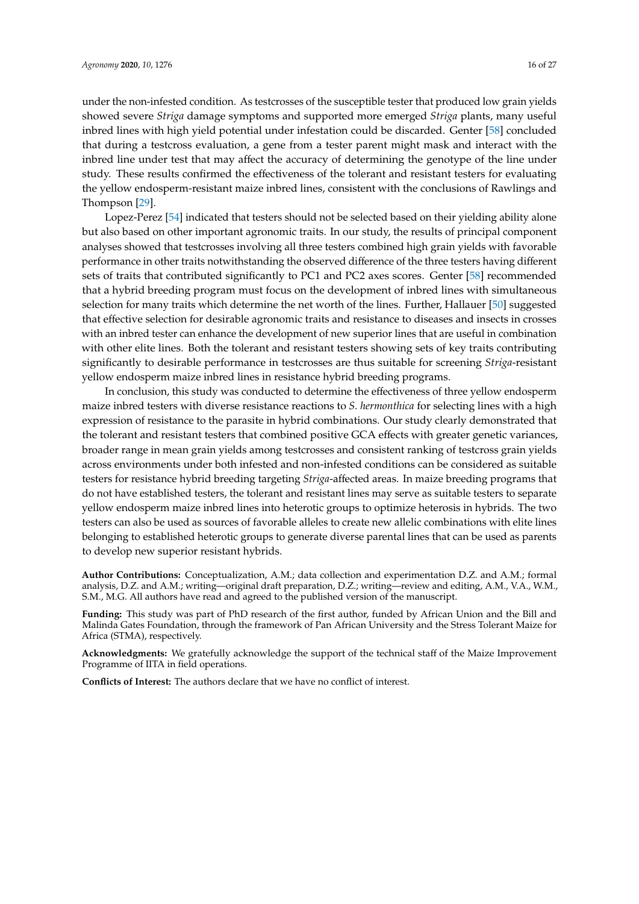under the non-infested condition. As testcrosses of the susceptible tester that produced low grain yields showed severe *Striga* damage symptoms and supported more emerged *Striga* plants, many useful inbred lines with high yield potential under infestation could be discarded. Genter [58] concluded that during a testcross evaluation, a gene from a tester parent might mask and interact with the inbred line under test that may affect the accuracy of determining the genotype of the line under study. These results confirmed the effectiveness of the tolerant and resistant testers for evaluating the yellow endosperm-resistant maize inbred lines, consistent with the conclusions of Rawlings and Thompson [29].

Lopez-Perez [54] indicated that testers should not be selected based on their yielding ability alone but also based on other important agronomic traits. In our study, the results of principal component analyses showed that testcrosses involving all three testers combined high grain yields with favorable performance in other traits notwithstanding the observed difference of the three testers having different sets of traits that contributed significantly to PC1 and PC2 axes scores. Genter [58] recommended that a hybrid breeding program must focus on the development of inbred lines with simultaneous selection for many traits which determine the net worth of the lines. Further, Hallauer [50] suggested that effective selection for desirable agronomic traits and resistance to diseases and insects in crosses with an inbred tester can enhance the development of new superior lines that are useful in combination with other elite lines. Both the tolerant and resistant testers showing sets of key traits contributing significantly to desirable performance in testcrosses are thus suitable for screening *Striga*-resistant yellow endosperm maize inbred lines in resistance hybrid breeding programs.

In conclusion, this study was conducted to determine the effectiveness of three yellow endosperm maize inbred testers with diverse resistance reactions to *S. hermonthica* for selecting lines with a high expression of resistance to the parasite in hybrid combinations. Our study clearly demonstrated that the tolerant and resistant testers that combined positive GCA effects with greater genetic variances, broader range in mean grain yields among testcrosses and consistent ranking of testcross grain yields across environments under both infested and non-infested conditions can be considered as suitable testers for resistance hybrid breeding targeting *Striga*-affected areas. In maize breeding programs that do not have established testers, the tolerant and resistant lines may serve as suitable testers to separate yellow endosperm maize inbred lines into heterotic groups to optimize heterosis in hybrids. The two testers can also be used as sources of favorable alleles to create new allelic combinations with elite lines belonging to established heterotic groups to generate diverse parental lines that can be used as parents to develop new superior resistant hybrids.

**Author Contributions:** Conceptualization, A.M.; data collection and experimentation D.Z. and A.M.; formal analysis, D.Z. and A.M.; writing—original draft preparation, D.Z.; writing—review and editing, A.M., V.A., W.M., S.M., M.G. All authors have read and agreed to the published version of the manuscript.

**Funding:** This study was part of PhD research of the first author, funded by African Union and the Bill and Malinda Gates Foundation, through the framework of Pan African University and the Stress Tolerant Maize for Africa (STMA), respectively.

**Acknowledgments:** We gratefully acknowledge the support of the technical staff of the Maize Improvement Programme of IITA in field operations.

**Conflicts of Interest:** The authors declare that we have no conflict of interest.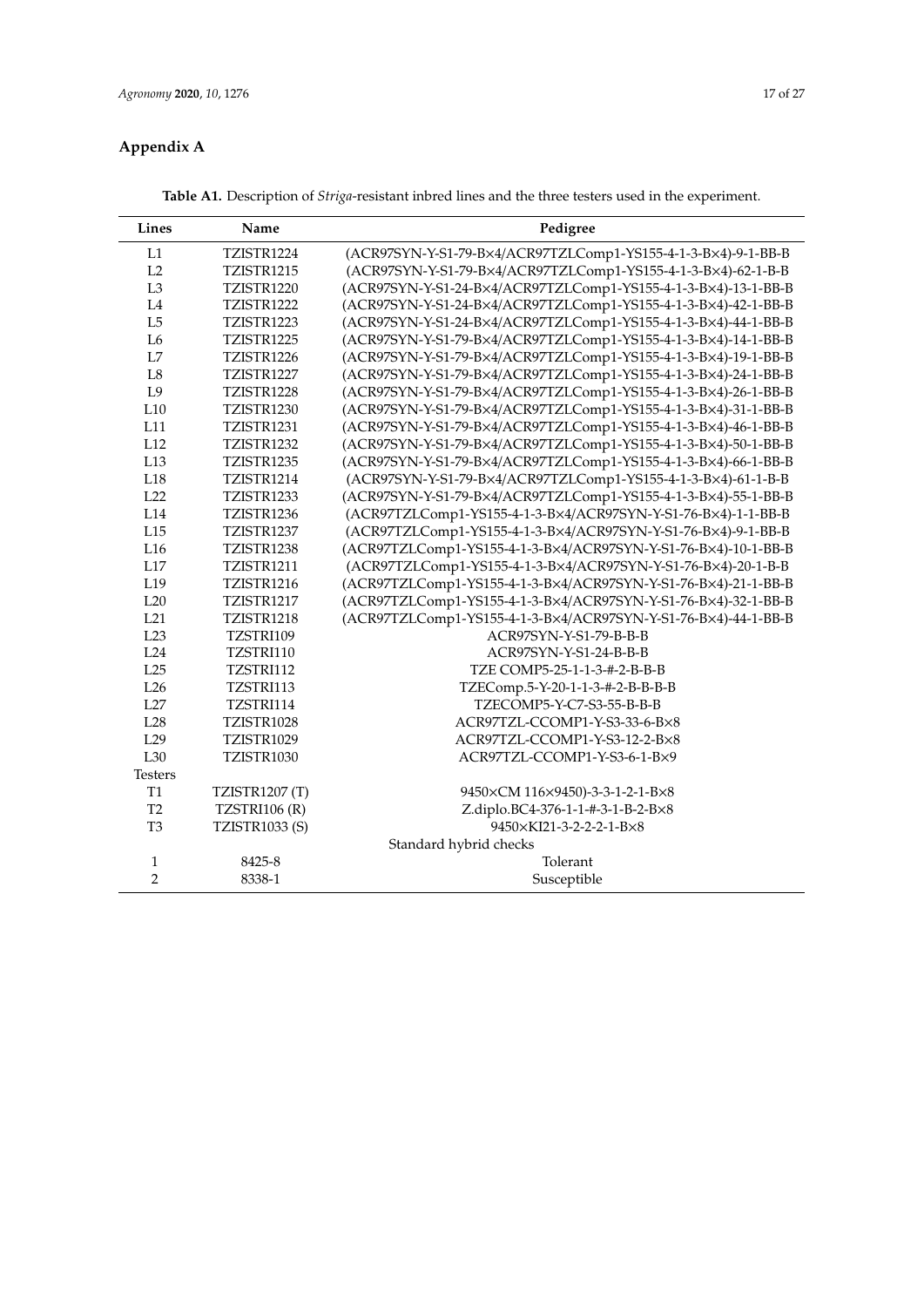## Appendix A

**Table A1.** Description of *Striga*-resistant inbred lines and the three testers used in the experiment.

| Lines | Name | Pedigree |
|---|---|---|
| L1 | TZISTR1224 | (ACR97SYN-Y-S1-79-B×4/ACR97TZLComp1-YS155-4-1-3-B×4)-9-1-BB-B |
| L2 | TZISTR1215 | (ACR97SYN-Y-S1-79-B×4/ACR97TZLComp1-YS155-4-1-3-B×4)-62-1-B-B |
| L3 | TZISTR1220 | (ACR97SYN-Y-S1-24-B×4/ACR97TZLComp1-YS155-4-1-3-B×4)-13-1-BB-B |
| L4 | TZISTR1222 | (ACR97SYN-Y-S1-24-B×4/ACR97TZLComp1-YS155-4-1-3-B×4)-42-1-BB-B |
| L5 | TZISTR1223 | (ACR97SYN-Y-S1-24-B×4/ACR97TZLComp1-YS155-4-1-3-B×4)-44-1-BB-B |
| L6 | TZISTR1225 | (ACR97SYN-Y-S1-79-B×4/ACR97TZLComp1-YS155-4-1-3-B×4)-14-1-BB-B |
| L7 | TZISTR1226 | (ACR97SYN-Y-S1-79-B×4/ACR97TZLComp1-YS155-4-1-3-B×4)-19-1-BB-B |
| L8 | TZISTR1227 | (ACR97SYN-Y-S1-79-B×4/ACR97TZLComp1-YS155-4-1-3-B×4)-24-1-BB-B |
| L9 | TZISTR1228 | (ACR97SYN-Y-S1-79-B×4/ACR97TZLComp1-YS155-4-1-3-B×4)-26-1-BB-B |
| L10 | TZISTR1230 | (ACR97SYN-Y-S1-79-B×4/ACR97TZLComp1-YS155-4-1-3-B×4)-31-1-BB-B |
| L11 | TZISTR1231 | (ACR97SYN-Y-S1-79-B×4/ACR97TZLComp1-YS155-4-1-3-B×4)-46-1-BB-B |
| L12 | TZISTR1232 | (ACR97SYN-Y-S1-79-B×4/ACR97TZLComp1-YS155-4-1-3-B×4)-50-1-BB-B |
| L13 | TZISTR1235 | (ACR97SYN-Y-S1-79-B×4/ACR97TZLComp1-YS155-4-1-3-B×4)-66-1-BB-B |
| L18 | TZISTR1214 | (ACR97SYN-Y-S1-79-B×4/ACR97TZLComp1-YS155-4-1-3-B×4)-61-1-B-B |
| L22 | TZISTR1233 | (ACR97SYN-Y-S1-79-B×4/ACR97TZLComp1-YS155-4-1-3-B×4)-55-1-BB-B |
| L14 | TZISTR1236 | (ACR97TZLComp1-YS155-4-1-3-B×4/ACR97SYN-Y-S1-76-B×4)-1-1-BB-B |
| L15 | TZISTR1237 | (ACR97TZLComp1-YS155-4-1-3-B×4/ACR97SYN-Y-S1-76-B×4)-9-1-BB-B |
| L16 | TZISTR1238 | (ACR97TZLComp1-YS155-4-1-3-B×4/ACR97SYN-Y-S1-76-B×4)-10-1-BB-B |
| L17 | TZISTR1211 | (ACR97TZLComp1-YS155-4-1-3-B×4/ACR97SYN-Y-S1-76-B×4)-20-1-B-B |
| L19 | TZISTR1216 | (ACR97TZLComp1-YS155-4-1-3-B×4/ACR97SYN-Y-S1-76-B×4)-21-1-BB-B |
| L20 | TZISTR1217 | (ACR97TZLComp1-YS155-4-1-3-B×4/ACR97SYN-Y-S1-76-B×4)-32-1-BB-B |
| L21 | TZISTR1218 | (ACR97TZLComp1-YS155-4-1-3-B×4/ACR97SYN-Y-S1-76-B×4)-44-1-BB-B |
| L23 | TZSTRI109 | ACR97SYN-Y-S1-79-B-B-B |
| L24 | TZSTRI110 | ACR97SYN-Y-S1-24-B-B-B |
| L25 | TZSTRI112 | TZE COMP5-25-1-1-3-#-2-B-B-B |
| L26 | TZSTRI113 | TZEComp.5-Y-20-1-1-3-#-2-B-B-B-B |
| L27 | TZSTRI114 | TZECOMP5-Y-C7-S3-55-B-B-B |
| L28 | TZISTR1028 | ACR97TZL-CCOMP1-Y-S3-33-6-B×8 |
| L29 | TZISTR1029 | ACR97TZL-CCOMP1-Y-S3-12-2-B×8 |
| L30 | TZISTR1030 | ACR97TZL-CCOMP1-Y-S3-6-1-B×9 |
| Testers | | |
| T1 | TZISTR1207 (T) | 9450×CM 116×9450)-3-3-1-2-1-B×8 |
| T2 | TZSTRI106 (R) | Z.diplo.BC4-376-1-1-#-3-1-B-2-B×8 |
| T3 | TZISTR1033 (S) | 9450×KI21-3-2-2-2-1-B×8 |
| | | Standard hybrid checks |
| 1 | 8425-8 | Tolerant |
| 2 | 8338-1 | Susceptible |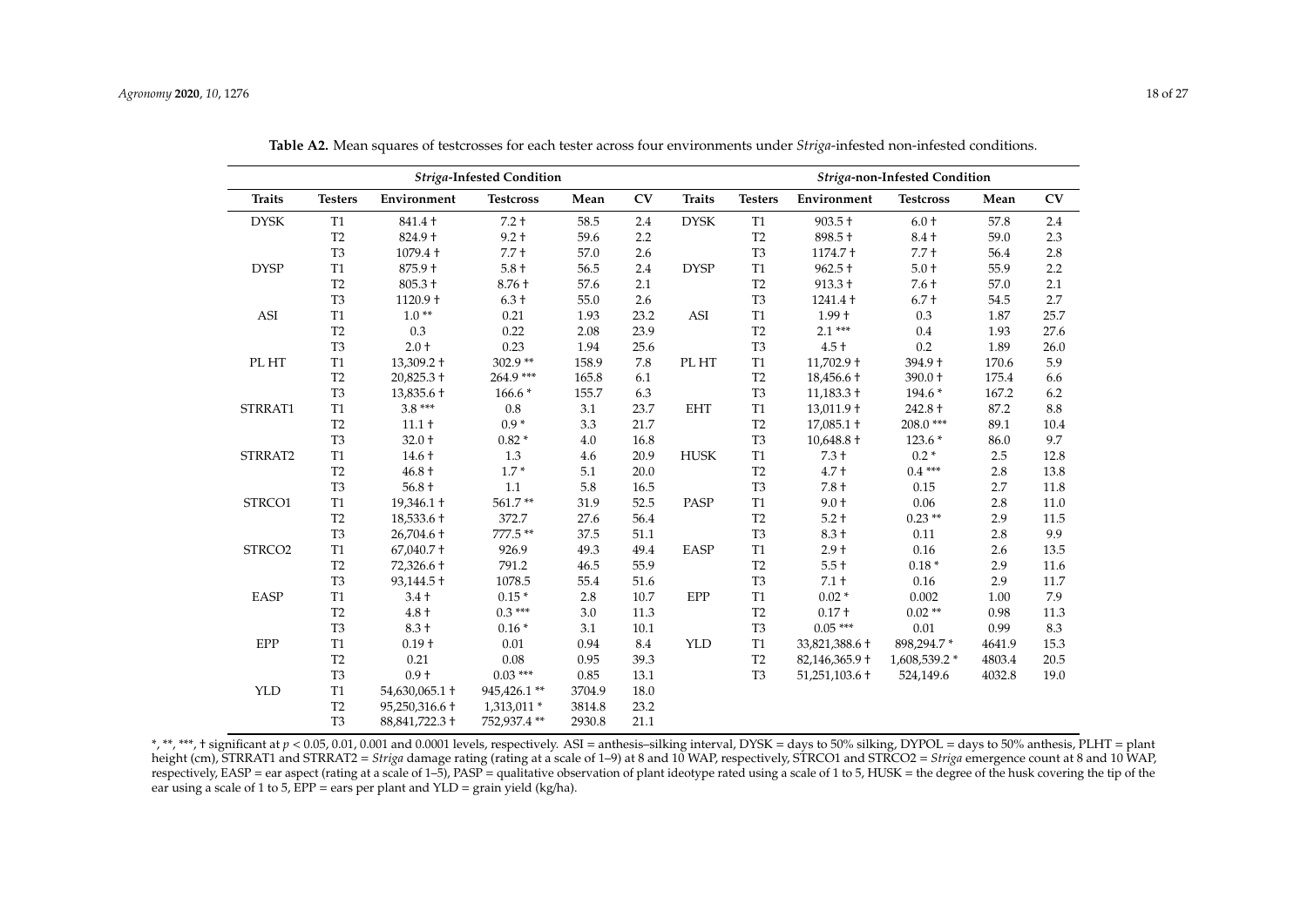**Table A2.** Mean squares of testcrosses for each tester across four environments under *Striga*-infested non-infested conditions.

| *Striga*-Infested Condition | | | | | | *Striga*-non-Infested Condition | | | | | |
|---|---|---|---|---|---|---|---|---|---|---|---|
| Traits | Testers | Environment | Testcross | Mean | CV | Traits | Testers | Environment | Testcross | Mean | CV |
| DYSK | T1 | 841.4 † | 7.2 † | 58.5 | 2.4 | DYSK | T1 | 903.5 † | 6.0 † | 57.8 | 2.4 |
| | T2 | 824.9 † | 9.2 † | 59.6 | 2.2 | | T2 | 898.5 † | 8.4 † | 59.0 | 2.3 |
| | T3 | 1079.4 † | 7.7 † | 57.0 | 2.6 | | T3 | 1174.7 † | 7.7 † | 56.4 | 2.8 |
| DYSP | T1 | 875.9 † | 5.8 † | 56.5 | 2.4 | DYSP | T1 | 962.5 † | 5.0 † | 55.9 | 2.2 |
| | T2 | 805.3 † | 8.76 † | 57.6 | 2.1 | | T2 | 913.3 † | 7.6 † | 57.0 | 2.1 |
| | T3 | 1120.9 † | 6.3 † | 55.0 | 2.6 | | T3 | 1241.4 † | 6.7 † | 54.5 | 2.7 |
| ASI | T1 | 1.0 ** | 0.21 | 1.93 | 23.2 | ASI | T1 | 1.99 † | 0.3 | 1.87 | 25.7 |
| | T2 | 0.3 | 0.22 | 2.08 | 23.9 | | T2 | 2.1 *** | 0.4 | 1.93 | 27.6 |
| | T3 | 2.0 † | 0.23 | 1.94 | 25.6 | | T3 | 4.5 † | 0.2 | 1.89 | 26.0 |
| PL HT | T1 | 13,309.2 † | 302.9 ** | 158.9 | 7.8 | PL HT | T1 | 11,702.9 † | 394.9 † | 170.6 | 5.9 |
| | T2 | 20,825.3 † | 264.9 *** | 165.8 | 6.1 | | T2 | 18,456.6 † | 390.0 † | 175.4 | 6.6 |
| | T3 | 13,835.6 † | 166.6 * | 155.7 | 6.3 | | T3 | 11,183.3 † | 194.6 * | 167.2 | 6.2 |
| STRRAT1 | T1 | 3.8 *** | 0.8 | 3.1 | 23.7 | EHT | T1 | 13,011.9 † | 242.8 † | 87.2 | 8.8 |
| | T2 | 11.1 † | 0.9 * | 3.3 | 21.7 | | T2 | 17,085.1 † | 208.0 *** | 89.1 | 10.4 |
| | T3 | 32.0 † | 0.82 * | 4.0 | 16.8 | | T3 | 10,648.8 † | 123.6 * | 86.0 | 9.7 |
| STRRAT2 | T1 | 14.6 † | 1.3 | 4.6 | 20.9 | HUSK | T1 | 7.3 † | 0.2 * | 2.5 | 12.8 |
| | T2 | 46.8 † | 1.7 * | 5.1 | 20.0 | | T2 | 4.7 † | 0.4 *** | 2.8 | 13.8 |
| | T3 | 56.8 † | 1.1 | 5.8 | 16.5 | | T3 | 7.8 † | 0.15 | 2.7 | 11.8 |
| STRCO1 | T1 | 19,346.1 † | 561.7 ** | 31.9 | 52.5 | PASP | T1 | 9.0 † | 0.06 | 2.8 | 11.0 |
| | T2 | 18,533.6 † | 372.7 | 27.6 | 56.4 | | T2 | 5.2 † | 0.23 ** | 2.9 | 11.5 |
| | T3 | 26,704.6 † | 777.5 ** | 37.5 | 51.1 | | T3 | 8.3 † | 0.11 | 2.8 | 9.9 |
| STRCO2 | T1 | 67,040.7 † | 926.9 | 49.3 | 49.4 | EASP | T1 | 2.9 † | 0.16 | 2.6 | 13.5 |
| | T2 | 72,326.6 † | 791.2 | 46.5 | 55.9 | | T2 | 5.5 † | 0.18 * | 2.9 | 11.6 |
| | T3 | 93,144.5 † | 1078.5 | 55.4 | 51.6 | | T3 | 7.1 † | 0.16 | 2.9 | 11.7 |
| EASP | T1 | 3.4 † | 0.15 * | 2.8 | 10.7 | EPP | T1 | 0.02 * | 0.002 | 1.00 | 7.9 |
| | T2 | 4.8 † | 0.3 *** | 3.0 | 11.3 | | T2 | 0.17 † | 0.02 ** | 0.98 | 11.3 |
| | T3 | 8.3 † | 0.16 * | 3.1 | 10.1 | | T3 | 0.05 *** | 0.01 | 0.99 | 8.3 |
| EPP | T1 | 0.19 † | 0.01 | 0.94 | 8.4 | YLD | T1 | 33,821,388.6 † | 898,294.7 * | 4641.9 | 15.3 |
| | T2 | 0.21 | 0.08 | 0.95 | 39.3 | | T2 | 82,146,365.9 † | 1,608,539.2 * | 4803.4 | 20.5 |
| | T3 | 0.9 † | 0.03 *** | 0.85 | 13.1 | | T3 | 51,251,103.6 † | 524,149.6 | 4032.8 | 19.0 |
| YLD | T1 | 54,630,065.1 † | 945,426.1 ** | 3704.9 | 18.0 | | | | | | |
| | T2 | 95,250,316.6 † | 1,313,011 * | 3814.8 | 23.2 | | | | | | |
| | T3 | 88,841,722.3 † | 752,937.4 ** | 2930.8 | 21.1 | | | | | | |

*, **, ***, † significant at $p < 0.05$, 0.01, 0.001 and 0.0001 levels, respectively. ASI = anthesis–silking interval, DYSK = days to 50% silking, DYPOL = days to 50% anthesis, PLHT = plant height (cm), STRRAT1 and STRRAT2 = *Striga* damage rating (rating at a scale of 1–9) at 8 and 10 WAP, respectively, STRCO1 and STRCO2 = *Striga* emergence count at 8 and 10 WAP, respectively, EASP = ear aspect (rating at a scale of 1–5), PASP = qualitative observation of plant ideotype rated using a scale of 1 to 5, HUSK = the degree of the husk covering the tip of the ear using a scale of 1 to 5, EPP = ears per plant and YLD = grain yield (kg/ha).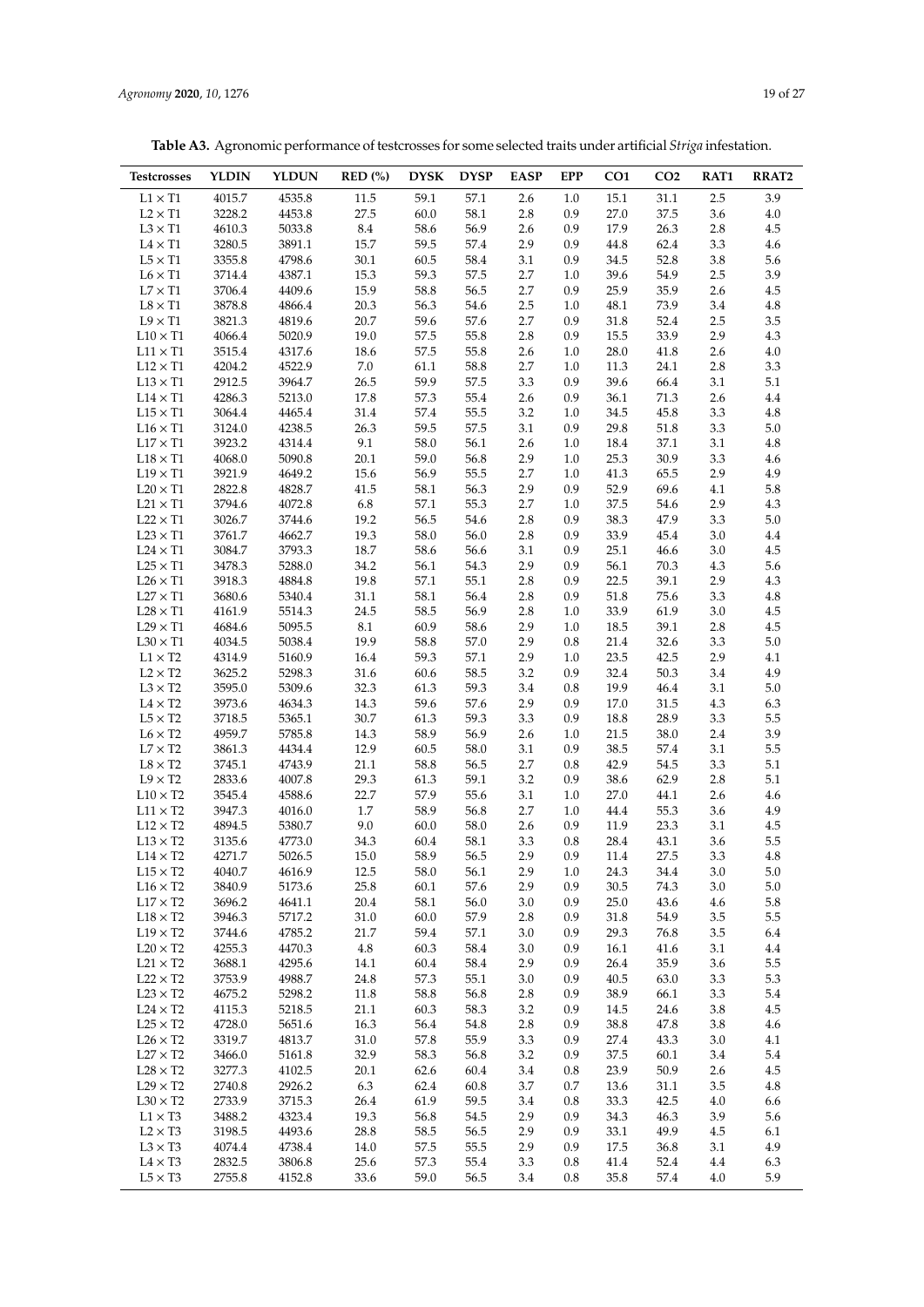**Table A3.** Agronomic performance of testcrosses for some selected traits under artificial *Striga* infestation.

| Testcrosses | YLDIN | YLDUN | RED (%) | DYSK | DYSP | EASP | EPP | CO1 | CO2 | RAT1 | RRAT2 |
|---|---|---|---|---|---|---|---|---|---|---|---|
| L1 × T1 | 4015.7 | 4535.8 | 11.5 | 59.1 | 57.1 | 2.6 | 1.0 | 15.1 | 31.1 | 2.5 | 3.9 |
| L2 × T1 | 3228.2 | 4453.8 | 27.5 | 60.0 | 58.1 | 2.8 | 0.9 | 27.0 | 37.5 | 3.6 | 4.0 |
| L3 × T1 | 4610.3 | 5033.8 | 8.4 | 58.6 | 56.9 | 2.6 | 0.9 | 17.9 | 26.3 | 2.8 | 4.5 |
| L4 × T1 | 3280.5 | 3891.1 | 15.7 | 59.5 | 57.4 | 2.9 | 0.9 | 44.8 | 62.4 | 3.3 | 4.6 |
| L5 × T1 | 3355.8 | 4798.6 | 30.1 | 60.5 | 58.4 | 3.1 | 0.9 | 34.5 | 52.8 | 3.8 | 5.6 |
| L6 × T1 | 3714.4 | 4387.1 | 15.3 | 59.3 | 57.5 | 2.7 | 1.0 | 39.6 | 54.9 | 2.5 | 3.9 |
| L7 × T1 | 3706.4 | 4409.6 | 15.9 | 58.8 | 56.5 | 2.7 | 0.9 | 25.9 | 35.9 | 2.6 | 4.5 |
| L8 × T1 | 3878.8 | 4866.4 | 20.3 | 56.3 | 54.6 | 2.5 | 1.0 | 48.1 | 73.9 | 3.4 | 4.8 |
| L9 × T1 | 3821.3 | 4819.6 | 20.7 | 59.6 | 57.6 | 2.7 | 0.9 | 31.8 | 52.4 | 2.5 | 3.5 |
| L10 × T1 | 4066.4 | 5020.9 | 19.0 | 57.5 | 55.8 | 2.8 | 0.9 | 15.5 | 33.9 | 2.9 | 4.3 |
| L11 × T1 | 3515.4 | 4317.6 | 18.6 | 57.5 | 55.8 | 2.6 | 1.0 | 28.0 | 41.8 | 2.6 | 4.0 |
| L12 × T1 | 4204.2 | 4522.9 | 7.0 | 61.1 | 58.8 | 2.7 | 1.0 | 11.3 | 24.1 | 2.8 | 3.3 |
| L13 × T1 | 2912.5 | 3964.7 | 26.5 | 59.9 | 57.5 | 3.3 | 0.9 | 39.6 | 66.4 | 3.1 | 5.1 |
| L14 × T1 | 4286.3 | 5213.0 | 17.8 | 57.3 | 55.4 | 2.6 | 0.9 | 36.1 | 71.3 | 2.6 | 4.4 |
| L15 × T1 | 3064.4 | 4465.4 | 31.4 | 57.4 | 55.5 | 3.2 | 1.0 | 34.5 | 45.8 | 3.3 | 4.8 |
| L16 × T1 | 3124.0 | 4238.5 | 26.3 | 59.5 | 57.5 | 3.1 | 0.9 | 29.8 | 51.8 | 3.3 | 5.0 |
| L17 × T1 | 3923.2 | 4314.4 | 9.1 | 58.0 | 56.1 | 2.6 | 1.0 | 18.4 | 37.1 | 3.1 | 4.8 |
| L18 × T1 | 4068.0 | 5090.8 | 20.1 | 59.0 | 56.8 | 2.9 | 1.0 | 25.3 | 30.9 | 3.3 | 4.6 |
| L19 × T1 | 3921.9 | 4649.2 | 15.6 | 56.9 | 55.5 | 2.7 | 1.0 | 41.3 | 65.5 | 2.9 | 4.9 |
| L20 × T1 | 2822.8 | 4828.7 | 41.5 | 58.1 | 56.3 | 2.9 | 0.9 | 52.9 | 69.6 | 4.1 | 5.8 |
| L21 × T1 | 3794.6 | 4072.8 | 6.8 | 57.1 | 55.3 | 2.7 | 1.0 | 37.5 | 54.6 | 2.9 | 4.3 |
| L22 × T1 | 3026.7 | 3744.6 | 19.2 | 56.5 | 54.6 | 2.8 | 0.9 | 38.3 | 47.9 | 3.3 | 5.0 |
| L23 × T1 | 3761.7 | 4662.7 | 19.3 | 58.0 | 56.0 | 2.8 | 0.9 | 33.9 | 45.4 | 3.0 | 4.4 |
| L24 × T1 | 3084.7 | 3793.3 | 18.7 | 58.6 | 56.6 | 3.1 | 0.9 | 25.1 | 46.6 | 3.0 | 4.5 |
| L25 × T1 | 3478.3 | 5288.0 | 34.2 | 56.1 | 54.3 | 2.9 | 0.9 | 56.1 | 70.3 | 4.3 | 5.6 |
| L26 × T1 | 3918.3 | 4884.8 | 19.8 | 57.1 | 55.1 | 2.8 | 0.9 | 22.5 | 39.1 | 2.9 | 4.3 |
| L27 × T1 | 3680.6 | 5340.4 | 31.1 | 58.1 | 56.4 | 2.8 | 0.9 | 51.8 | 75.6 | 3.3 | 4.8 |
| L28 × T1 | 4161.9 | 5514.3 | 24.5 | 58.5 | 56.9 | 2.8 | 1.0 | 33.9 | 61.9 | 3.0 | 4.5 |
| L29 × T1 | 4684.6 | 5095.5 | 8.1 | 60.9 | 58.6 | 2.9 | 1.0 | 18.5 | 39.1 | 2.8 | 4.5 |
| L30 × T1 | 4034.5 | 5038.4 | 19.9 | 58.8 | 57.0 | 2.9 | 0.8 | 21.4 | 32.6 | 3.3 | 5.0 |
| L1 × T2 | 4314.9 | 5160.9 | 16.4 | 59.3 | 57.1 | 2.9 | 1.0 | 23.5 | 42.5 | 2.9 | 4.1 |
| L2 × T2 | 3625.2 | 5298.3 | 31.6 | 60.6 | 58.5 | 3.2 | 0.9 | 32.4 | 50.3 | 3.4 | 4.9 |
| L3 × T2 | 3595.0 | 5309.6 | 32.3 | 61.3 | 59.3 | 3.4 | 0.8 | 19.9 | 46.4 | 3.1 | 5.0 |
| L4 × T2 | 3973.6 | 4634.3 | 14.3 | 59.6 | 57.6 | 2.9 | 0.9 | 17.0 | 31.5 | 4.3 | 6.3 |
| L5 × T2 | 3718.5 | 5365.1 | 30.7 | 61.3 | 59.3 | 3.3 | 0.9 | 18.8 | 28.9 | 3.3 | 5.5 |
| L6 × T2 | 4959.7 | 5785.8 | 14.3 | 58.9 | 56.9 | 2.6 | 1.0 | 21.5 | 38.0 | 2.4 | 3.9 |
| L7 × T2 | 3861.3 | 4434.4 | 12.9 | 60.5 | 58.0 | 3.1 | 0.9 | 38.5 | 57.4 | 3.1 | 5.5 |
| L8 × T2 | 3745.1 | 4743.9 | 21.1 | 58.8 | 56.5 | 2.7 | 0.8 | 42.9 | 54.5 | 3.3 | 5.1 |
| L9 × T2 | 2833.6 | 4007.8 | 29.3 | 61.3 | 59.1 | 3.2 | 0.9 | 38.6 | 62.9 | 2.8 | 5.1 |
| L10 × T2 | 3545.4 | 4588.6 | 22.7 | 57.9 | 55.6 | 3.1 | 1.0 | 27.0 | 44.1 | 2.6 | 4.6 |
| L11 × T2 | 3947.3 | 4016.0 | 1.7 | 58.9 | 56.8 | 2.7 | 1.0 | 44.4 | 55.3 | 3.6 | 4.9 |
| L12 × T2 | 4894.5 | 5380.7 | 9.0 | 60.0 | 58.0 | 2.6 | 0.9 | 11.9 | 23.3 | 3.1 | 4.5 |
| L13 × T2 | 3135.6 | 4773.0 | 34.3 | 60.4 | 58.1 | 3.3 | 0.8 | 28.4 | 43.1 | 3.6 | 5.5 |
| L14 × T2 | 4271.7 | 5026.5 | 15.0 | 58.9 | 56.5 | 2.9 | 0.9 | 11.4 | 27.5 | 3.3 | 4.8 |
| L15 × T2 | 4040.7 | 4616.9 | 12.5 | 58.0 | 56.1 | 2.9 | 1.0 | 24.3 | 34.4 | 3.0 | 5.0 |
| L16 × T2 | 3840.9 | 5173.6 | 25.8 | 60.1 | 57.6 | 2.9 | 0.9 | 30.5 | 74.3 | 3.0 | 5.0 |
| L17 × T2 | 3696.2 | 4641.1 | 20.4 | 58.1 | 56.0 | 3.0 | 0.9 | 25.0 | 43.6 | 4.6 | 5.8 |
| L18 × T2 | 3946.3 | 5717.2 | 31.0 | 60.0 | 57.9 | 2.8 | 0.9 | 31.8 | 54.9 | 3.5 | 5.5 |
| L19 × T2 | 3744.6 | 4785.2 | 21.7 | 59.4 | 57.1 | 3.0 | 0.9 | 29.3 | 76.8 | 3.5 | 6.4 |
| L20 × T2 | 4255.3 | 4470.3 | 4.8 | 60.3 | 58.4 | 3.0 | 0.9 | 16.1 | 41.6 | 3.1 | 4.4 |
| L21 × T2 | 3688.1 | 4295.6 | 14.1 | 60.4 | 58.4 | 2.9 | 0.9 | 26.4 | 35.9 | 3.6 | 5.5 |
| L22 × T2 | 3753.9 | 4988.7 | 24.8 | 57.3 | 55.1 | 3.0 | 0.9 | 40.5 | 63.0 | 3.3 | 5.3 |
| L23 × T2 | 4675.2 | 5298.2 | 11.8 | 58.8 | 56.8 | 2.8 | 0.9 | 38.9 | 66.1 | 3.3 | 5.4 |
| L24 × T2 | 4115.3 | 5218.5 | 21.1 | 60.3 | 58.3 | 3.2 | 0.9 | 14.5 | 24.6 | 3.8 | 4.5 |
| L25 × T2 | 4728.0 | 5651.6 | 16.3 | 56.4 | 54.8 | 2.8 | 0.9 | 38.8 | 47.8 | 3.8 | 4.6 |
| L26 × T2 | 3319.7 | 4813.7 | 31.0 | 57.8 | 55.9 | 3.3 | 0.9 | 27.4 | 43.3 | 3.0 | 4.1 |
| L27 × T2 | 3466.0 | 5161.8 | 32.9 | 58.3 | 56.8 | 3.2 | 0.9 | 37.5 | 60.1 | 3.4 | 5.4 |
| L28 × T2 | 3277.3 | 4102.5 | 20.1 | 62.6 | 60.4 | 3.4 | 0.8 | 23.9 | 50.9 | 2.6 | 4.5 |
| L29 × T2 | 2740.8 | 2926.2 | 6.3 | 62.4 | 60.8 | 3.7 | 0.7 | 13.6 | 31.1 | 3.5 | 4.8 |
| L30 × T2 | 2733.9 | 3715.3 | 26.4 | 61.9 | 59.5 | 3.4 | 0.8 | 33.3 | 42.5 | 4.0 | 6.6 |
| L1 × T3 | 3488.2 | 4323.4 | 19.3 | 56.8 | 54.5 | 2.9 | 0.9 | 34.3 | 46.3 | 3.9 | 5.6 |
| L2 × T3 | 3198.5 | 4493.6 | 28.8 | 58.5 | 56.5 | 2.9 | 0.9 | 33.1 | 49.9 | 4.5 | 6.1 |
| L3 × T3 | 4074.4 | 4738.4 | 14.0 | 57.5 | 55.5 | 2.9 | 0.9 | 17.5 | 36.8 | 3.1 | 4.9 |
| L4 × T3 | 2832.5 | 3806.8 | 25.6 | 57.3 | 55.4 | 3.3 | 0.8 | 41.4 | 52.4 | 4.4 | 6.3 |
| L5 × T3 | 2755.8 | 4152.8 | 33.6 | 59.0 | 56.5 | 3.4 | 0.8 | 35.8 | 57.4 | 4.0 | 5.9 |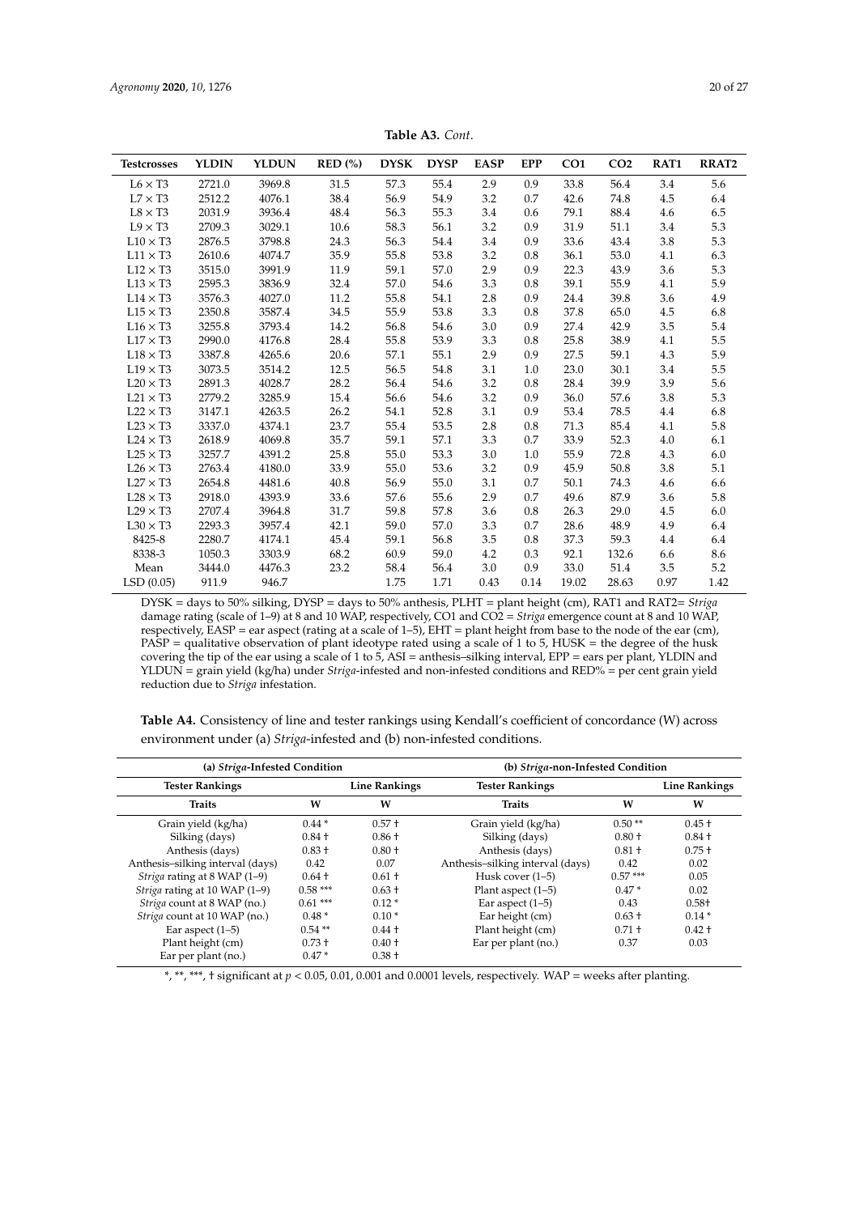**Table A3.** *Cont.*

| Testcrosses | YLDIN | YLDUN | RED (%) | DYSK | DYSP | EASP | EPP | CO1 | CO2 | RAT1 | RRAT2 |
|---|---|---|---|---|---|---|---|---|---|---|---|
| L6 × T3 | 2721.0 | 3969.8 | 31.5 | 57.3 | 55.4 | 2.9 | 0.9 | 33.8 | 56.4 | 3.4 | 5.6 |
| L7 × T3 | 2512.2 | 4076.1 | 38.4 | 56.9 | 54.9 | 3.2 | 0.7 | 42.6 | 74.8 | 4.5 | 6.4 |
| L8 × T3 | 2031.9 | 3936.4 | 48.4 | 56.3 | 55.3 | 3.4 | 0.6 | 79.1 | 88.4 | 4.6 | 6.5 |
| L9 × T3 | 2709.3 | 3029.1 | 10.6 | 58.3 | 56.1 | 3.2 | 0.9 | 31.9 | 51.1 | 3.4 | 5.3 |
| L10 × T3 | 2876.5 | 3798.8 | 24.3 | 56.3 | 54.4 | 3.4 | 0.9 | 33.6 | 43.4 | 3.8 | 5.3 |
| L11 × T3 | 2610.6 | 4074.7 | 35.9 | 55.8 | 53.8 | 3.2 | 0.8 | 36.1 | 53.0 | 4.1 | 6.3 |
| L12 × T3 | 3515.0 | 3991.9 | 11.9 | 59.1 | 57.0 | 2.9 | 0.9 | 22.3 | 43.9 | 3.6 | 5.3 |
| L13 × T3 | 2595.3 | 3836.9 | 32.4 | 57.0 | 54.6 | 3.3 | 0.8 | 39.1 | 55.9 | 4.1 | 5.9 |
| L14 × T3 | 3576.3 | 4027.0 | 11.2 | 55.8 | 54.1 | 2.8 | 0.9 | 24.4 | 39.8 | 3.6 | 4.9 |
| L15 × T3 | 2350.8 | 3587.4 | 34.5 | 55.9 | 53.8 | 3.3 | 0.8 | 37.8 | 65.0 | 4.5 | 6.8 |
| L16 × T3 | 3255.8 | 3793.4 | 14.2 | 56.8 | 54.6 | 3.0 | 0.9 | 27.4 | 42.9 | 3.5 | 5.4 |
| L17 × T3 | 2990.0 | 4176.8 | 28.4 | 55.8 | 53.9 | 3.3 | 0.8 | 25.8 | 38.9 | 4.1 | 5.5 |
| L18 × T3 | 3387.8 | 4265.6 | 20.6 | 57.1 | 55.1 | 2.9 | 0.9 | 27.5 | 59.1 | 4.3 | 5.9 |
| L19 × T3 | 3073.5 | 3514.2 | 12.5 | 56.5 | 54.8 | 3.1 | 1.0 | 23.0 | 30.1 | 3.4 | 5.5 |
| L20 × T3 | 2891.3 | 4028.7 | 28.2 | 56.4 | 54.6 | 3.2 | 0.8 | 28.4 | 39.9 | 3.9 | 5.6 |
| L21 × T3 | 2779.2 | 3285.9 | 15.4 | 56.6 | 54.6 | 3.2 | 0.9 | 36.0 | 57.6 | 3.8 | 5.3 |
| L22 × T3 | 3147.1 | 4263.5 | 26.2 | 54.1 | 52.8 | 3.1 | 0.9 | 53.4 | 78.5 | 4.4 | 6.8 |
| L23 × T3 | 3337.0 | 4374.1 | 23.7 | 55.4 | 53.5 | 2.8 | 0.8 | 71.3 | 85.4 | 4.1 | 5.8 |
| L24 × T3 | 2618.9 | 4069.8 | 35.7 | 59.1 | 57.1 | 3.3 | 0.7 | 33.9 | 52.3 | 4.0 | 6.1 |
| L25 × T3 | 3257.7 | 4391.2 | 25.8 | 55.0 | 53.3 | 3.0 | 1.0 | 55.9 | 72.8 | 4.3 | 6.0 |
| L26 × T3 | 2763.4 | 4180.0 | 33.9 | 55.0 | 53.6 | 3.2 | 0.9 | 45.9 | 50.8 | 3.8 | 5.1 |
| L27 × T3 | 2654.8 | 4481.6 | 40.8 | 56.9 | 55.0 | 3.1 | 0.7 | 50.1 | 74.3 | 4.6 | 6.6 |
| L28 × T3 | 2918.0 | 4393.9 | 33.6 | 57.6 | 55.6 | 2.9 | 0.7 | 49.6 | 87.9 | 3.6 | 5.8 |
| L29 × T3 | 2707.4 | 3964.8 | 31.7 | 59.8 | 57.8 | 3.6 | 0.8 | 26.3 | 29.0 | 4.5 | 6.0 |
| L30 × T3 | 2293.3 | 3957.4 | 42.1 | 59.0 | 57.0 | 3.3 | 0.7 | 28.6 | 48.9 | 4.9 | 6.4 |
| 8425-8 | 2280.7 | 4174.1 | 45.4 | 59.1 | 56.8 | 3.5 | 0.8 | 37.3 | 59.3 | 4.4 | 6.4 |
| 8338-3 | 1050.3 | 3303.9 | 68.2 | 60.9 | 59.0 | 4.2 | 0.3 | 92.1 | 132.6 | 6.6 | 8.6 |
| Mean | 3444.0 | 4476.3 | 23.2 | 58.4 | 56.4 | 3.0 | 0.9 | 33.0 | 51.4 | 3.5 | 5.2 |
| LSD (0.05) | 911.9 | 946.7 | | 1.75 | 1.71 | 0.43 | 0.14 | 19.02 | 28.63 | 0.97 | 1.42 |

DYSK = days to 50% silking, DYSP = days to 50% anthesis, PLHT = plant height (cm), RAT1 and RAT2= *Striga* damage rating (scale of 1–9) at 8 and 10 WAP, respectively, CO1 and CO2 = *Striga* emergence count at 8 and 10 WAP, respectively, EASP = ear aspect (rating at a scale of 1–5), EHT = plant height from base to the node of the ear (cm), PASP = qualitative observation of plant ideotype rated using a scale of 1 to 5, HUSK = the degree of the husk covering the tip of the ear using a scale of 1 to 5, ASI = anthesis–silking interval, EPP = ears per plant, YLDIN and YLDUN = grain yield (kg/ha) under *Striga*-infested and non-infested conditions and RED% = per cent grain yield reduction due to *Striga* infestation.

**Table A4.** Consistency of line and tester rankings using Kendall's coefficient of concordance (W) across environment under (a) *Striga*-infested and (b) non-infested conditions.

| (a) *Striga*-Infested Condition | | | (b) *Striga*-non-Infested Condition | | |
|---|---|---|---|---|---|
| Tester Rankings | | Line Rankings | Tester Rankings | | Line Rankings |
| Traits | W | W | Traits | W | W |
| Grain yield (kg/ha) | 0.44 * | 0.57 † | Grain yield (kg/ha) | 0.50 ** | 0.45 † |
| Silking (days) | 0.84 † | 0.86 † | Silking (days) | 0.80 † | 0.84 † |
| Anthesis (days) | 0.83 † | 0.80 † | Anthesis (days) | 0.81 † | 0.75 † |
| Anthesis–silking interval (days) | 0.42 | 0.07 | Anthesis–silking interval (days) | 0.42 | 0.02 |
| *Striga* rating at 8 WAP (1–9) | 0.64 † | 0.61 † | Husk cover (1–5) | 0.57 *** | 0.05 |
| *Striga* rating at 10 WAP (1–9) | 0.58 *** | 0.63 † | Plant aspect (1–5) | 0.47 * | 0.02 |
| *Striga* count at 8 WAP (no.) | 0.61 *** | 0.12 * | Ear aspect (1–5) | 0.43 | 0.58† |
| *Striga* count at 10 WAP (no.) | 0.48 * | 0.10 * | Ear height (cm) | 0.63 † | 0.14 * |
| Ear aspect (1–5) | 0.54 ** | 0.44 † | Plant height (cm) | 0.71 † | 0.42 † |
| Plant height (cm) | 0.73 † | 0.40 † | Ear per plant (no.) | 0.37 | 0.03 |
| Ear per plant (no.) | 0.47 * | 0.38 † | | | |

*, **, ***, † significant at $p < 0.05$, 0.01, 0.001 and 0.0001 levels, respectively. WAP = weeks after planting.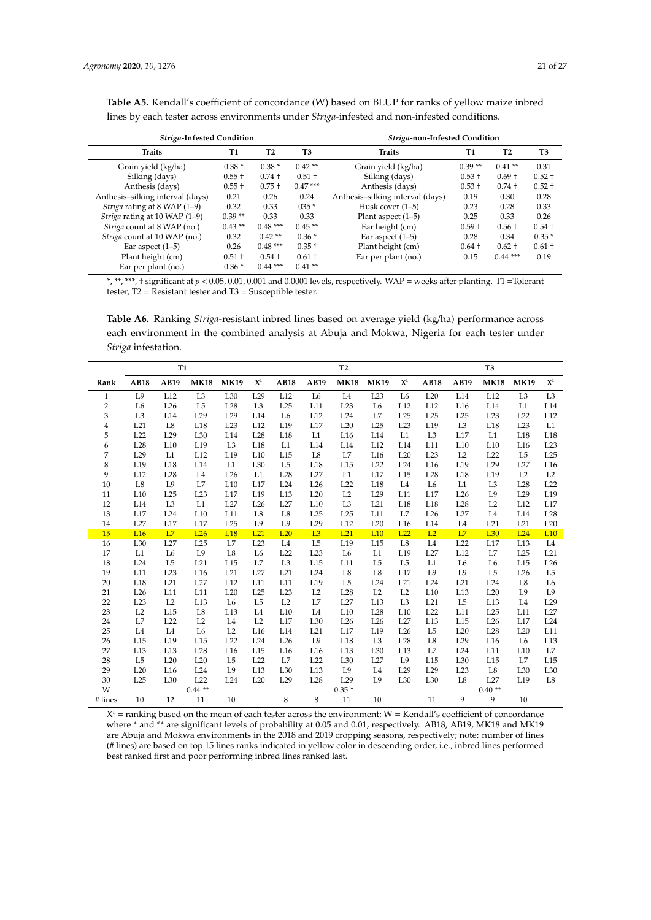**Table A5.** Kendall's coefficient of concordance (W) based on BLUP for ranks of yellow maize inbred lines by each tester across environments under *Striga*-infested and non-infested conditions.

| *Striga*-Infested Condition | | | | *Striga*-non-Infested Condition | | | |
|---|---|---|---|---|---|---|---|
| **Traits** | **T1** | **T2** | **T3** | **Traits** | **T1** | **T2** | **T3** |
| Grain yield (kg/ha) | 0.38 * | 0.38 * | 0.42 ** | Grain yield (kg/ha) | 0.39 ** | 0.41 ** | 0.31 |
| Silking (days) | 0.55 † | 0.74 † | 0.51 † | Silking (days) | 0.53 † | 0.69 † | 0.52 † |
| Anthesis (days) | 0.55 † | 0.75 † | 0.47 *** | Anthesis (days) | 0.53 † | 0.74 † | 0.52 † |
| Anthesis–silking interval (days) | 0.21 | 0.26 | 0.24 | Anthesis–silking interval (days) | 0.19 | 0.30 | 0.28 |
| *Striga* rating at 8 WAP (1–9) | 0.32 | 0.33 | 035 * | Husk cover (1–5) | 0.23 | 0.28 | 0.33 |
| *Striga* rating at 10 WAP (1–9) | 0.39 ** | 0.33 | 0.33 | Plant aspect (1–5) | 0.25 | 0.33 | 0.26 |
| *Striga* count at 8 WAP (no.) | 0.43 ** | 0.48 *** | 0.45 ** | Ear height (cm) | 0.59 † | 0.56 † | 0.54 † |
| *Striga* count at 10 WAP (no.) | 0.32 | 0.42 ** | 0.36 * | Ear aspect (1–5) | 0.28 | 0.34 | 0.35 * |
| Ear aspect (1–5) | 0.26 | 0.48 *** | 0.35 * | Plant height (cm) | 0.64 † | 0.62 † | 0.61 † |
| Plant height (cm) | 0.51 † | 0.54 † | 0.61 † | Ear per plant (no.) | 0.15 | 0.44 *** | 0.19 |
| Ear per plant (no.) | 0.36 * | 0.44 *** | 0.41 ** | | | | |

*, **, ***, † significant at $p < 0.05$, 0.01, 0.001 and 0.0001 levels, respectively. WAP = weeks after planting. T1 =Tolerant tester, T2 = Resistant tester and T3 = Susceptible tester.

**Table A6.** Ranking *Striga*-resistant inbred lines based on average yield (kg/ha) performance across each environment in the combined analysis at Abuja and Mokwa, Nigeria for each tester under *Striga* infestation.

| | T1 | | | | | T2 | | | | | T3 | | | | |
|---|---|---|---|---|---|---|---|---|---|---|---|---|---|---|---|
| **Rank** | **AB18** | **AB19** | **MK18** | **MK19** | **$X^i$** | **AB18** | **AB19** | **MK18** | **MK19** | **$X^i$** | **AB18** | **AB19** | **MK18** | **MK19** | **$X^i$** |
| 1 | L9 | L12 | L3 | L30 | L29 | L12 | L6 | L4 | L23 | L6 | L20 | L14 | L12 | L3 | L3 |
| 2 | L6 | L26 | L5 | L28 | L3 | L25 | L11 | L23 | L6 | L12 | L12 | L16 | L14 | L1 | L14 |
| 3 | L3 | L14 | L29 | L29 | L14 | L6 | L12 | L24 | L7 | L25 | L25 | L25 | L23 | L22 | L12 |
| 4 | L21 | L8 | L18 | L23 | L12 | L19 | L17 | L20 | L25 | L23 | L19 | L3 | L18 | L23 | L1 |
| 5 | L22 | L29 | L30 | L14 | L28 | L18 | L1 | L16 | L14 | L1 | L3 | L17 | L1 | L18 | L18 |
| 6 | L28 | L10 | L19 | L3 | L18 | L1 | L14 | L14 | L12 | L14 | L11 | L10 | L10 | L16 | L23 |
| 7 | L29 | L1 | L12 | L19 | L10 | L15 | L8 | L7 | L16 | L20 | L23 | L2 | L22 | L5 | L25 |
| 8 | L19 | L18 | L14 | L1 | L30 | L5 | L18 | L15 | L22 | L24 | L16 | L19 | L29 | L27 | L16 |
| 9 | L12 | L28 | L4 | L26 | L1 | L28 | L27 | L1 | L17 | L15 | L28 | L18 | L19 | L2 | L2 |
| 10 | L8 | L9 | L7 | L10 | L17 | L24 | L26 | L22 | L18 | L4 | L6 | L1 | L3 | L28 | L22 |
| 11 | L10 | L25 | L23 | L17 | L19 | L13 | L20 | L2 | L29 | L11 | L17 | L26 | L9 | L29 | L19 |
| 12 | L14 | L3 | L1 | L27 | L26 | L27 | L10 | L3 | L21 | L18 | L18 | L28 | L2 | L12 | L17 |
| 13 | L17 | L24 | L10 | L11 | L8 | L8 | L25 | L25 | L11 | L7 | L26 | L27 | L4 | L14 | L28 |
| 14 | L27 | L17 | L17 | L25 | L9 | L9 | L29 | L12 | L20 | L16 | L14 | L4 | L21 | L21 | L20 |
| 15 | L16 | L7 | L26 | L18 | L21 | L20 | L3 | L21 | L10 | L22 | L2 | L7 | L30 | L24 | L10 |
| 16 | L30 | L27 | L25 | L7 | L23 | L4 | L5 | L19 | L15 | L8 | L4 | L22 | L17 | L13 | L4 |
| 17 | L1 | L6 | L9 | L8 | L6 | L22 | L23 | L6 | L1 | L19 | L27 | L12 | L7 | L25 | L21 |
| 18 | L24 | L5 | L21 | L15 | L7 | L3 | L15 | L11 | L5 | L5 | L1 | L6 | L6 | L15 | L26 |
| 19 | L11 | L23 | L16 | L21 | L27 | L21 | L24 | L8 | L8 | L17 | L9 | L9 | L5 | L26 | L5 |
| 20 | L18 | L21 | L27 | L12 | L11 | L11 | L19 | L5 | L24 | L21 | L24 | L21 | L24 | L8 | L6 |
| 21 | L26 | L11 | L11 | L20 | L25 | L23 | L2 | L28 | L2 | L2 | L10 | L13 | L20 | L9 | L9 |
| 22 | L23 | L2 | L13 | L6 | L5 | L2 | L7 | L27 | L13 | L3 | L21 | L5 | L13 | L4 | L29 |
| 23 | L2 | L15 | L8 | L13 | L4 | L10 | L4 | L10 | L28 | L10 | L22 | L11 | L25 | L11 | L27 |
| 24 | L7 | L22 | L2 | L4 | L2 | L17 | L30 | L26 | L26 | L27 | L13 | L15 | L26 | L17 | L24 |
| 25 | L4 | L4 | L6 | L2 | L16 | L14 | L21 | L17 | L19 | L26 | L5 | L20 | L28 | L20 | L11 |
| 26 | L15 | L19 | L15 | L22 | L24 | L26 | L16 | L18 | L3 | L28 | L8 | L29 | L16 | L6 | L13 |
| 27 | L13 | L13 | L28 | L16 | L15 | L16 | L16 | L13 | L30 | L13 | L7 | L24 | L11 | L10 | L7 |
| 28 | L5 | L20 | L20 | L5 | L22 | L7 | L22 | L30 | L27 | L9 | L15 | L30 | L15 | L7 | L15 |
| 29 | L20 | L16 | L24 | L9 | L13 | L30 | L13 | L9 | L4 | L29 | L29 | L23 | L8 | L30 | L30 |
| 30 | L25 | L30 | L22 | L24 | L20 | L29 | L28 | L29 | L9 | L30 | L30 | L8 | L27 | L19 | L8 |
| W | | | 0.44 ** | | | | | 0.35 * | | | | | 0.40 ** | | |
| # lines | 10 | 12 | 11 | 10 | | 8 | 8 | 11 | 10 | | 11 | 9 | 9 | 10 | |

$X^i$ = ranking based on the mean of each tester across the environment; W = Kendall's coefficient of concordance where * and ** are significant levels of probability at 0.05 and 0.01, respectively. AB18, AB19, MK18 and MK19 are Abuja and Mokwa environments in the 2018 and 2019 cropping seasons, respectively; note: number of lines (# lines) are based on top 15 lines ranks indicated in yellow color in descending order, i.e., inbred lines performed best ranked first and poor performing inbred lines ranked last.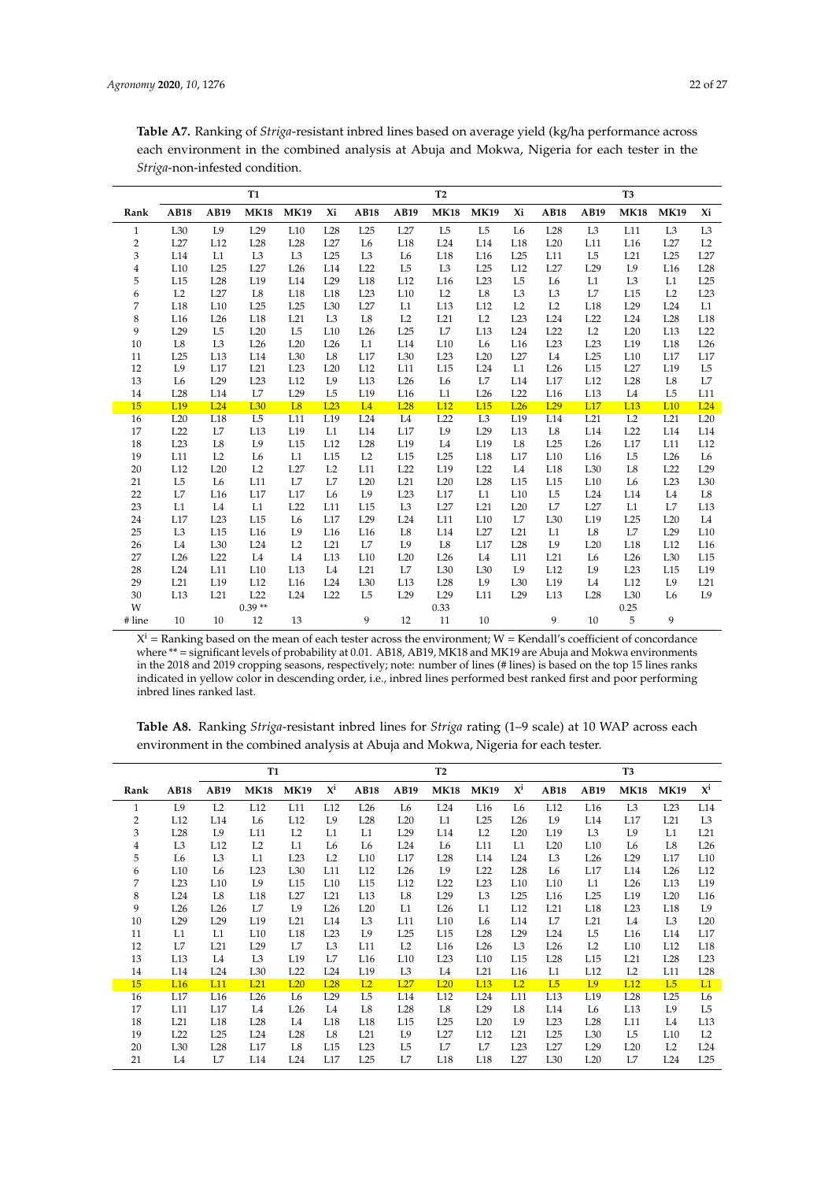**Table A7.** Ranking of *Striga*-resistant inbred lines based on average yield (kg/ha performance across each environment in the combined analysis at Abuja and Mokwa, Nigeria for each tester in the *Striga*-non-infested condition.

| | T1 | | | | | T2 | | | | | T3 | | | | |
|---|---|---|---|---|---|---|---|---|---|---|---|---|---|---|---|
| Rank | AB18 | AB19 | MK18 | MK19 | Xi | AB18 | AB19 | MK18 | MK19 | Xi | AB18 | AB19 | MK18 | MK19 | Xi |
| 1 | L30 | L9 | L29 | L10 | L28 | L25 | L27 | L5 | L5 | L6 | L28 | L3 | L11 | L3 | L3 |
| 2 | L27 | L12 | L28 | L28 | L27 | L6 | L18 | L24 | L14 | L18 | L20 | L11 | L16 | L27 | L2 |
| 3 | L14 | L1 | L3 | L3 | L25 | L3 | L6 | L18 | L16 | L25 | L11 | L5 | L21 | L25 | L27 |
| 4 | L10 | L25 | L27 | L26 | L14 | L22 | L5 | L3 | L25 | L12 | L27 | L29 | L9 | L16 | L28 |
| 5 | L15 | L28 | L19 | L14 | L29 | L18 | L12 | L16 | L23 | L5 | L6 | L1 | L3 | L1 | L25 |
| 6 | L2 | L27 | L8 | L18 | L18 | L23 | L10 | L2 | L8 | L3 | L3 | L7 | L15 | L2 | L23 |
| 7 | L18 | L10 | L25 | L25 | L30 | L27 | L1 | L13 | L12 | L2 | L2 | L18 | L29 | L24 | L1 |
| 8 | L16 | L26 | L18 | L21 | L3 | L8 | L2 | L21 | L2 | L23 | L24 | L22 | L24 | L28 | L18 |
| 9 | L29 | L5 | L20 | L5 | L10 | L26 | L25 | L7 | L13 | L24 | L22 | L2 | L20 | L13 | L22 |
| 10 | L8 | L3 | L26 | L20 | L26 | L1 | L14 | L10 | L6 | L16 | L23 | L23 | L19 | L18 | L26 |
| 11 | L25 | L13 | L14 | L30 | L8 | L17 | L30 | L23 | L20 | L27 | L4 | L25 | L10 | L17 | L17 |
| 12 | L9 | L17 | L21 | L23 | L20 | L12 | L11 | L15 | L24 | L1 | L26 | L15 | L27 | L19 | L5 |
| 13 | L6 | L29 | L23 | L12 | L9 | L13 | L26 | L6 | L7 | L14 | L17 | L12 | L28 | L8 | L7 |
| 14 | L28 | L14 | L7 | L29 | L5 | L19 | L16 | L1 | L26 | L22 | L16 | L13 | L4 | L5 | L11 |
| 15 | L19 | L24 | L30 | L8 | L23 | L4 | L28 | L12 | L15 | L26 | L29 | L17 | L13 | L10 | L24 |
| 16 | L20 | L18 | L5 | L11 | L19 | L24 | L4 | L22 | L3 | L19 | L14 | L21 | L2 | L21 | L20 |
| 17 | L22 | L7 | L13 | L19 | L1 | L14 | L17 | L9 | L29 | L13 | L8 | L14 | L22 | L14 | L14 |
| 18 | L23 | L8 | L9 | L15 | L12 | L28 | L19 | L4 | L19 | L8 | L25 | L26 | L17 | L11 | L12 |
| 19 | L11 | L2 | L6 | L1 | L15 | L2 | L15 | L25 | L18 | L17 | L10 | L16 | L5 | L26 | L6 |
| 20 | L12 | L20 | L2 | L27 | L2 | L11 | L22 | L19 | L22 | L4 | L18 | L30 | L8 | L22 | L29 |
| 21 | L5 | L6 | L11 | L7 | L7 | L20 | L21 | L20 | L28 | L15 | L15 | L10 | L6 | L23 | L30 |
| 22 | L7 | L16 | L17 | L17 | L6 | L9 | L23 | L17 | L1 | L10 | L5 | L24 | L14 | L4 | L8 |
| 23 | L1 | L4 | L1 | L22 | L11 | L15 | L3 | L27 | L21 | L20 | L7 | L27 | L1 | L7 | L13 |
| 24 | L17 | L23 | L15 | L6 | L17 | L29 | L24 | L11 | L10 | L7 | L30 | L19 | L25 | L20 | L4 |
| 25 | L3 | L15 | L16 | L9 | L16 | L16 | L8 | L14 | L27 | L21 | L1 | L8 | L7 | L29 | L10 |
| 26 | L4 | L30 | L24 | L2 | L21 | L7 | L9 | L8 | L17 | L28 | L9 | L20 | L18 | L12 | L16 |
| 27 | L26 | L22 | L4 | L4 | L13 | L10 | L20 | L26 | L4 | L11 | L21 | L6 | L26 | L30 | L15 |
| 28 | L24 | L11 | L10 | L13 | L4 | L21 | L7 | L30 | L30 | L9 | L12 | L9 | L23 | L15 | L19 |
| 29 | L21 | L19 | L12 | L16 | L24 | L30 | L13 | L28 | L9 | L30 | L19 | L4 | L12 | L9 | L21 |
| 30 | L13 | L21 | L22 | L24 | L22 | L5 | L29 | L29 | L11 | L29 | L13 | L28 | L30 | L6 | L9 |
| W | | | 0.39 ** | | | | | 0.33 | | | | | 0.25 | | |
| # line | 10 | 10 | 12 | 13 | | 9 | 12 | 11 | 10 | | 9 | 10 | 5 | 9 | |

$X^i$ = Ranking based on the mean of each tester across the environment; W = Kendall's coefficient of concordance where ** = significant levels of probability at 0.01. AB18, AB19, MK18 and MK19 are Abuja and Mokwa environments in the 2018 and 2019 cropping seasons, respectively; note: number of lines (# lines) is based on the top 15 lines ranks indicated in yellow color in descending order, i.e., inbred lines performed best ranked first and poor performing inbred lines ranked last.

**Table A8.** Ranking *Striga*-resistant inbred lines for *Striga* rating (1–9 scale) at 10 WAP across each environment in the combined analysis at Abuja and Mokwa, Nigeria for each tester.

| | T1 | | | | | T2 | | | | | T3 | | | | |
|---|---|---|---|---|---|---|---|---|---|---|---|---|---|---|---|
| Rank | AB18 | AB19 | MK18 | MK19 | $X^i$ | AB18 | AB19 | MK18 | MK19 | $X^i$ | AB18 | AB19 | MK18 | MK19 | $X^i$ |
| 1 | L9 | L2 | L12 | L11 | L12 | L26 | L6 | L24 | L16 | L6 | L12 | L16 | L3 | L23 | L14 |
| 2 | L12 | L14 | L6 | L12 | L9 | L28 | L20 | L1 | L25 | L26 | L9 | L14 | L17 | L21 | L3 |
| 3 | L28 | L9 | L11 | L2 | L1 | L1 | L29 | L14 | L2 | L20 | L19 | L3 | L9 | L1 | L21 |
| 4 | L3 | L12 | L2 | L1 | L6 | L6 | L24 | L6 | L11 | L1 | L20 | L10 | L6 | L8 | L26 |
| 5 | L6 | L3 | L1 | L23 | L2 | L10 | L17 | L28 | L14 | L24 | L3 | L26 | L29 | L17 | L10 |
| 6 | L10 | L6 | L23 | L30 | L11 | L12 | L26 | L9 | L22 | L28 | L6 | L17 | L14 | L26 | L12 |
| 7 | L23 | L10 | L9 | L15 | L10 | L15 | L12 | L22 | L23 | L10 | L10 | L1 | L26 | L13 | L19 |
| 8 | L24 | L8 | L18 | L27 | L21 | L13 | L8 | L29 | L3 | L25 | L16 | L25 | L19 | L20 | L16 |
| 9 | L26 | L26 | L7 | L9 | L26 | L20 | L1 | L26 | L1 | L12 | L21 | L18 | L23 | L18 | L9 |
| 10 | L29 | L29 | L19 | L21 | L14 | L3 | L11 | L10 | L6 | L14 | L7 | L21 | L4 | L3 | L20 |
| 11 | L1 | L1 | L10 | L18 | L23 | L9 | L25 | L15 | L28 | L29 | L24 | L5 | L16 | L14 | L17 |
| 12 | L7 | L21 | L29 | L7 | L3 | L11 | L2 | L16 | L26 | L3 | L26 | L2 | L10 | L12 | L18 |
| 13 | L13 | L4 | L3 | L19 | L7 | L16 | L10 | L23 | L10 | L15 | L28 | L15 | L21 | L28 | L23 |
| 14 | L14 | L24 | L30 | L22 | L24 | L19 | L3 | L4 | L21 | L16 | L1 | L12 | L2 | L11 | L28 |
| 15 | L16 | L11 | L21 | L20 | L28 | L2 | L27 | L20 | L13 | L2 | L5 | L9 | L12 | L5 | L1 |
| 16 | L17 | L16 | L26 | L6 | L29 | L5 | L14 | L12 | L24 | L11 | L13 | L19 | L28 | L25 | L6 |
| 17 | L11 | L17 | L4 | L26 | L4 | L8 | L28 | L8 | L29 | L8 | L14 | L6 | L13 | L9 | L5 |
| 18 | L21 | L18 | L28 | L4 | L18 | L18 | L15 | L25 | L20 | L9 | L23 | L28 | L11 | L4 | L13 |
| 19 | L22 | L25 | L24 | L28 | L8 | L21 | L9 | L27 | L12 | L21 | L25 | L30 | L5 | L10 | L2 |
| 20 | L30 | L28 | L17 | L8 | L15 | L23 | L5 | L7 | L7 | L23 | L27 | L29 | L20 | L2 | L24 |
| 21 | L4 | L7 | L14 | L24 | L17 | L25 | L7 | L18 | L18 | L27 | L30 | L20 | L7 | L24 | L25 |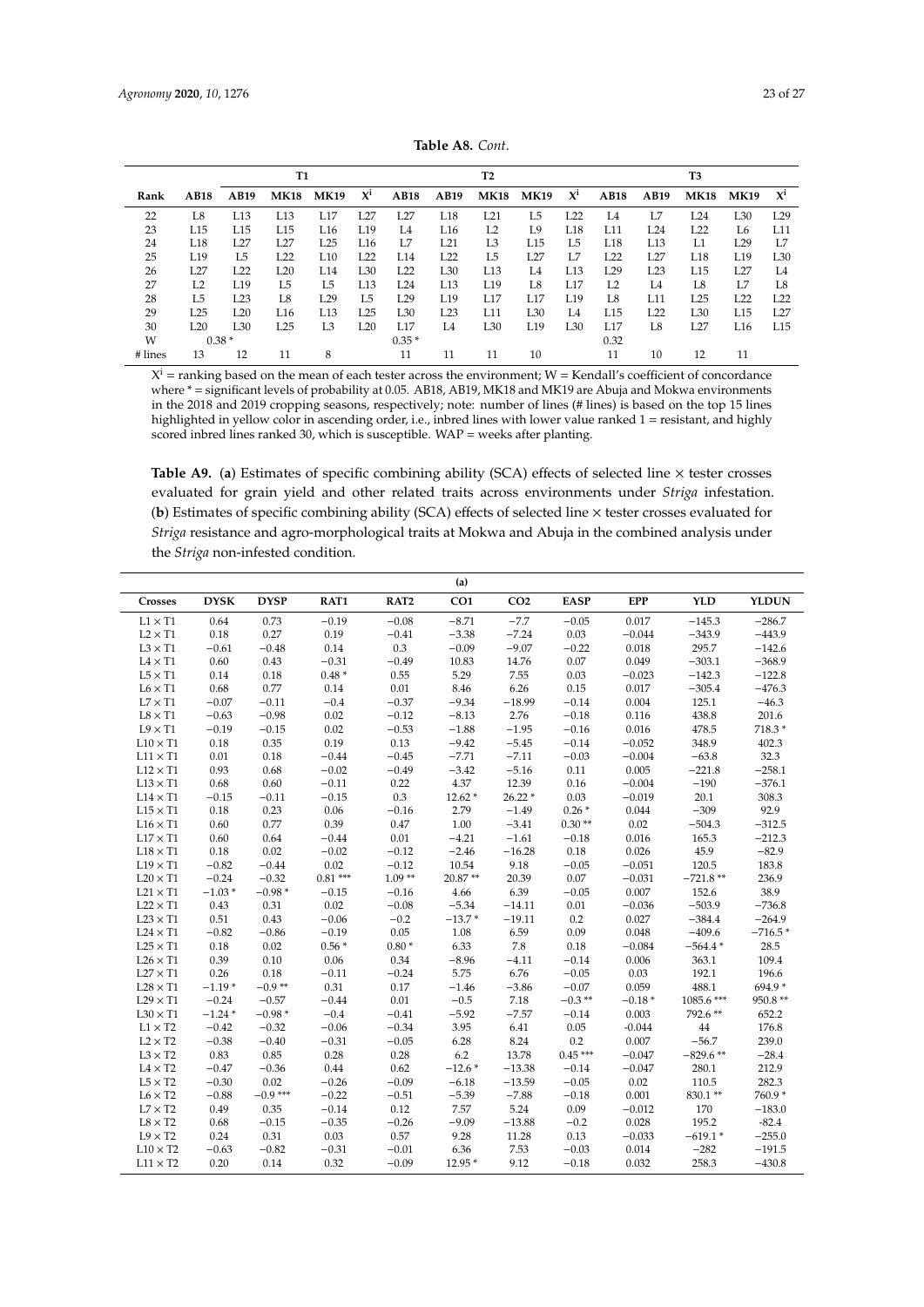**Table A8.** *Cont.*

| Rank | T1 | | | | | T2 | | | | | T3 | | | | |
|---|---|---|---|---|---|---|---|---|---|---|---|---|---|---|---|
| | AB18 | AB19 | MK18 | MK19 | $X^i$ | AB18 | AB19 | MK18 | MK19 | $X^i$ | AB18 | AB19 | MK18 | MK19 | $X^i$ |
| 22 | L8 | L13 | L13 | L17 | L27 | L27 | L18 | L21 | L5 | L22 | L4 | L7 | L24 | L30 | L29 |
| 23 | L15 | L15 | L15 | L16 | L19 | L4 | L16 | L2 | L9 | L18 | L11 | L24 | L22 | L6 | L11 |
| 24 | L18 | L27 | L27 | L25 | L16 | L7 | L21 | L3 | L15 | L5 | L18 | L13 | L1 | L29 | L7 |
| 25 | L19 | L5 | L22 | L10 | L22 | L14 | L22 | L5 | L27 | L7 | L22 | L27 | L18 | L19 | L30 |
| 26 | L27 | L22 | L20 | L14 | L30 | L22 | L30 | L13 | L4 | L13 | L29 | L23 | L15 | L22 | L4 |
| 27 | L2 | L19 | L5 | L5 | L13 | L24 | L13 | L19 | L8 | L17 | L2 | L4 | L8 | L7 | L8 |
| 28 | L5 | L23 | L8 | L29 | L5 | L29 | L19 | L17 | L17 | L19 | L8 | L11 | L25 | L22 | L22 |
| 29 | L25 | L20 | L16 | L13 | L25 | L30 | L23 | L11 | L30 | L4 | L15 | L22 | L30 | L15 | L27 |
| 30 | L20 | L30 | L25 | L3 | L20 | L17 | L4 | L30 | L19 | L30 | L17 | L8 | L27 | L16 | L15 |
| W | 0.38 * | | | | | 0.35 * | | | | | 0.32 | | | | |
| # lines | 13 | 12 | 11 | 8 | | 11 | 11 | 11 | 10 | | 11 | 10 | 12 | 11 | |

$X^i$ = ranking based on the mean of each tester across the environment; W = Kendall's coefficient of concordance where * = significant levels of probability at 0.05. AB18, AB19, MK18 and MK19 are Abuja and Mokwa environments in the 2018 and 2019 cropping seasons, respectively; note: number of lines (# lines) is based on the top 15 lines highlighted in yellow color in ascending order, i.e., inbred lines with lower value ranked 1 = resistant, and highly scored inbred lines ranked 30, which is susceptible. WAP = weeks after planting.

**Table A9.** (**a**) Estimates of specific combining ability (SCA) effects of selected line × tester crosses evaluated for grain yield and other related traits across environments under *Striga* infestation. (**b**) Estimates of specific combining ability (SCA) effects of selected line × tester crosses evaluated for *Striga* resistance and agro-morphological traits at Mokwa and Abuja in the combined analysis under the *Striga* non-infested condition.

**(a)**

| Crosses | DYSK | DYSP | RAT1 | RAT2 | CO1 | CO2 | EASP | EPP | YLD | YLDUN |
|---|---|---|---|---|---|---|---|---|---|---|
| L1 × T1 | 0.64 | 0.73 | −0.19 | −0.08 | −8.71 | −7.7 | −0.05 | 0.017 | −145.3 | −286.7 |
| L2 × T1 | 0.18 | 0.27 | 0.19 | −0.41 | −3.38 | −7.24 | 0.03 | −0.044 | −343.9 | −443.9 |
| L3 × T1 | −0.61 | −0.48 | 0.14 | 0.3 | −0.09 | −9.07 | −0.22 | 0.018 | 295.7 | −142.6 |
| L4 × T1 | 0.60 | 0.43 | −0.31 | −0.49 | 10.83 | 14.76 | 0.07 | 0.049 | −303.1 | −368.9 |
| L5 × T1 | 0.14 | 0.18 | 0.48 * | 0.55 | 5.29 | 7.55 | 0.03 | −0.023 | −142.3 | −122.8 |
| L6 × T1 | 0.68 | 0.77 | 0.14 | 0.01 | 8.46 | 6.26 | 0.15 | 0.017 | −305.4 | −476.3 |
| L7 × T1 | −0.07 | −0.11 | −0.4 | −0.37 | −9.34 | −18.99 | −0.14 | 0.004 | 125.1 | −46.3 |
| L8 × T1 | −0.63 | −0.98 | 0.02 | −0.12 | −8.13 | 2.76 | −0.18 | 0.116 | 438.8 | 201.6 |
| L9 × T1 | −0.19 | −0.15 | 0.02 | −0.53 | −1.88 | −1.95 | −0.16 | 0.016 | 478.5 | 718.3 * |
| L10 × T1 | 0.18 | 0.35 | 0.19 | 0.13 | −9.42 | −5.45 | −0.14 | −0.052 | 348.9 | 402.3 |
| L11 × T1 | 0.01 | 0.18 | −0.44 | −0.45 | −7.71 | −7.11 | −0.03 | −0.004 | −63.8 | 32.3 |
| L12 × T1 | 0.93 | 0.68 | −0.02 | −0.49 | −3.42 | −5.16 | 0.11 | 0.005 | −221.8 | −258.1 |
| L13 × T1 | 0.68 | 0.60 | −0.11 | 0.22 | 4.37 | 12.39 | 0.16 | −0.004 | −190 | −376.1 |
| L14 × T1 | −0.15 | −0.11 | −0.15 | 0.3 | 12.62 * | 26.22 * | 0.03 | −0.019 | 20.1 | 308.3 |
| L15 × T1 | 0.18 | 0.23 | 0.06 | −0.16 | 2.79 | −1.49 | 0.26 * | 0.044 | −309 | 92.9 |
| L16 × T1 | 0.60 | 0.77 | 0.39 | 0.47 | 1.00 | −3.41 | 0.30 ** | 0.02 | −504.3 | −312.5 |
| L17 × T1 | 0.60 | 0.64 | −0.44 | 0.01 | −4.21 | −1.61 | −0.18 | 0.016 | 165.3 | −212.3 |
| L18 × T1 | 0.18 | 0.02 | −0.02 | −0.12 | −2.46 | −16.28 | 0.18 | 0.026 | 45.9 | −82.9 |
| L19 × T1 | −0.82 | −0.44 | 0.02 | −0.12 | 10.54 | 9.18 | −0.05 | −0.051 | 120.5 | 183.8 |
| L20 × T1 | −0.24 | −0.32 | 0.81 *** | 1.09 ** | 20.87 ** | 20.39 | 0.07 | −0.031 | −721.8 ** | 236.9 |
| L21 × T1 | −1.03 * | −0.98 * | −0.15 | −0.16 | 4.66 | 6.39 | −0.05 | 0.007 | 152.6 | 38.9 |
| L22 × T1 | 0.43 | 0.31 | 0.02 | −0.08 | −5.34 | −14.11 | 0.01 | −0.036 | −503.9 | −736.8 |
| L23 × T1 | 0.51 | 0.43 | −0.06 | −0.2 | −13.7 * | −19.11 | 0.2 | 0.027 | −384.4 | −264.9 |
| L24 × T1 | −0.82 | −0.86 | −0.19 | 0.05 | 1.08 | 6.59 | 0.09 | 0.048 | −409.6 | −716.5 * |
| L25 × T1 | 0.18 | 0.02 | 0.56 * | 0.80 * | 6.33 | 7.8 | 0.18 | −0.084 | −564.4 * | 28.5 |
| L26 × T1 | 0.39 | 0.10 | 0.06 | 0.34 | −8.96 | −4.11 | −0.14 | 0.006 | 363.1 | 109.4 |
| L27 × T1 | 0.26 | 0.18 | −0.11 | −0.24 | 5.75 | 6.76 | −0.05 | 0.03 | 192.1 | 196.6 |
| L28 × T1 | −1.19 * | −0.9 ** | 0.31 | 0.17 | −1.46 | −3.86 | −0.07 | 0.059 | 488.1 | 694.9 * |
| L29 × T1 | −0.24 | −0.57 | −0.44 | 0.01 | −0.5 | 7.18 | −0.3 ** | −0.18 * | 1085.6 *** | 950.8 ** |
| L30 × T1 | −1.24 * | −0.98 * | −0.4 | −0.41 | −5.92 | −7.57 | −0.14 | 0.003 | 792.6 ** | 652.2 |
| L1 × T2 | −0.42 | −0.32 | −0.06 | −0.34 | 3.95 | 6.41 | 0.05 | -0.044 | 44 | 176.8 |
| L2 × T2 | −0.38 | −0.40 | −0.31 | −0.05 | 6.28 | 8.24 | 0.2 | 0.007 | −56.7 | 239.0 |
| L3 × T2 | 0.83 | 0.85 | 0.28 | 0.28 | 6.2 | 13.78 | 0.45 *** | −0.047 | −829.6 ** | −28.4 |
| L4 × T2 | −0.47 | −0.36 | 0.44 | 0.62 | −12.6 * | −13.38 | −0.14 | −0.047 | 280.1 | 212.9 |
| L5 × T2 | −0.30 | 0.02 | −0.26 | −0.09 | −6.18 | −13.59 | −0.05 | 0.02 | 110.5 | 282.3 |
| L6 × T2 | −0.88 | −0.9 *** | −0.22 | −0.51 | −5.39 | −7.88 | −0.18 | 0.001 | 830.1 ** | 760.9 * |
| L7 × T2 | 0.49 | 0.35 | −0.14 | 0.12 | 7.57 | 5.24 | 0.09 | −0.012 | 170 | −183.0 |
| L8 × T2 | 0.68 | −0.15 | −0.35 | −0.26 | −9.09 | −13.88 | −0.2 | 0.028 | 195.2 | -82.4 |
| L9 × T2 | 0.24 | 0.31 | 0.03 | 0.57 | 9.28 | 11.28 | 0.13 | −0.033 | −619.1 * | −255.0 |
| L10 × T2 | −0.63 | −0.82 | −0.31 | −0.01 | 6.36 | 7.53 | −0.03 | 0.014 | −282 | −191.5 |
| L11 × T2 | 0.20 | 0.14 | 0.32 | −0.09 | 12.95 * | 9.12 | −0.18 | 0.032 | 258.3 | −430.8 |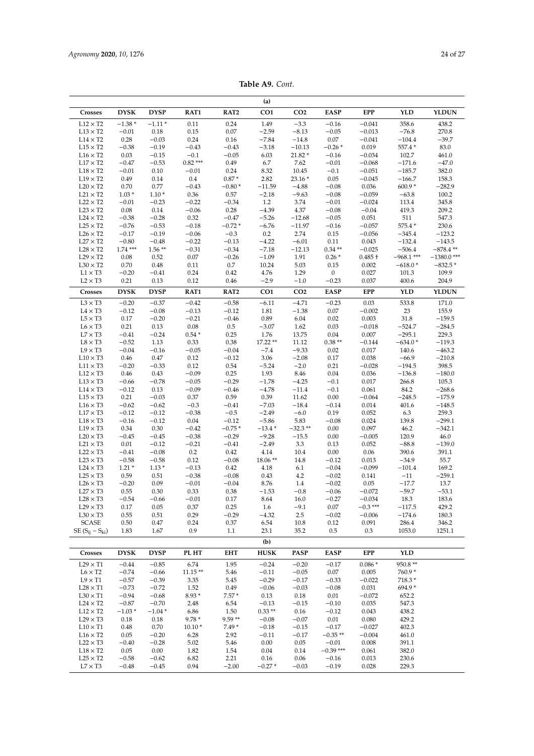**Table A9.** *Cont.*

(a)

| Crosses | DYSK | DYSP | RAT1 | RAT2 | CO1 | CO2 | EASP | EPP | YLD | YLDUN |
|---|---|---|---|---|---|---|---|---|---|---|
| L12 × T2 | −1.38 * | −1.11 * | 0.11 | 0.24 | 1.49 | −3.3 | −0.16 | −0.041 | 358.6 | 438.2 |
| L13 × T2 | −0.01 | 0.18 | 0.15 | 0.07 | −2.59 | −8.13 | −0.05 | −0.013 | −76.8 | 270.8 |
| L14 × T2 | 0.28 | −0.03 | 0.24 | 0.16 | −7.84 | −14.8 | 0.07 | −0.041 | −104.4 | −39.7 |
| L15 × T2 | −0.38 | −0.19 | −0.43 | −0.43 | −3.18 | −10.13 | −0.26 * | 0.019 | 557.4 * | 83.0 |
| L16 × T2 | 0.03 | −0.15 | −0.1 | −0.05 | 6.03 | 21.82 * | −0.16 | −0.034 | 102.7 | 461.0 |
| L17 × T2 | −0.47 | −0.53 | 0.82 *** | 0.49 | 6.7 | 7.62 | −0.01 | −0.068 | −171.6 | −47.0 |
| L18 × T2 | −0.01 | 0.10 | −0.01 | 0.24 | 8.32 | 10.45 | −0.1 | −0.051 | −185.7 | 382.0 |
| L19 × T2 | 0.49 | 0.14 | 0.4 | 0.87 * | 2.82 | 23.16 * | 0.05 | −0.045 | −166.7 | 158.3 |
| L20 × T2 | 0.70 | 0.77 | −0.43 | −0.80 * | −11.59 | −4.88 | −0.08 | 0.036 | 600.9 * | −282.9 |
| L21 × T2 | 1.03 * | 1.10 * | 0.36 | 0.57 | −2.18 | −9.63 | −0.08 | −0.059 | −63.8 | 100.2 |
| L22 × T2 | −0.01 | −0.23 | −0.22 | −0.34 | 1.2 | 3.74 | −0.01 | −0.024 | 113.4 | 345.8 |
| L23 × T2 | 0.08 | 0.14 | −0.06 | 0.28 | −4.39 | 4.37 | −0.08 | −0.04 | 419.3 | 209.2 |
| L24 × T2 | −0.38 | −0.28 | 0.32 | −0.47 | −5.26 | −12.68 | −0.05 | 0.051 | 511 | 547.3 |
| L25 × T2 | −0.76 | −0.53 | −0.18 | −0.72 * | −6.76 | −11.97 | −0.16 | −0.057 | 575.4 * | 230.6 |
| L26 × T2 | −0.17 | −0.19 | −0.06 | −0.3 | 0.2 | 2.74 | 0.15 | −0.056 | −345.4 | −123.2 |
| L27 × T2 | −0.80 | −0.48 | −0.22 | −0.13 | −4.22 | −6.01 | 0.11 | 0.043 | −132.4 | −143.5 |
| L28 × T2 | 1.74 *** | 1.56 ** | −0.31 | −0.34 | −7.18 | −12.13 | 0.34 ** | −0.025 | −506.4 | −878.4 ** |
| L29 × T2 | 0.08 | 0.52 | 0.07 | −0.26 | −1.09 | 1.91 | 0.26 * | 0.485 † | −968.1 *** | −1380.0 *** |
| L30 × T2 | 0.70 | 0.48 | 0.11 | 0.7 | 10.24 | 5.03 | 0.15 | 0.002 | −618.0 * | −832.5 * |
| L1 × T3 | −0.20 | −0.41 | 0.24 | 0.42 | 4.76 | 1.29 | 0 | 0.027 | 101.3 | 109.9 |
| L2 × T3 | 0.21 | 0.13 | 0.12 | 0.46 | −2.9 | −1.0 | −0.23 | 0.037 | 400.6 | 204.9 |
| L3 × T3 | −0.20 | −0.37 | −0.42 | −0.58 | −6.11 | −4.71 | −0.23 | 0.03 | 533.8 | 171.0 |
| L4 × T3 | −0.12 | −0.08 | −0.13 | −0.12 | 1.81 | −1.38 | 0.07 | −0.002 | 23 | 155.9 |
| L5 × T3 | 0.17 | −0.20 | −0.21 | −0.46 | 0.89 | 6.04 | 0.02 | 0.003 | 31.8 | −159.5 |
| L6 × T3 | 0.21 | 0.13 | 0.08 | 0.5 | −3.07 | 1.62 | 0.03 | −0.018 | −524.7 | −284.5 |
| L7 × T3 | −0.41 | −0.24 | 0.54 * | 0.25 | 1.76 | 13.75 | 0.04 | 0.007 | −295.1 | 229.3 |
| L8 × T3 | −0.52 | 1.13 | 0.33 | 0.38 | 17.22 ** | 11.12 | 0.38 ** | −0.144 | −634.0 * | −119.3 |
| L9 × T3 | −0.04 | −0.16 | −0.05 | −0.04 | −7.4 | −9.33 | 0.02 | 0.017 | 140.6 | −463.2 |
| L10 × T3 | 0.46 | 0.47 | 0.12 | −0.12 | 3.06 | −2.08 | 0.17 | 0.038 | −66.9 | −210.8 |
| L11 × T3 | −0.20 | −0.33 | 0.12 | 0.54 | −5.24 | −2.0 | 0.21 | −0.028 | −194.5 | 398.5 |
| L12 × T3 | 0.46 | 0.43 | −0.09 | 0.25 | 1.93 | 8.46 | 0.04 | 0.036 | −136.8 | −180.0 |
| L13 × T3 | −0.66 | −0.78 | −0.05 | −0.29 | −1.78 | −4.25 | −0.1 | 0.017 | 266.8 | 105.3 |
| L14 × T3 | −0.12 | 0.13 | −0.09 | −0.46 | −4.78 | −11.4 | −0.1 | 0.061 | 84.2 | −268.6 |
| L15 × T3 | 0.21 | −0.03 | 0.37 | 0.59 | 0.39 | 11.62 | 0.00 | −0.064 | −248.5 | −175.9 |
| L16 × T3 | −0.62 | −0.62 | −0.3 | −0.41 | −7.03 | −18.4 | −0.14 | 0.014 | 401.6 | −148.5 |
| L17 × T3 | −0.12 | −0.12 | −0.38 | −0.5 | −2.49 | −6.0 | 0.19 | 0.052 | 6.3 | 259.3 |
| L18 × T3 | −0.16 | −0.12 | 0.04 | −0.12 | −5.86 | 5.83 | −0.08 | 0.024 | 139.8 | −299.1 |
| L19 × T3 | 0.34 | 0.30 | −0.42 | −0.75 * | −13.4 * | −32.3 ** | 0.00 | 0.097 | 46.2 | −342.1 |
| L20 × T3 | −0.45 | −0.45 | −0.38 | −0.29 | −9.28 | −15.5 | 0.00 | −0.005 | 120.9 | 46.0 |
| L21 × T3 | 0.01 | −0.12 | −0.21 | −0.41 | −2.49 | 3.3 | 0.13 | 0.052 | −88.8 | −139.0 |
| L22 × T3 | −0.41 | −0.08 | 0.2 | 0.42 | 4.14 | 10.4 | 0.00 | 0.06 | 390.6 | 391.1 |
| L23 × T3 | −0.58 | −0.58 | 0.12 | −0.08 | 18.06 ** | 14.8 | −0.12 | 0.013 | −34.9 | 55.7 |
| L24 × T3 | 1.21 * | 1.13 * | −0.13 | 0.42 | 4.18 | 6.1 | −0.04 | −0.099 | −101.4 | 169.2 |
| L25 × T3 | 0.59 | 0.51 | −0.38 | −0.08 | 0.43 | 4.2 | −0.02 | 0.141 | −11 | −259.1 |
| L26 × T3 | −0.20 | 0.09 | −0.01 | −0.04 | 8.76 | 1.4 | −0.02 | 0.05 | −17.7 | 13.7 |
| L27 × T3 | 0.55 | 0.30 | 0.33 | 0.38 | −1.53 | −0.8 | −0.06 | −0.072 | −59.7 | −53.1 |
| L28 × T3 | −0.54 | −0.66 | −0.01 | 0.17 | 8.64 | 16.0 | −0.27 | −0.034 | 18.3 | 183.6 |
| L29 × T3 | 0.17 | 0.05 | 0.37 | 0.25 | 1.6 | −9.1 | 0.07 | −0.3 *** | −117.5 | 429.2 |
| L30 × T3 | 0.55 | 0.51 | 0.29 | −0.29 | −4.32 | 2.5 | −0.02 | −0.006 | −174.6 | 180.3 |
| SCASE | 0.50 | 0.47 | 0.24 | 0.37 | 6.54 | 10.8 | 0.12 | 0.091 | 286.4 | 346.2 |
| SE ($S_{ij} - S_{ki}$) | 1.83 | 1.67 | 0.9 | 1.1 | 23.1 | 35.2 | 0.5 | 0.3 | 1053.0 | 1251.1 |

(b)

| Crosses | DYSK | DYSP | PL HT | EHT | HUSK | PASP | EASP | EPP | YLD |
|---|---|---|---|---|---|---|---|---|---|
| L29 × T1 | −0.44 | −0.85 | 6.74 | 1.95 | −0.24 | −0.20 | −0.17 | 0.086 * | 950.8 ** |
| L6 × T2 | −0.74 | −0.66 | 11.15 ** | 5.46 | −0.11 | −0.05 | 0.07 | 0.005 | 760.9 * |
| L9 × T1 | −0.57 | −0.39 | 3.35 | 5.45 | −0.29 | −0.17 | −0.33 | −0.022 | 718.3 * |
| L28 × T1 | −0.73 | −0.72 | 1.52 | 0.49 | −0.06 | −0.03 | −0.08 | 0.031 | 694.9 * |
| L30 × T1 | −0.94 | −0.68 | 8.93 * | 7.57 * | 0.13 | 0.18 | 0.01 | −0.072 | 652.2 |
| L24 × T2 | −0.87 | −0.70 | 2.48 | 6.54 | −0.13 | −0.15 | −0.10 | 0.035 | 547.3 |
| L12 × T2 | −1.03 * | −1.04 * | 6.86 | 1.50 | 0.33 ** | 0.16 | −0.12 | 0.043 | 438.2 |
| L29 × T3 | 0.18 | 0.18 | 9.78 * | 9.59 ** | −0.08 | −0.07 | 0.01 | 0.080 | 429.2 |
| L10 × T1 | 0.48 | 0.70 | 10.10 * | 7.49 * | −0.18 | −0.15 | −0.17 | −0.027 | 402.3 |
| L16 × T2 | 0.05 | −0.20 | 6.28 | 2.92 | −0.11 | −0.17 | −0.35 ** | −0.004 | 461.0 |
| L22 × T3 | −0.40 | −0.28 | 5.02 | 5.46 | 0.00 | 0.05 | −0.01 | 0.008 | 391.1 |
| L18 × T2 | 0.05 | 0.00 | 1.82 | 1.54 | 0.04 | 0.14 | −0.39 *** | 0.061 | 382.0 |
| L25 × T2 | −0.58 | −0.62 | 6.82 | 2.21 | 0.16 | 0.06 | −0.16 | 0.013 | 230.6 |
| L7 × T3 | −0.48 | −0.45 | 0.94 | −2.00 | −0.27 * | −0.03 | −0.19 | 0.028 | 229.3 |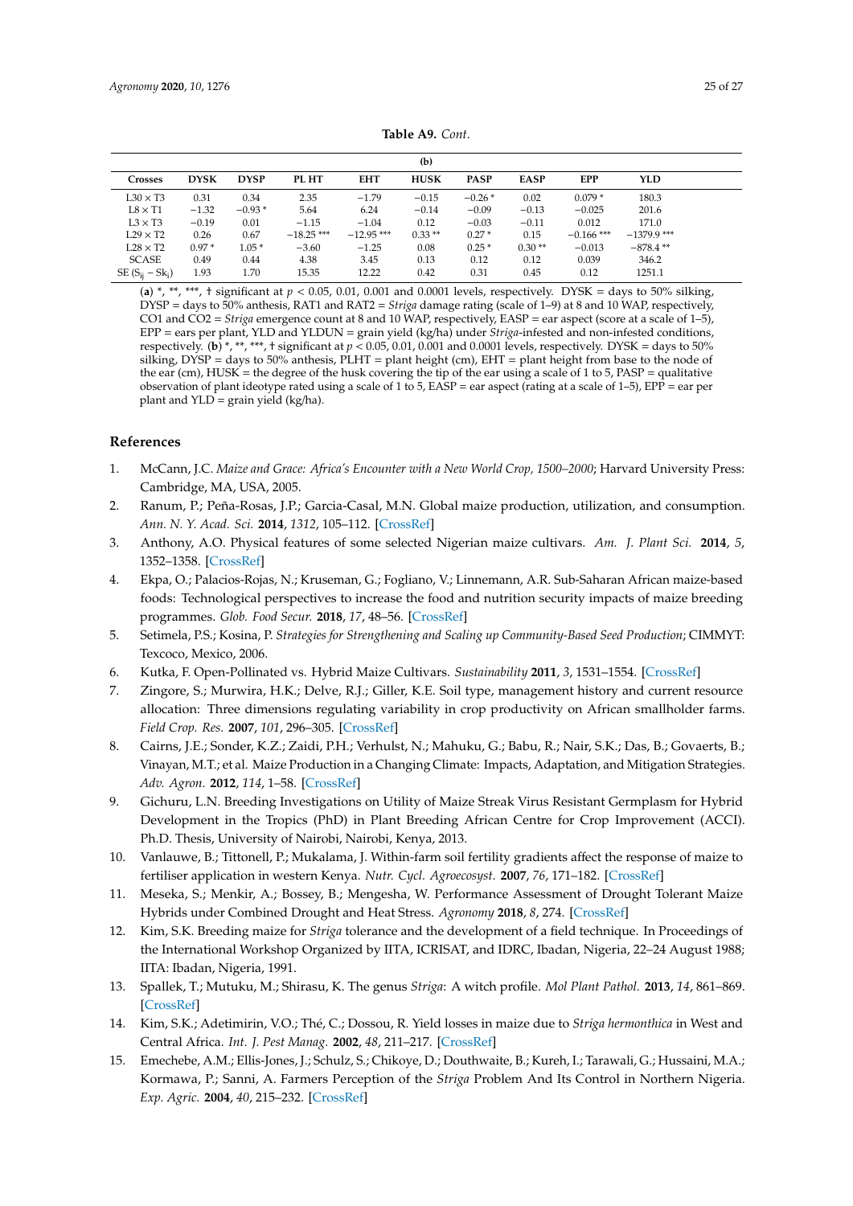**Table A9.** *Cont.*

| (b) | | | | | | | | | |
|---|---|---|---|---|---|---|---|---|---|
| Crosses | DYSK | DYSP | PL HT | EHT | HUSK | PASP | EASP | EPP | YLD |
| L30 × T3 | 0.31 | 0.34 | 2.35 | −1.79 | −0.15 | −0.26 * | 0.02 | 0.079 * | 180.3 |
| L8 × T1 | −1.32 | −0.93 * | 5.64 | 6.24 | −0.14 | −0.09 | −0.13 | −0.025 | 201.6 |
| L3 × T3 | −0.19 | 0.01 | −1.15 | −1.04 | 0.12 | −0.03 | −0.11 | 0.012 | 171.0 |
| L29 × T2 | 0.26 | 0.67 | −18.25 *** | −12.95 *** | 0.33 ** | 0.27 * | 0.15 | −0.166 *** | −1379.9 *** |
| L28 × T2 | 0.97 * | 1.05 * | −3.60 | −1.25 | 0.08 | 0.25 * | 0.30 ** | −0.013 | −878.4 ** |
| SCASE | 0.49 | 0.44 | 4.38 | 3.45 | 0.13 | 0.12 | 0.12 | 0.039 | 346.2 |
| SE ($S_{ij} - S_{kl}$) | 1.93 | 1.70 | 15.35 | 12.22 | 0.42 | 0.31 | 0.45 | 0.12 | 1251.1 |

(**a**) *, **, ***, † significant at $p < 0.05$, 0.01, 0.001 and 0.0001 levels, respectively. DYSK = days to 50% silking, DYSP = days to 50% anthesis, RAT1 and RAT2 = *Striga* damage rating (scale of 1–9) at 8 and 10 WAP, respectively, CO1 and CO2 = *Striga* emergence count at 8 and 10 WAP, respectively, EASP = ear aspect (score at a scale of 1–5), EPP = ears per plant, YLD and YLDUN = grain yield (kg/ha) under *Striga*-infested and non-infested conditions, respectively. (**b**) *, **, ***, † significant at $p < 0.05$, 0.01, 0.001 and 0.0001 levels, respectively. DYSK = days to 50% silking, DYSP = days to 50% anthesis, PLHT = plant height (cm), EHT = plant height from base to the node of the ear (cm), HUSK = the degree of the husk covering the tip of the ear using a scale of 1 to 5, PASP = qualitative observation of plant ideotype rated using a scale of 1 to 5, EASP = ear aspect (rating at a scale of 1–5), EPP = ear per plant and YLD = grain yield (kg/ha).

## References

1. McCann, J.C. *Maize and Grace: Africa's Encounter with a New World Crop, 1500–2000*; Harvard University Press: Cambridge, MA, USA, 2005.
2. Ranum, P.; Peña-Rosas, J.P.; Garcia-Casal, M.N. Global maize production, utilization, and consumption. *Ann. N. Y. Acad. Sci.* **2014**, *1312*, 105–112. [CrossRef]
3. Anthony, A.O. Physical features of some selected Nigerian maize cultivars. *Am. J. Plant Sci.* **2014**, *5*, 1352–1358. [CrossRef]
4. Ekpa, O.; Palacios-Rojas, N.; Kruseman, G.; Fogliano, V.; Linnemann, A.R. Sub-Saharan African maize-based foods: Technological perspectives to increase the food and nutrition security impacts of maize breeding programmes. *Glob. Food Secur.* **2018**, *17*, 48–56. [CrossRef]
5. Setimela, P.S.; Kosina, P. *Strategies for Strengthening and Scaling up Community-Based Seed Production*; CIMMYT: Texcoco, Mexico, 2006.
6. Kutka, F. Open-Pollinated vs. Hybrid Maize Cultivars. *Sustainability* **2011**, *3*, 1531–1554. [CrossRef]
7. Zingore, S.; Murwira, H.K.; Delve, R.J.; Giller, K.E. Soil type, management history and current resource allocation: Three dimensions regulating variability in crop productivity on African smallholder farms. *Field Crop. Res.* **2007**, *101*, 296–305. [CrossRef]
8. Cairns, J.E.; Sonder, K.Z.; Zaidi, P.H.; Verhulst, N.; Mahuku, G.; Babu, R.; Nair, S.K.; Das, B.; Govaerts, B.; Vinayan, M.T.; et al. Maize Production in a Changing Climate: Impacts, Adaptation, and Mitigation Strategies. *Adv. Agron.* **2012**, *114*, 1–58. [CrossRef]
9. Gichuru, L.N. Breeding Investigations on Utility of Maize Streak Virus Resistant Germplasm for Hybrid Development in the Tropics (PhD) in Plant Breeding African Centre for Crop Improvement (ACCI). Ph.D. Thesis, University of Nairobi, Nairobi, Kenya, 2013.
10. Vanlauwe, B.; Tittonell, P.; Mukalama, J. Within-farm soil fertility gradients affect the response of maize to fertiliser application in western Kenya. *Nutr. Cycl. Agroecosyst.* **2007**, *76*, 171–182. [CrossRef]
11. Meseka, S.; Menkir, A.; Bossey, B.; Mengesha, W. Performance Assessment of Drought Tolerant Maize Hybrids under Combined Drought and Heat Stress. *Agronomy* **2018**, *8*, 274. [CrossRef]
12. Kim, S.K. Breeding maize for *Striga* tolerance and the development of a field technique. In Proceedings of the International Workshop Organized by IITA, ICRISAT, and IDRC, Ibadan, Nigeria, 22–24 August 1988; IITA: Ibadan, Nigeria, 1991.
13. Spallek, T.; Mutuku, M.; Shirasu, K. The genus *Striga*: A witch profile. *Mol Plant Pathol.* **2013**, *14*, 861–869. [CrossRef]
14. Kim, S.K.; Adetimirin, V.O.; Thé, C.; Dossou, R. Yield losses in maize due to *Striga hermonthica* in West and Central Africa. *Int. J. Pest Manag.* **2002**, *48*, 211–217. [CrossRef]
15. Emechebe, A.M.; Ellis-Jones, J.; Schulz, S.; Chikoye, D.; Douthwaite, B.; Kureh, I.; Tarawali, G.; Hussaini, M.A.; Kormawa, P.; Sanni, A. Farmers Perception of the *Striga* Problem And Its Control in Northern Nigeria. *Exp. Agric.* **2004**, *40*, 215–232. [CrossRef]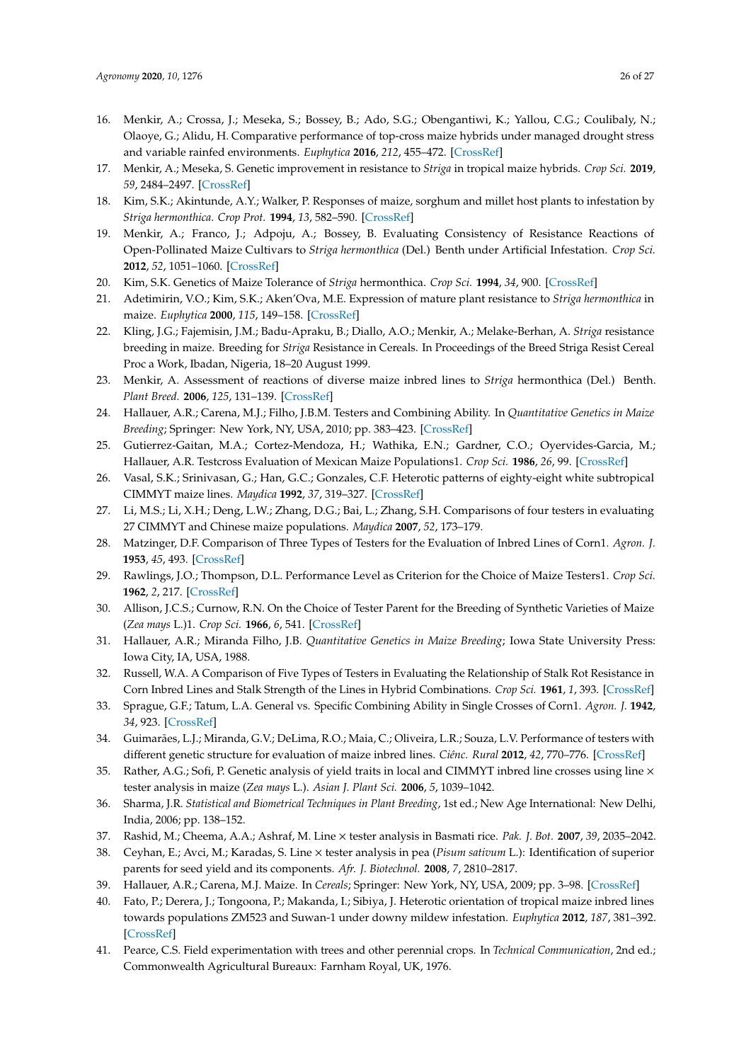16. Menkir, A.; Crossa, J.; Meseka, S.; Bossey, B.; Ado, S.G.; Obengantiwi, K.; Yallou, C.G.; Coulibaly, N.; Olaoye, G.; Alidu, H. Comparative performance of top-cross maize hybrids under managed drought stress and variable rainfed environments. *Euphytica* **2016**, *212*, 455–472. [CrossRef]
17. Menkir, A.; Meseka, S. Genetic improvement in resistance to *Striga* in tropical maize hybrids. *Crop Sci.* **2019**, *59*, 2484–2497. [CrossRef]
18. Kim, S.K.; Akintunde, A.Y.; Walker, P. Responses of maize, sorghum and millet host plants to infestation by *Striga hermonthica*. *Crop Prot.* **1994**, *13*, 582–590. [CrossRef]
19. Menkir, A.; Franco, J.; Adpoju, A.; Bossey, B. Evaluating Consistency of Resistance Reactions of Open-Pollinated Maize Cultivars to *Striga hermonthica* (Del.) Benth under Artificial Infestation. *Crop Sci.* **2012**, *52*, 1051–1060. [CrossRef]
20. Kim, S.K. Genetics of Maize Tolerance of *Striga* hermonthica. *Crop Sci.* **1994**, *34*, 900. [CrossRef]
21. Adetimirin, V.O.; Kim, S.K.; Aken'Ova, M.E. Expression of mature plant resistance to *Striga hermonthica* in maize. *Euphytica* **2000**, *115*, 149–158. [CrossRef]
22. Kling, J.G.; Fajemisin, J.M.; Badu-Apraku, B.; Diallo, A.O.; Menkir, A.; Melake-Berhan, A. *Striga* resistance breeding in maize. Breeding for *Striga* Resistance in Cereals. In Proceedings of the Breed Striga Resist Cereal Proc a Work, Ibadan, Nigeria, 18–20 August 1999.
23. Menkir, A. Assessment of reactions of diverse maize inbred lines to *Striga* hermonthica (Del.) Benth. *Plant Breed.* **2006**, *125*, 131–139. [CrossRef]
24. Hallauer, A.R.; Carena, M.J.; Filho, J.B.M. Testers and Combining Ability. In *Quantitative Genetics in Maize Breeding*; Springer: New York, NY, USA, 2010; pp. 383–423. [CrossRef]
25. Gutierrez-Gaitan, M.A.; Cortez-Mendoza, H.; Wathika, E.N.; Gardner, C.O.; Oyervides-Garcia, M.; Hallauer, A.R. Testcross Evaluation of Mexican Maize Populations1. *Crop Sci.* **1986**, *26*, 99. [CrossRef]
26. Vasal, S.K.; Srinivasan, G.; Han, G.C.; Gonzales, C.F. Heterotic patterns of eighty-eight white subtropical CIMMYT maize lines. *Maydica* **1992**, *37*, 319–327. [CrossRef]
27. Li, M.S.; Li, X.H.; Deng, L.W.; Zhang, D.G.; Bai, L.; Zhang, S.H. Comparisons of four testers in evaluating 27 CIMMYT and Chinese maize populations. *Maydica* **2007**, *52*, 173–179.
28. Matzinger, D.F. Comparison of Three Types of Testers for the Evaluation of Inbred Lines of Corn1. *Agron. J.* **1953**, *45*, 493. [CrossRef]
29. Rawlings, J.O.; Thompson, D.L. Performance Level as Criterion for the Choice of Maize Testers1. *Crop Sci.* **1962**, *2*, 217. [CrossRef]
30. Allison, J.C.S.; Curnow, R.N. On the Choice of Tester Parent for the Breeding of Synthetic Varieties of Maize (*Zea mays* L.)1. *Crop Sci.* **1966**, *6*, 541. [CrossRef]
31. Hallauer, A.R.; Miranda Filho, J.B. *Quantitative Genetics in Maize Breeding*; Iowa State University Press: Iowa City, IA, USA, 1988.
32. Russell, W.A. A Comparison of Five Types of Testers in Evaluating the Relationship of Stalk Rot Resistance in Corn Inbred Lines and Stalk Strength of the Lines in Hybrid Combinations. *Crop Sci.* **1961**, *1*, 393. [CrossRef]
33. Sprague, G.F.; Tatum, L.A. General vs. Specific Combining Ability in Single Crosses of Corn1. *Agron. J.* **1942**, *34*, 923. [CrossRef]
34. Guimarães, L.J.; Miranda, G.V.; DeLima, R.O.; Maia, C.; Oliveira, L.R.; Souza, L.V. Performance of testers with different genetic structure for evaluation of maize inbred lines. *Ciênc. Rural* **2012**, *42*, 770–776. [CrossRef]
35. Rather, A.G.; Sofi, P. Genetic analysis of yield traits in local and CIMMYT inbred line crosses using line × tester analysis in maize (*Zea mays* L.). *Asian J. Plant Sci.* **2006**, *5*, 1039–1042.
36. Sharma, J.R. *Statistical and Biometrical Techniques in Plant Breeding*, 1st ed.; New Age International: New Delhi, India, 2006; pp. 138–152.
37. Rashid, M.; Cheema, A.A.; Ashraf, M. Line × tester analysis in Basmati rice. *Pak. J. Bot.* **2007**, *39*, 2035–2042.
38. Ceyhan, E.; Avci, M.; Karadas, S. Line × tester analysis in pea (*Pisum sativum* L.): Identification of superior parents for seed yield and its components. *Afr. J. Biotechnol.* **2008**, *7*, 2810–2817.
39. Hallauer, A.R.; Carena, M.J. Maize. In *Cereals*; Springer: New York, NY, USA, 2009; pp. 3–98. [CrossRef]
40. Fato, P.; Derera, J.; Tongoona, P.; Makanda, I.; Sibiya, J. Heterotic orientation of tropical maize inbred lines towards populations ZM523 and Suwan-1 under downy mildew infestation. *Euphytica* **2012**, *187*, 381–392. [CrossRef]
41. Pearce, C.S. Field experimentation with trees and other perennial crops. In *Technical Communication*, 2nd ed.; Commonwealth Agricultural Bureaux: Farnham Royal, UK, 1976.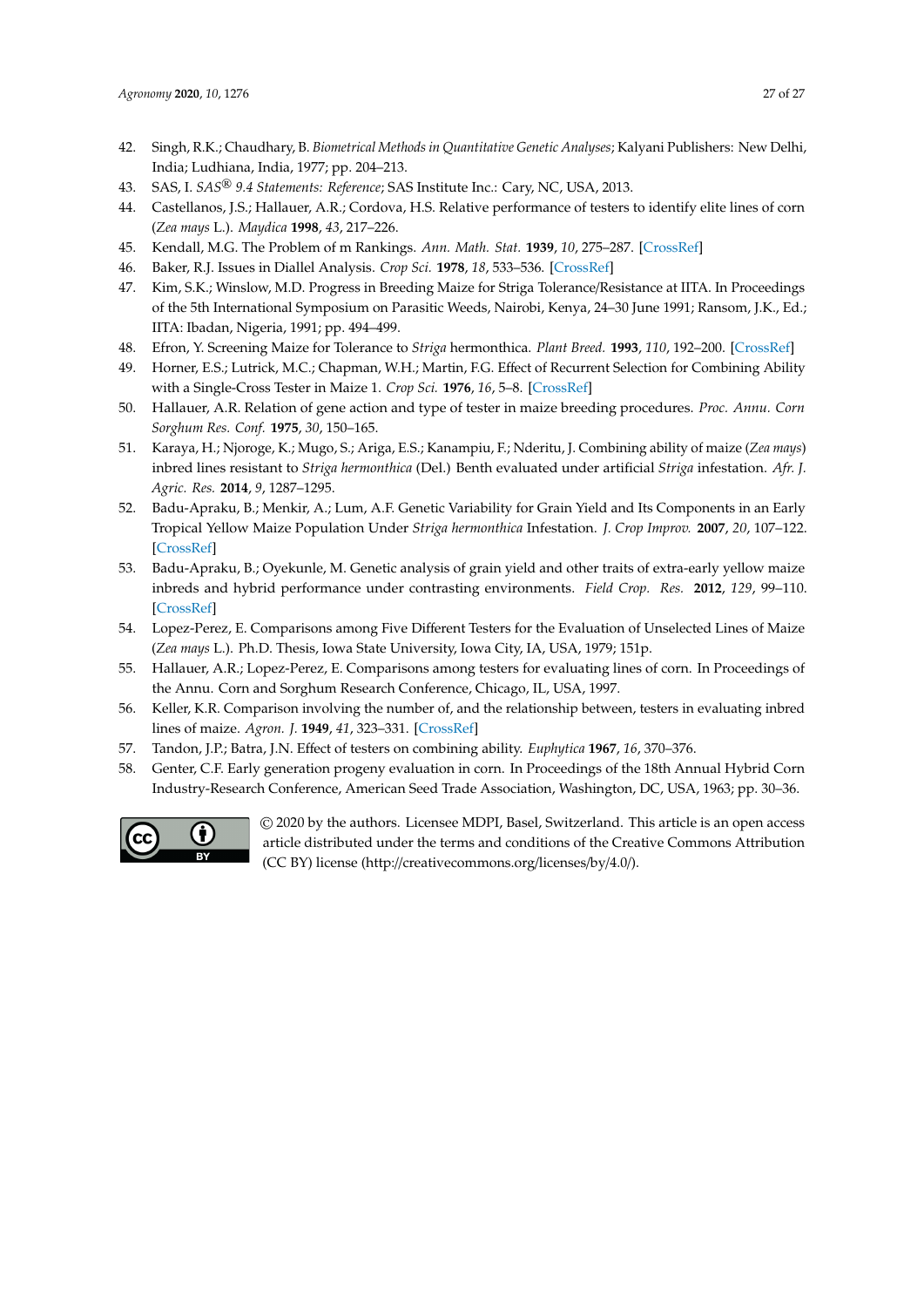42. Singh, R.K.; Chaudhary, B. *Biometrical Methods in Quantitative Genetic Analyses*; Kalyani Publishers: New Delhi, India; Ludhiana, India, 1977; pp. 204–213.
43. SAS, I. *SAS® 9.4 Statements: Reference*; SAS Institute Inc.: Cary, NC, USA, 2013.
44. Castellanos, J.S.; Hallauer, A.R.; Cordova, H.S. Relative performance of testers to identify elite lines of corn (*Zea mays* L.). *Maydica* **1998**, *43*, 217–226.
45. Kendall, M.G. The Problem of m Rankings. *Ann. Math. Stat.* **1939**, *10*, 275–287. [CrossRef]
46. Baker, R.J. Issues in Diallel Analysis. *Crop Sci.* **1978**, *18*, 533–536. [CrossRef]
47. Kim, S.K.; Winslow, M.D. Progress in Breeding Maize for Striga Tolerance/Resistance at IITA. In Proceedings of the 5th International Symposium on Parasitic Weeds, Nairobi, Kenya, 24–30 June 1991; Ransom, J.K., Ed.; IITA: Ibadan, Nigeria, 1991; pp. 494–499.
48. Efron, Y. Screening Maize for Tolerance to *Striga* hermonthica. *Plant Breed.* **1993**, *110*, 192–200. [CrossRef]
49. Horner, E.S.; Lutrick, M.C.; Chapman, W.H.; Martin, F.G. Effect of Recurrent Selection for Combining Ability with a Single-Cross Tester in Maize 1. *Crop Sci.* **1976**, *16*, 5–8. [CrossRef]
50. Hallauer, A.R. Relation of gene action and type of tester in maize breeding procedures. *Proc. Annu. Corn Sorghum Res. Conf.* **1975**, *30*, 150–165.
51. Karaya, H.; Njoroge, K.; Mugo, S.; Ariga, E.S.; Kanampiu, F.; Nderitu, J. Combining ability of maize (*Zea mays*) inbred lines resistant to *Striga hermonthica* (Del.) Benth evaluated under artificial *Striga* infestation. *Afr. J. Agric. Res.* **2014**, *9*, 1287–1295.
52. Badu-Apraku, B.; Menkir, A.; Lum, A.F. Genetic Variability for Grain Yield and Its Components in an Early Tropical Yellow Maize Population Under *Striga hermonthica* Infestation. *J. Crop Improv.* **2007**, *20*, 107–122. [CrossRef]
53. Badu-Apraku, B.; Oyekunle, M. Genetic analysis of grain yield and other traits of extra-early yellow maize inbreds and hybrid performance under contrasting environments. *Field Crop. Res.* **2012**, *129*, 99–110. [CrossRef]
54. Lopez-Perez, E. Comparisons among Five Different Testers for the Evaluation of Unselected Lines of Maize (*Zea mays* L.). Ph.D. Thesis, Iowa State University, Iowa City, IA, USA, 1979; 151p.
55. Hallauer, A.R.; Lopez-Perez, E. Comparisons among testers for evaluating lines of corn. In Proceedings of the Annu. Corn and Sorghum Research Conference, Chicago, IL, USA, 1997.
56. Keller, K.R. Comparison involving the number of, and the relationship between, testers in evaluating inbred lines of maize. *Agron. J.* **1949**, *41*, 323–331. [CrossRef]
57. Tandon, J.P.; Batra, J.N. Effect of testers on combining ability. *Euphytica* **1967**, *16*, 370–376.
58. Genter, C.F. Early generation progeny evaluation in corn. In Proceedings of the 18th Annual Hybrid Corn Industry-Research Conference, American Seed Trade Association, Washington, DC, USA, 1963; pp. 30–36.

© 2020 by the authors. Licensee MDPI, Basel, Switzerland. This article is an open access article distributed under the terms and conditions of the Creative Commons Attribution (CC BY) license (http://creativecommons.org/licenses/by/4.0/).